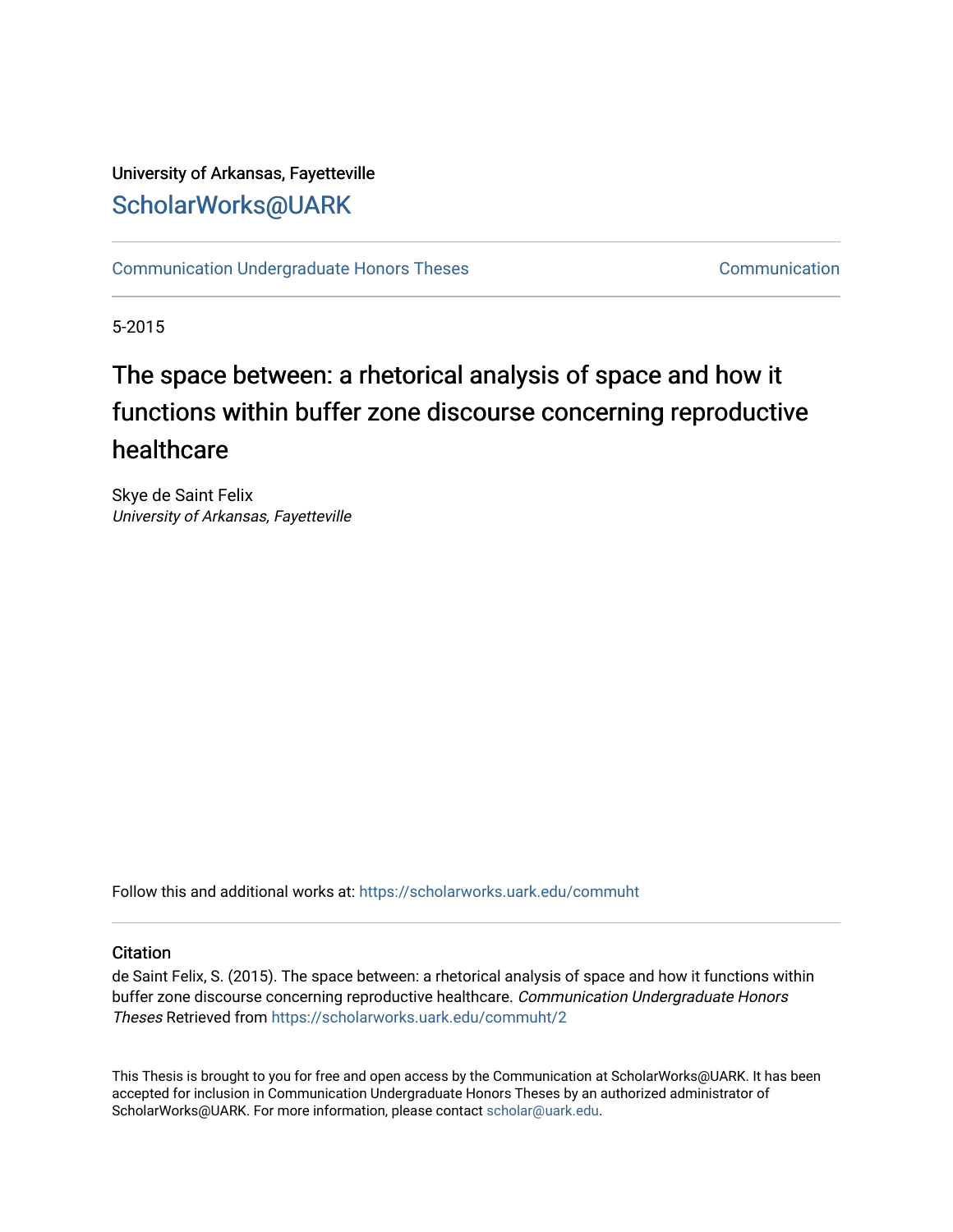University of Arkansas, Fayetteville

ScholarWorks@UARK

Communication Undergraduate Honors Theses | Communication

5-2015

# The space between: a rhetorical analysis of space and how it functions within buffer zone discourse concerning reproductive healthcare

Skye de Saint Felix
*University of Arkansas, Fayetteville*

Follow this and additional works at: https://scholarworks.uark.edu/commuht

## Citation

de Saint Felix, S. (2015). The space between: a rhetorical analysis of space and how it functions within buffer zone discourse concerning reproductive healthcare. *Communication Undergraduate Honors Theses* Retrieved from https://scholarworks.uark.edu/commuht/2

This Thesis is brought to you for free and open access by the Communication at ScholarWorks@UARK. It has been accepted for inclusion in Communication Undergraduate Honors Theses by an authorized administrator of ScholarWorks@UARK. For more information, please contact scholar@uark.edu.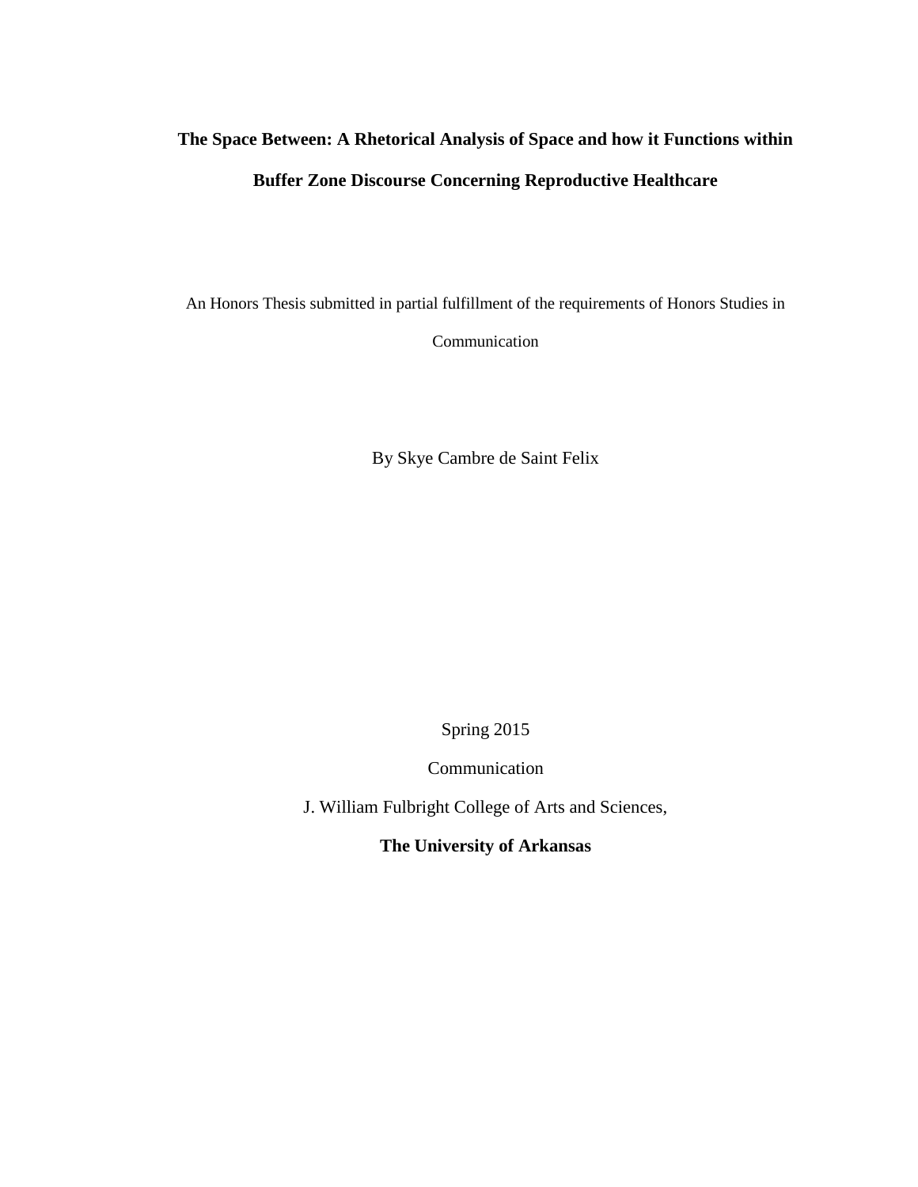# The Space Between: A Rhetorical Analysis of Space and how it Functions within Buffer Zone Discourse Concerning Reproductive Healthcare

An Honors Thesis submitted in partial fulfillment of the requirements of Honors Studies in Communication

By Skye Cambre de Saint Felix

Spring 2015

Communication

J. William Fulbright College of Arts and Sciences,

**The University of Arkansas**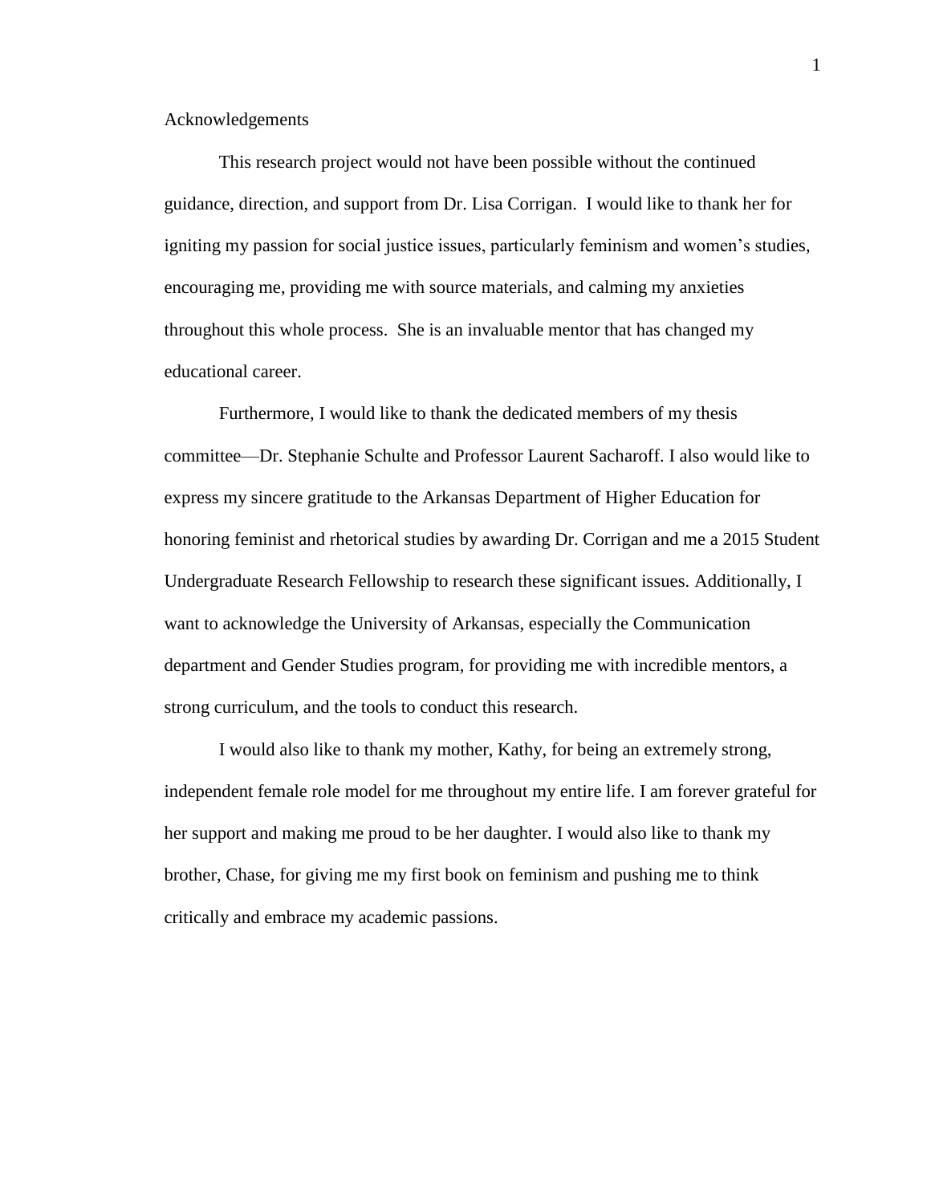## Acknowledgements

This research project would not have been possible without the continued guidance, direction, and support from Dr. Lisa Corrigan. I would like to thank her for igniting my passion for social justice issues, particularly feminism and women's studies, encouraging me, providing me with source materials, and calming my anxieties throughout this whole process. She is an invaluable mentor that has changed my educational career.

Furthermore, I would like to thank the dedicated members of my thesis committee—Dr. Stephanie Schulte and Professor Laurent Sacharoff. I also would like to express my sincere gratitude to the Arkansas Department of Higher Education for honoring feminist and rhetorical studies by awarding Dr. Corrigan and me a 2015 Student Undergraduate Research Fellowship to research these significant issues. Additionally, I want to acknowledge the University of Arkansas, especially the Communication department and Gender Studies program, for providing me with incredible mentors, a strong curriculum, and the tools to conduct this research.

I would also like to thank my mother, Kathy, for being an extremely strong, independent female role model for me throughout my entire life. I am forever grateful for her support and making me proud to be her daughter. I would also like to thank my brother, Chase, for giving me my first book on feminism and pushing me to think critically and embrace my academic passions.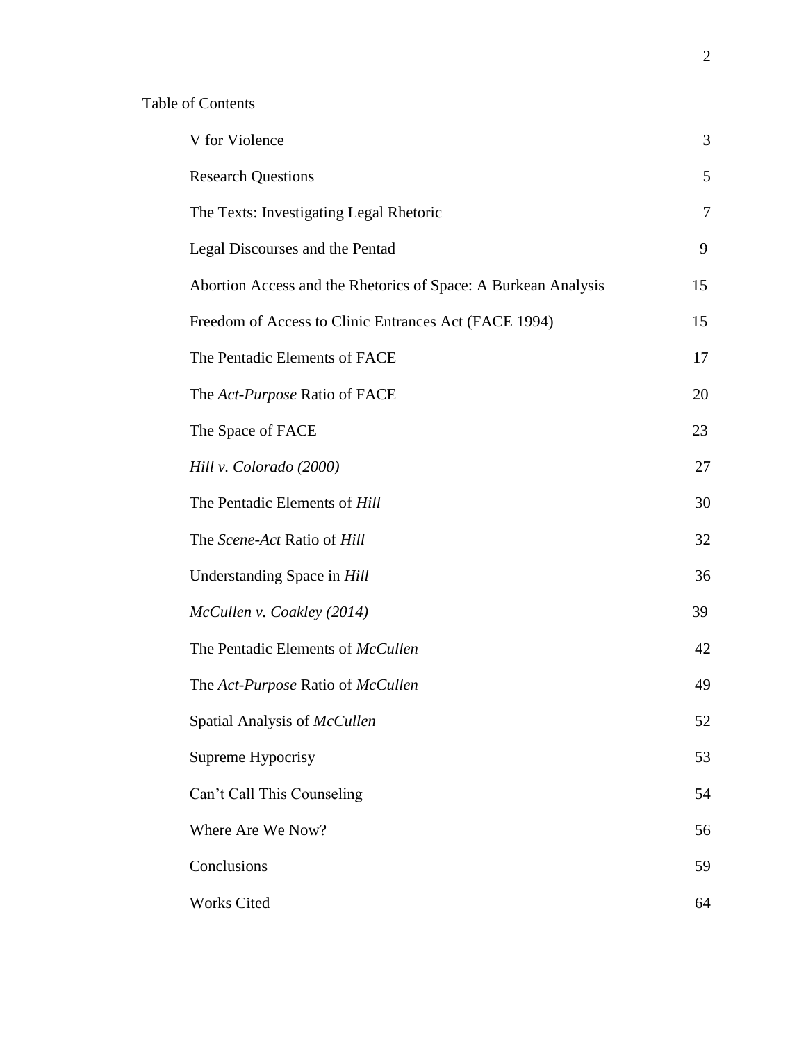Table of Contents

| | |
|---|---|
| V for Violence | 3 |
| Research Questions | 5 |
| The Texts: Investigating Legal Rhetoric | 7 |
| Legal Discourses and the Pentad | 9 |
| Abortion Access and the Rhetorics of Space: A Burkean Analysis | 15 |
| Freedom of Access to Clinic Entrances Act (FACE 1994) | 15 |
| The Pentadic Elements of FACE | 17 |
| The *Act-Purpose* Ratio of FACE | 20 |
| The Space of FACE | 23 |
| *Hill v. Colorado (2000)* | 27 |
| The Pentadic Elements of *Hill* | 30 |
| The *Scene-Act* Ratio of *Hill* | 32 |
| Understanding Space in *Hill* | 36 |
| *McCullen v. Coakley (2014)* | 39 |
| The Pentadic Elements of *McCullen* | 42 |
| The *Act-Purpose* Ratio of *McCullen* | 49 |
| Spatial Analysis of *McCullen* | 52 |
| Supreme Hypocrisy | 53 |
| Can't Call This Counseling | 54 |
| Where Are We Now? | 56 |
| Conclusions | 59 |
| Works Cited | 64 |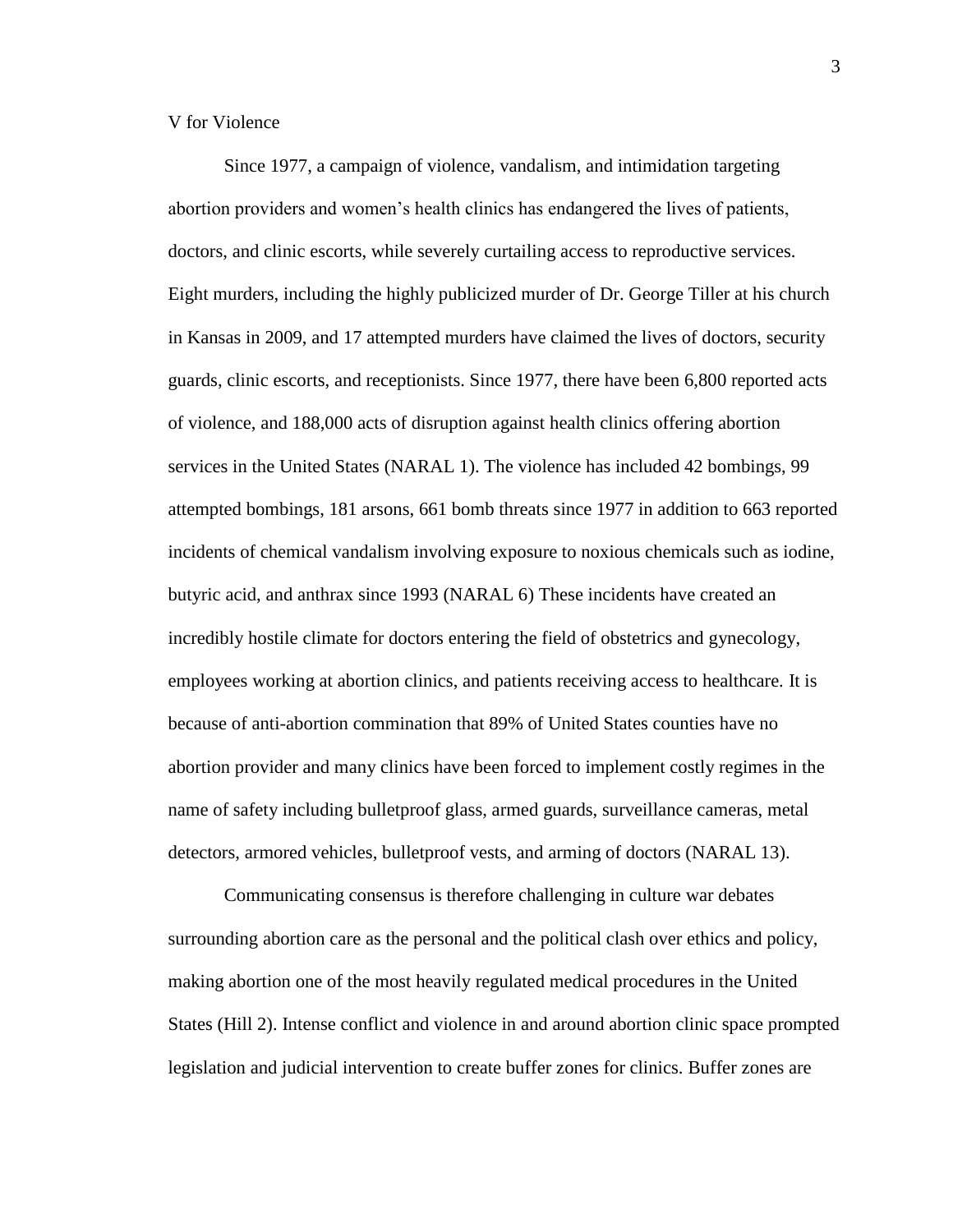## V for Violence

Since 1977, a campaign of violence, vandalism, and intimidation targeting abortion providers and women's health clinics has endangered the lives of patients, doctors, and clinic escorts, while severely curtailing access to reproductive services. Eight murders, including the highly publicized murder of Dr. George Tiller at his church in Kansas in 2009, and 17 attempted murders have claimed the lives of doctors, security guards, clinic escorts, and receptionists. Since 1977, there have been 6,800 reported acts of violence, and 188,000 acts of disruption against health clinics offering abortion services in the United States (NARAL 1). The violence has included 42 bombings, 99 attempted bombings, 181 arsons, 661 bomb threats since 1977 in addition to 663 reported incidents of chemical vandalism involving exposure to noxious chemicals such as iodine, butyric acid, and anthrax since 1993 (NARAL 6) These incidents have created an incredibly hostile climate for doctors entering the field of obstetrics and gynecology, employees working at abortion clinics, and patients receiving access to healthcare. It is because of anti-abortion commination that 89% of United States counties have no abortion provider and many clinics have been forced to implement costly regimes in the name of safety including bulletproof glass, armed guards, surveillance cameras, metal detectors, armored vehicles, bulletproof vests, and arming of doctors (NARAL 13).

Communicating consensus is therefore challenging in culture war debates surrounding abortion care as the personal and the political clash over ethics and policy, making abortion one of the most heavily regulated medical procedures in the United States (Hill 2). Intense conflict and violence in and around abortion clinic space prompted legislation and judicial intervention to create buffer zones for clinics. Buffer zones are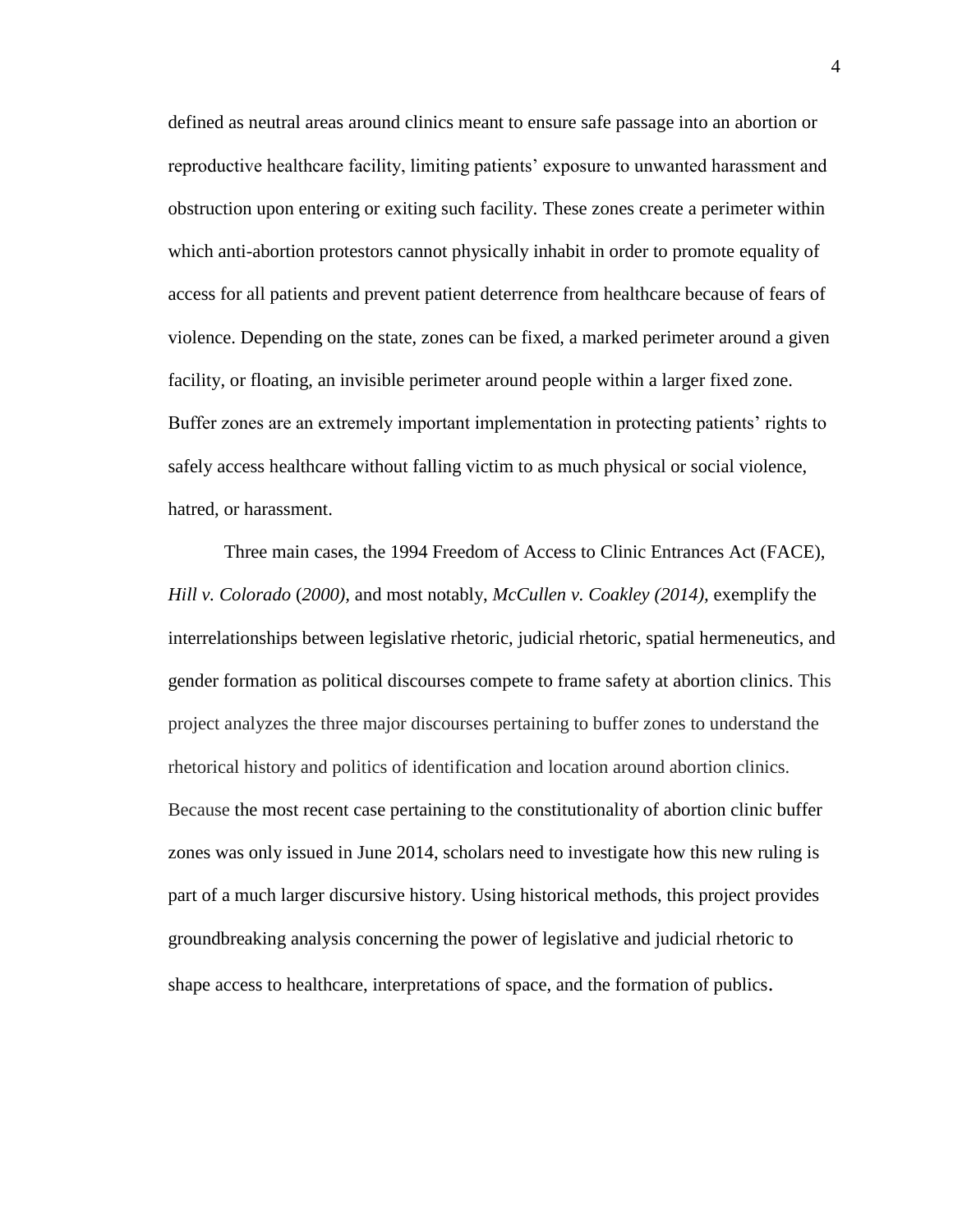defined as neutral areas around clinics meant to ensure safe passage into an abortion or reproductive healthcare facility, limiting patients' exposure to unwanted harassment and obstruction upon entering or exiting such facility. These zones create a perimeter within which anti-abortion protestors cannot physically inhabit in order to promote equality of access for all patients and prevent patient deterrence from healthcare because of fears of violence. Depending on the state, zones can be fixed, a marked perimeter around a given facility, or floating, an invisible perimeter around people within a larger fixed zone. Buffer zones are an extremely important implementation in protecting patients' rights to safely access healthcare without falling victim to as much physical or social violence, hatred, or harassment.

Three main cases, the 1994 Freedom of Access to Clinic Entrances Act (FACE), *Hill v. Colorado* (*2000)*, and most notably, *McCullen v. Coakley (2014)*, exemplify the interrelationships between legislative rhetoric, judicial rhetoric, spatial hermeneutics, and gender formation as political discourses compete to frame safety at abortion clinics. This project analyzes the three major discourses pertaining to buffer zones to understand the rhetorical history and politics of identification and location around abortion clinics. Because the most recent case pertaining to the constitutionality of abortion clinic buffer zones was only issued in June 2014, scholars need to investigate how this new ruling is part of a much larger discursive history. Using historical methods, this project provides groundbreaking analysis concerning the power of legislative and judicial rhetoric to shape access to healthcare, interpretations of space, and the formation of publics.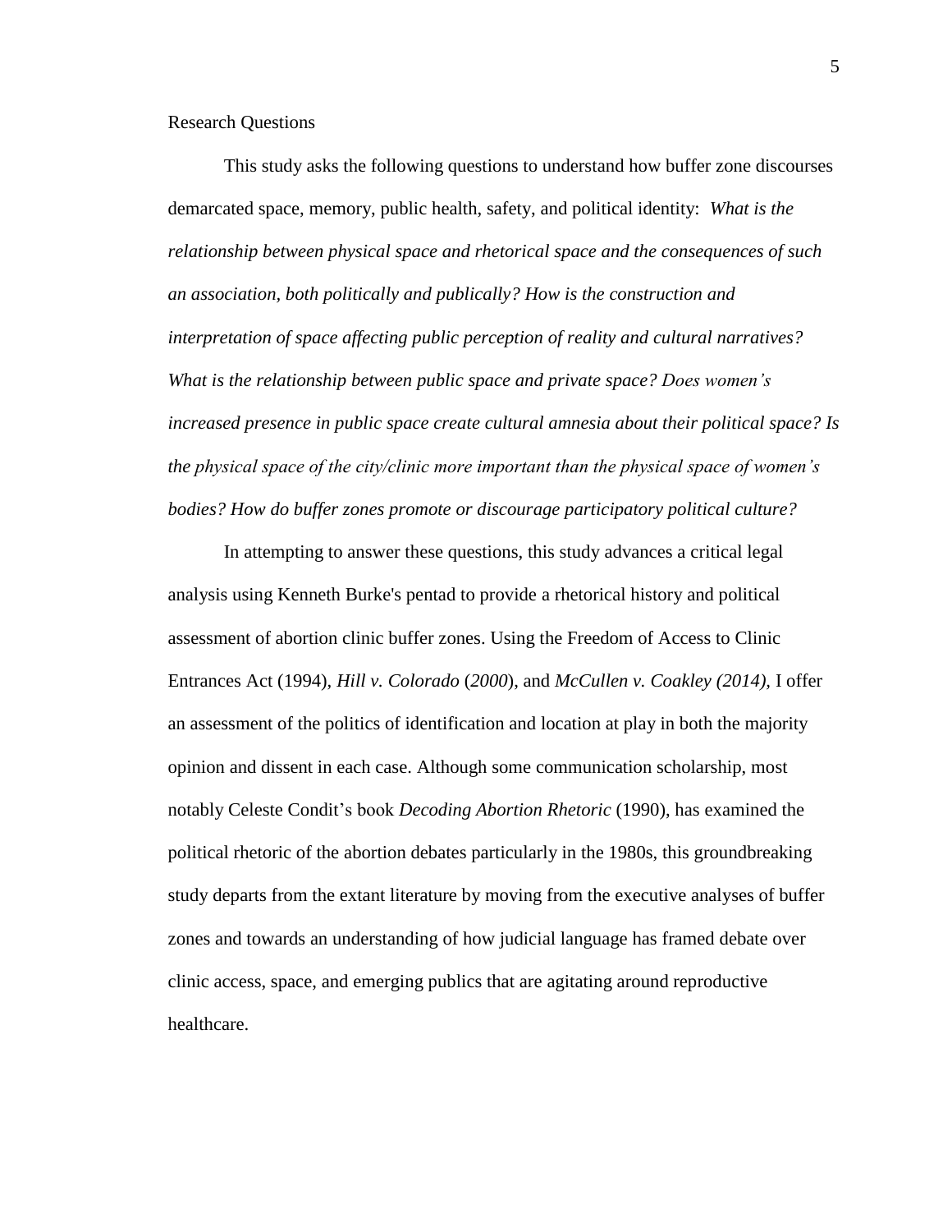Research Questions

This study asks the following questions to understand how buffer zone discourses demarcated space, memory, public health, safety, and political identity: *What is the relationship between physical space and rhetorical space and the consequences of such an association, both politically and publically? How is the construction and interpretation of space affecting public perception of reality and cultural narratives? What is the relationship between public space and private space? Does women's increased presence in public space create cultural amnesia about their political space? Is the physical space of the city/clinic more important than the physical space of women's bodies? How do buffer zones promote or discourage participatory political culture?*

In attempting to answer these questions, this study advances a critical legal analysis using Kenneth Burke's pentad to provide a rhetorical history and political assessment of abortion clinic buffer zones. Using the Freedom of Access to Clinic Entrances Act (1994), *Hill v. Colorado* (*2000*), and *McCullen v. Coakley (2014)*, I offer an assessment of the politics of identification and location at play in both the majority opinion and dissent in each case. Although some communication scholarship, most notably Celeste Condit's book *Decoding Abortion Rhetoric* (1990), has examined the political rhetoric of the abortion debates particularly in the 1980s, this groundbreaking study departs from the extant literature by moving from the executive analyses of buffer zones and towards an understanding of how judicial language has framed debate over clinic access, space, and emerging publics that are agitating around reproductive healthcare.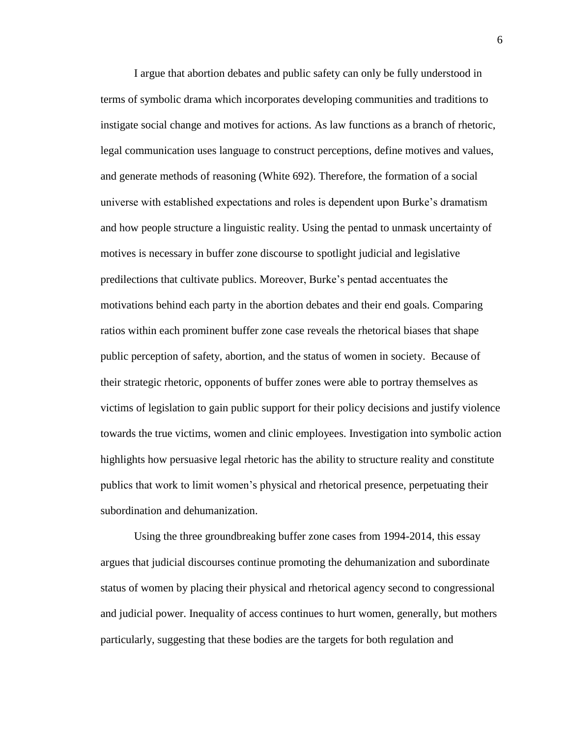I argue that abortion debates and public safety can only be fully understood in terms of symbolic drama which incorporates developing communities and traditions to instigate social change and motives for actions. As law functions as a branch of rhetoric, legal communication uses language to construct perceptions, define motives and values, and generate methods of reasoning (White 692). Therefore, the formation of a social universe with established expectations and roles is dependent upon Burke's dramatism and how people structure a linguistic reality. Using the pentad to unmask uncertainty of motives is necessary in buffer zone discourse to spotlight judicial and legislative predilections that cultivate publics. Moreover, Burke's pentad accentuates the motivations behind each party in the abortion debates and their end goals. Comparing ratios within each prominent buffer zone case reveals the rhetorical biases that shape public perception of safety, abortion, and the status of women in society. Because of their strategic rhetoric, opponents of buffer zones were able to portray themselves as victims of legislation to gain public support for their policy decisions and justify violence towards the true victims, women and clinic employees. Investigation into symbolic action highlights how persuasive legal rhetoric has the ability to structure reality and constitute publics that work to limit women's physical and rhetorical presence, perpetuating their subordination and dehumanization.

Using the three groundbreaking buffer zone cases from 1994-2014, this essay argues that judicial discourses continue promoting the dehumanization and subordinate status of women by placing their physical and rhetorical agency second to congressional and judicial power. Inequality of access continues to hurt women, generally, but mothers particularly, suggesting that these bodies are the targets for both regulation and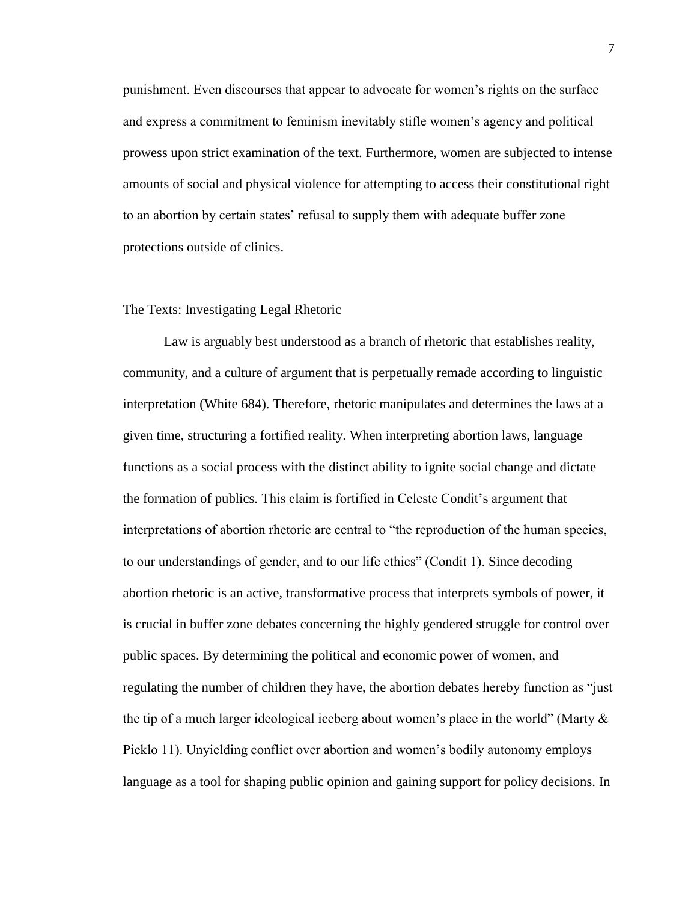punishment. Even discourses that appear to advocate for women's rights on the surface and express a commitment to feminism inevitably stifle women's agency and political prowess upon strict examination of the text. Furthermore, women are subjected to intense amounts of social and physical violence for attempting to access their constitutional right to an abortion by certain states' refusal to supply them with adequate buffer zone protections outside of clinics.

## The Texts: Investigating Legal Rhetoric

Law is arguably best understood as a branch of rhetoric that establishes reality, community, and a culture of argument that is perpetually remade according to linguistic interpretation (White 684). Therefore, rhetoric manipulates and determines the laws at a given time, structuring a fortified reality. When interpreting abortion laws, language functions as a social process with the distinct ability to ignite social change and dictate the formation of publics. This claim is fortified in Celeste Condit's argument that interpretations of abortion rhetoric are central to "the reproduction of the human species, to our understandings of gender, and to our life ethics" (Condit 1). Since decoding abortion rhetoric is an active, transformative process that interprets symbols of power, it is crucial in buffer zone debates concerning the highly gendered struggle for control over public spaces. By determining the political and economic power of women, and regulating the number of children they have, the abortion debates hereby function as "just the tip of a much larger ideological iceberg about women's place in the world" (Marty & Pieklo 11). Unyielding conflict over abortion and women's bodily autonomy employs language as a tool for shaping public opinion and gaining support for policy decisions. In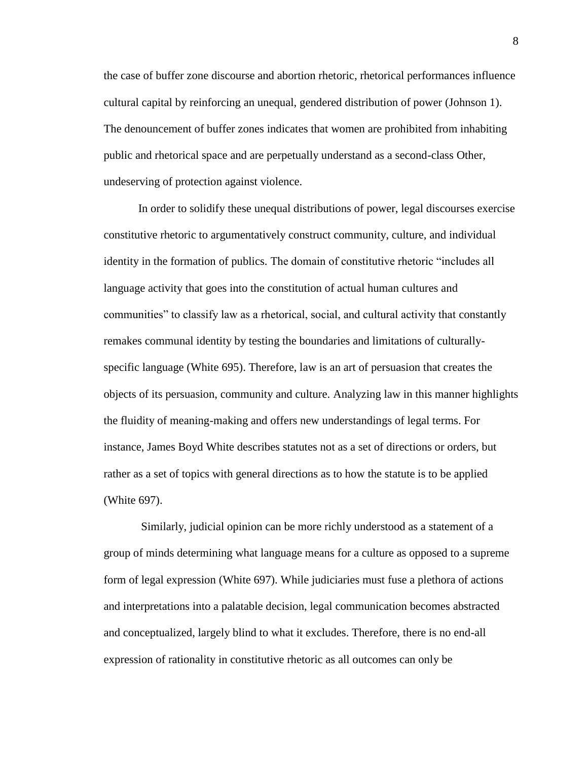the case of buffer zone discourse and abortion rhetoric, rhetorical performances influence cultural capital by reinforcing an unequal, gendered distribution of power (Johnson 1). The denouncement of buffer zones indicates that women are prohibited from inhabiting public and rhetorical space and are perpetually understand as a second-class Other, undeserving of protection against violence.

In order to solidify these unequal distributions of power, legal discourses exercise constitutive rhetoric to argumentatively construct community, culture, and individual identity in the formation of publics. The domain of constitutive rhetoric "includes all language activity that goes into the constitution of actual human cultures and communities" to classify law as a rhetorical, social, and cultural activity that constantly remakes communal identity by testing the boundaries and limitations of culturally-specific language (White 695). Therefore, law is an art of persuasion that creates the objects of its persuasion, community and culture. Analyzing law in this manner highlights the fluidity of meaning-making and offers new understandings of legal terms. For instance, James Boyd White describes statutes not as a set of directions or orders, but rather as a set of topics with general directions as to how the statute is to be applied (White 697).

Similarly, judicial opinion can be more richly understood as a statement of a group of minds determining what language means for a culture as opposed to a supreme form of legal expression (White 697). While judiciaries must fuse a plethora of actions and interpretations into a palatable decision, legal communication becomes abstracted and conceptualized, largely blind to what it excludes. Therefore, there is no end-all expression of rationality in constitutive rhetoric as all outcomes can only be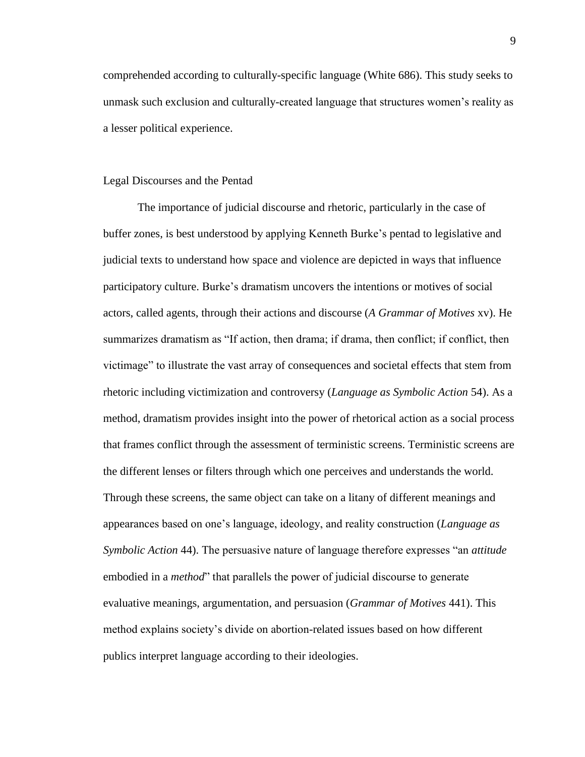comprehended according to culturally-specific language (White 686). This study seeks to unmask such exclusion and culturally-created language that structures women's reality as a lesser political experience.

### Legal Discourses and the Pentad

The importance of judicial discourse and rhetoric, particularly in the case of buffer zones, is best understood by applying Kenneth Burke's pentad to legislative and judicial texts to understand how space and violence are depicted in ways that influence participatory culture. Burke's dramatism uncovers the intentions or motives of social actors, called agents, through their actions and discourse (*A Grammar of Motives* xv). He summarizes dramatism as "If action, then drama; if drama, then conflict; if conflict, then victimage" to illustrate the vast array of consequences and societal effects that stem from rhetoric including victimization and controversy (*Language as Symbolic Action* 54). As a method, dramatism provides insight into the power of rhetorical action as a social process that frames conflict through the assessment of terministic screens. Terministic screens are the different lenses or filters through which one perceives and understands the world. Through these screens, the same object can take on a litany of different meanings and appearances based on one's language, ideology, and reality construction (*Language as Symbolic Action* 44). The persuasive nature of language therefore expresses "an *attitude* embodied in a *method*" that parallels the power of judicial discourse to generate evaluative meanings, argumentation, and persuasion (*Grammar of Motives* 441). This method explains society's divide on abortion-related issues based on how different publics interpret language according to their ideologies.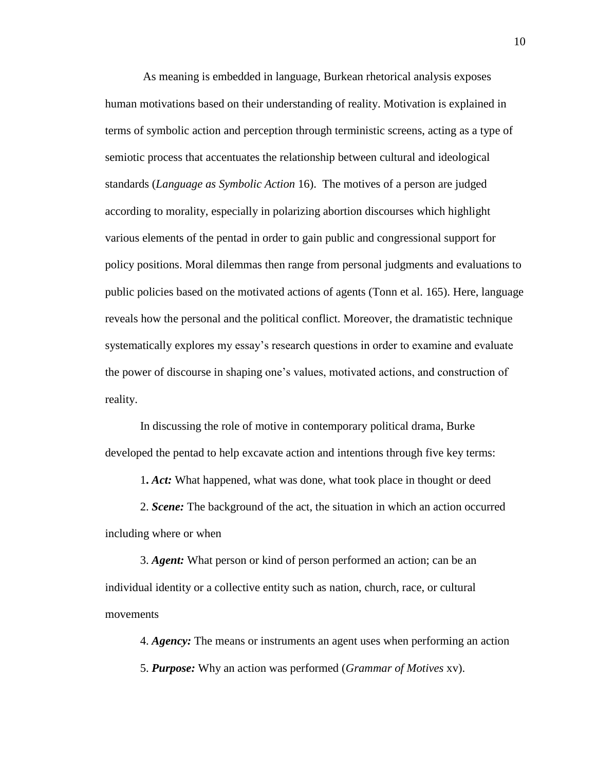As meaning is embedded in language, Burkean rhetorical analysis exposes human motivations based on their understanding of reality. Motivation is explained in terms of symbolic action and perception through terministic screens, acting as a type of semiotic process that accentuates the relationship between cultural and ideological standards (*Language as Symbolic Action* 16). The motives of a person are judged according to morality, especially in polarizing abortion discourses which highlight various elements of the pentad in order to gain public and congressional support for policy positions. Moral dilemmas then range from personal judgments and evaluations to public policies based on the motivated actions of agents (Tonn et al. 165). Here, language reveals how the personal and the political conflict. Moreover, the dramatistic technique systematically explores my essay's research questions in order to examine and evaluate the power of discourse in shaping one's values, motivated actions, and construction of reality.

In discussing the role of motive in contemporary political drama, Burke developed the pentad to help excavate action and intentions through five key terms:

1**.** ***Act:*** What happened, what was done, what took place in thought or deed

2. ***Scene:*** The background of the act, the situation in which an action occurred including where or when

3. ***Agent:*** What person or kind of person performed an action; can be an individual identity or a collective entity such as nation, church, race, or cultural movements

4. ***Agency:*** The means or instruments an agent uses when performing an action

5. ***Purpose:*** Why an action was performed (*Grammar of Motives* xv).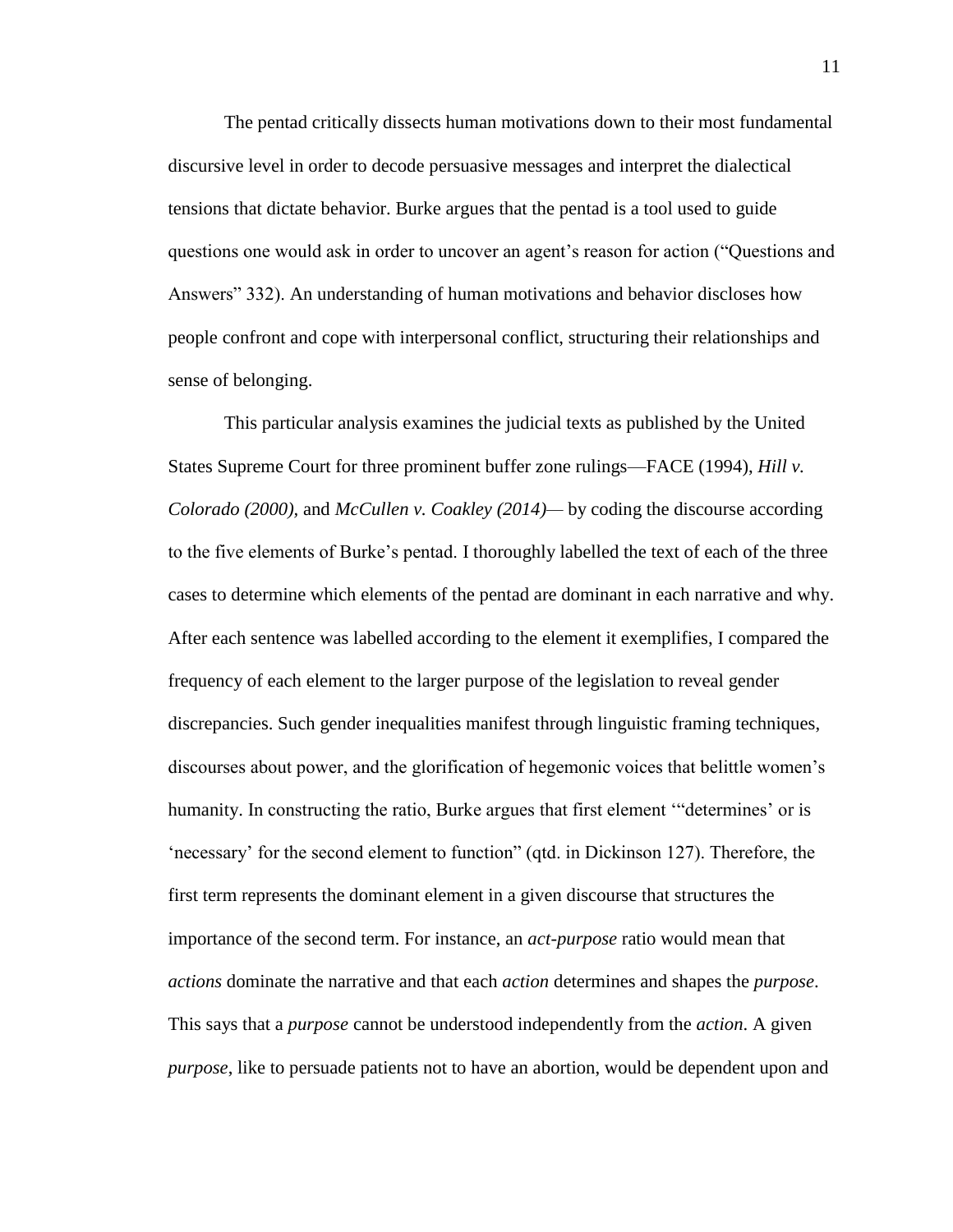The pentad critically dissects human motivations down to their most fundamental discursive level in order to decode persuasive messages and interpret the dialectical tensions that dictate behavior. Burke argues that the pentad is a tool used to guide questions one would ask in order to uncover an agent's reason for action ("Questions and Answers" 332). An understanding of human motivations and behavior discloses how people confront and cope with interpersonal conflict, structuring their relationships and sense of belonging.

This particular analysis examines the judicial texts as published by the United States Supreme Court for three prominent buffer zone rulings—FACE (1994), *Hill v. Colorado (2000)*, and *McCullen v. Coakley (2014)*— by coding the discourse according to the five elements of Burke's pentad. I thoroughly labelled the text of each of the three cases to determine which elements of the pentad are dominant in each narrative and why. After each sentence was labelled according to the element it exemplifies, I compared the frequency of each element to the larger purpose of the legislation to reveal gender discrepancies. Such gender inequalities manifest through linguistic framing techniques, discourses about power, and the glorification of hegemonic voices that belittle women's humanity. In constructing the ratio, Burke argues that first element '"determines' or is 'necessary' for the second element to function" (qtd. in Dickinson 127). Therefore, the first term represents the dominant element in a given discourse that structures the importance of the second term. For instance, an *act-purpose* ratio would mean that *actions* dominate the narrative and that each *action* determines and shapes the *purpose*. This says that a *purpose* cannot be understood independently from the *action*. A given *purpose*, like to persuade patients not to have an abortion, would be dependent upon and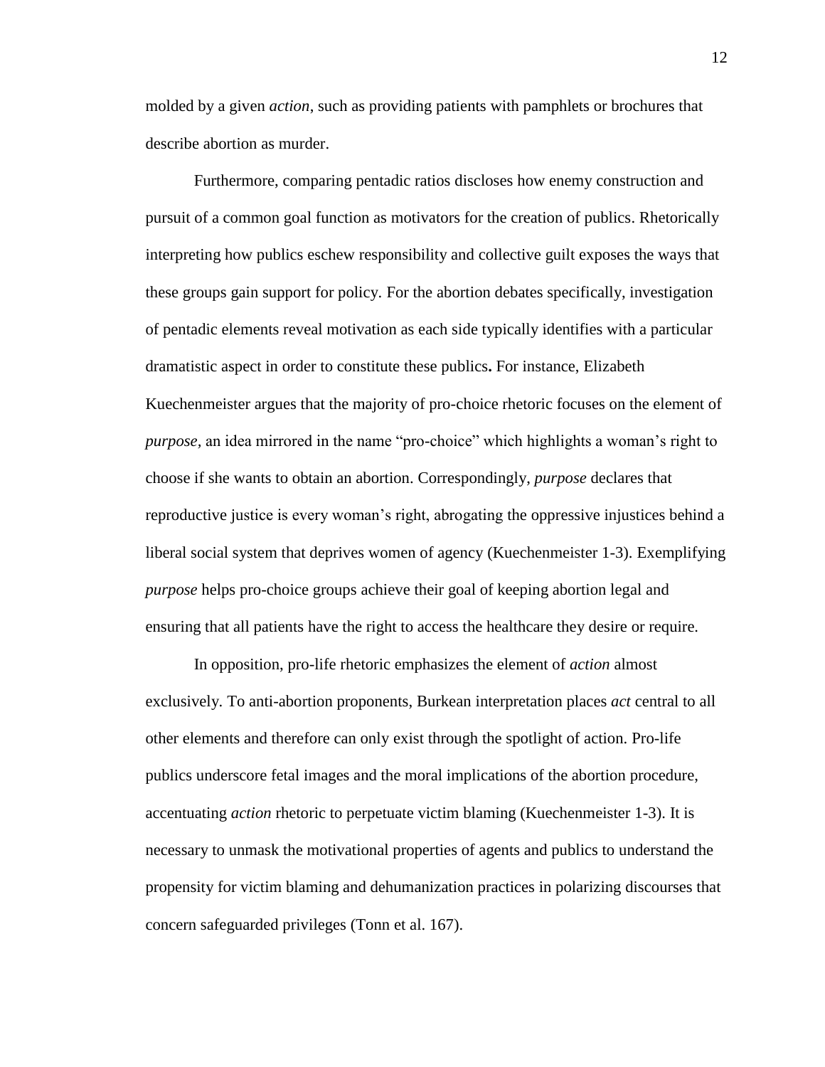molded by a given *action*, such as providing patients with pamphlets or brochures that describe abortion as murder.

Furthermore, comparing pentadic ratios discloses how enemy construction and pursuit of a common goal function as motivators for the creation of publics. Rhetorically interpreting how publics eschew responsibility and collective guilt exposes the ways that these groups gain support for policy. For the abortion debates specifically, investigation of pentadic elements reveal motivation as each side typically identifies with a particular dramatistic aspect in order to constitute these publics**.** For instance, Elizabeth Kuechenmeister argues that the majority of pro-choice rhetoric focuses on the element of *purpose,* an idea mirrored in the name "pro-choice" which highlights a woman's right to choose if she wants to obtain an abortion. Correspondingly, *purpose* declares that reproductive justice is every woman's right, abrogating the oppressive injustices behind a liberal social system that deprives women of agency (Kuechenmeister 1-3). Exemplifying *purpose* helps pro-choice groups achieve their goal of keeping abortion legal and ensuring that all patients have the right to access the healthcare they desire or require.

In opposition, pro-life rhetoric emphasizes the element of *action* almost exclusively. To anti-abortion proponents, Burkean interpretation places *act* central to all other elements and therefore can only exist through the spotlight of action. Pro-life publics underscore fetal images and the moral implications of the abortion procedure, accentuating *action* rhetoric to perpetuate victim blaming (Kuechenmeister 1-3). It is necessary to unmask the motivational properties of agents and publics to understand the propensity for victim blaming and dehumanization practices in polarizing discourses that concern safeguarded privileges (Tonn et al. 167).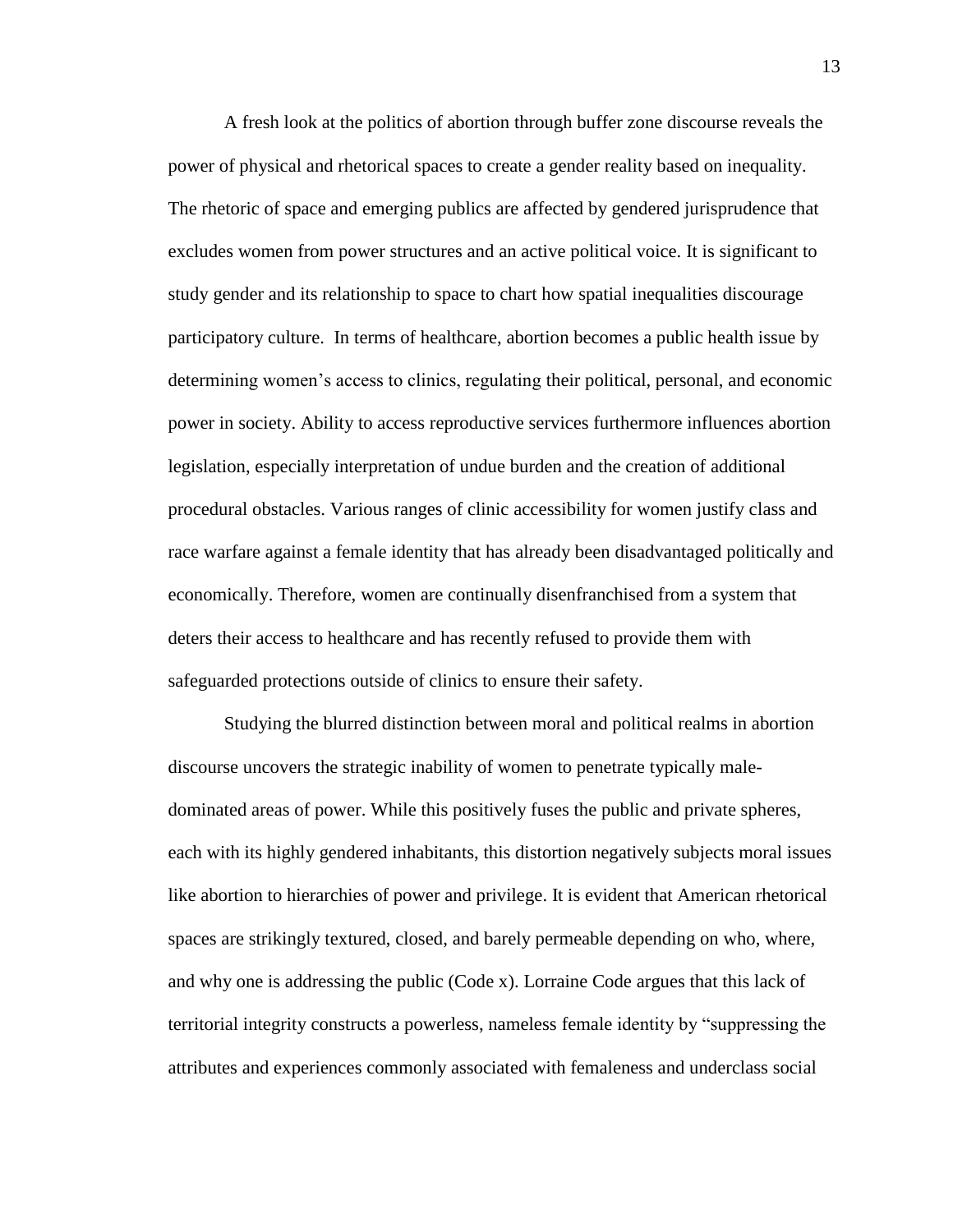A fresh look at the politics of abortion through buffer zone discourse reveals the power of physical and rhetorical spaces to create a gender reality based on inequality. The rhetoric of space and emerging publics are affected by gendered jurisprudence that excludes women from power structures and an active political voice. It is significant to study gender and its relationship to space to chart how spatial inequalities discourage participatory culture. In terms of healthcare, abortion becomes a public health issue by determining women's access to clinics, regulating their political, personal, and economic power in society. Ability to access reproductive services furthermore influences abortion legislation, especially interpretation of undue burden and the creation of additional procedural obstacles. Various ranges of clinic accessibility for women justify class and race warfare against a female identity that has already been disadvantaged politically and economically. Therefore, women are continually disenfranchised from a system that deters their access to healthcare and has recently refused to provide them with safeguarded protections outside of clinics to ensure their safety.

Studying the blurred distinction between moral and political realms in abortion discourse uncovers the strategic inability of women to penetrate typically male-dominated areas of power. While this positively fuses the public and private spheres, each with its highly gendered inhabitants, this distortion negatively subjects moral issues like abortion to hierarchies of power and privilege. It is evident that American rhetorical spaces are strikingly textured, closed, and barely permeable depending on who, where, and why one is addressing the public (Code x). Lorraine Code argues that this lack of territorial integrity constructs a powerless, nameless female identity by "suppressing the attributes and experiences commonly associated with femaleness and underclass social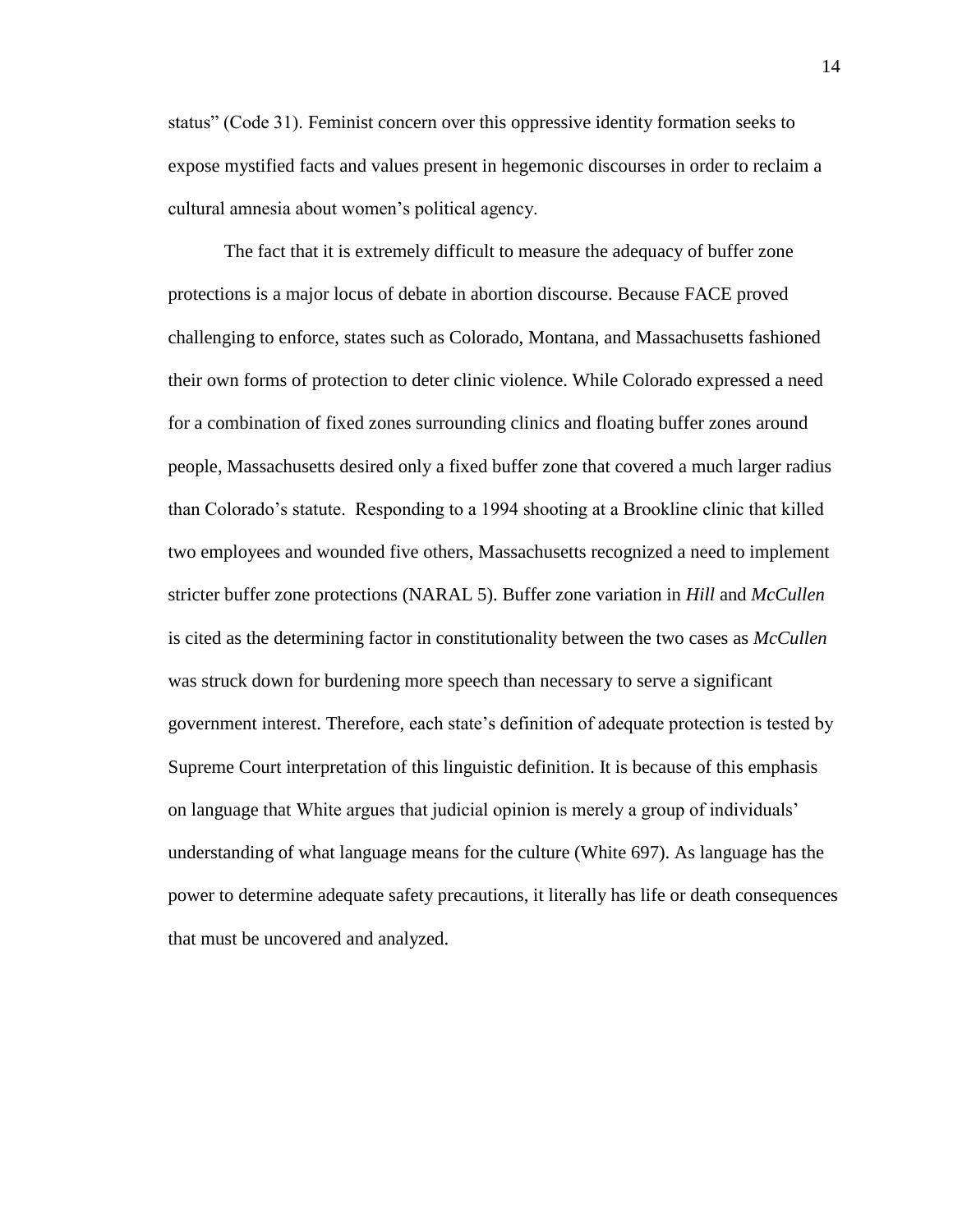status" (Code 31). Feminist concern over this oppressive identity formation seeks to expose mystified facts and values present in hegemonic discourses in order to reclaim a cultural amnesia about women's political agency.

The fact that it is extremely difficult to measure the adequacy of buffer zone protections is a major locus of debate in abortion discourse. Because FACE proved challenging to enforce, states such as Colorado, Montana, and Massachusetts fashioned their own forms of protection to deter clinic violence. While Colorado expressed a need for a combination of fixed zones surrounding clinics and floating buffer zones around people, Massachusetts desired only a fixed buffer zone that covered a much larger radius than Colorado's statute. Responding to a 1994 shooting at a Brookline clinic that killed two employees and wounded five others, Massachusetts recognized a need to implement stricter buffer zone protections (NARAL 5). Buffer zone variation in *Hill* and *McCullen* is cited as the determining factor in constitutionality between the two cases as *McCullen* was struck down for burdening more speech than necessary to serve a significant government interest. Therefore, each state's definition of adequate protection is tested by Supreme Court interpretation of this linguistic definition. It is because of this emphasis on language that White argues that judicial opinion is merely a group of individuals' understanding of what language means for the culture (White 697). As language has the power to determine adequate safety precautions, it literally has life or death consequences that must be uncovered and analyzed.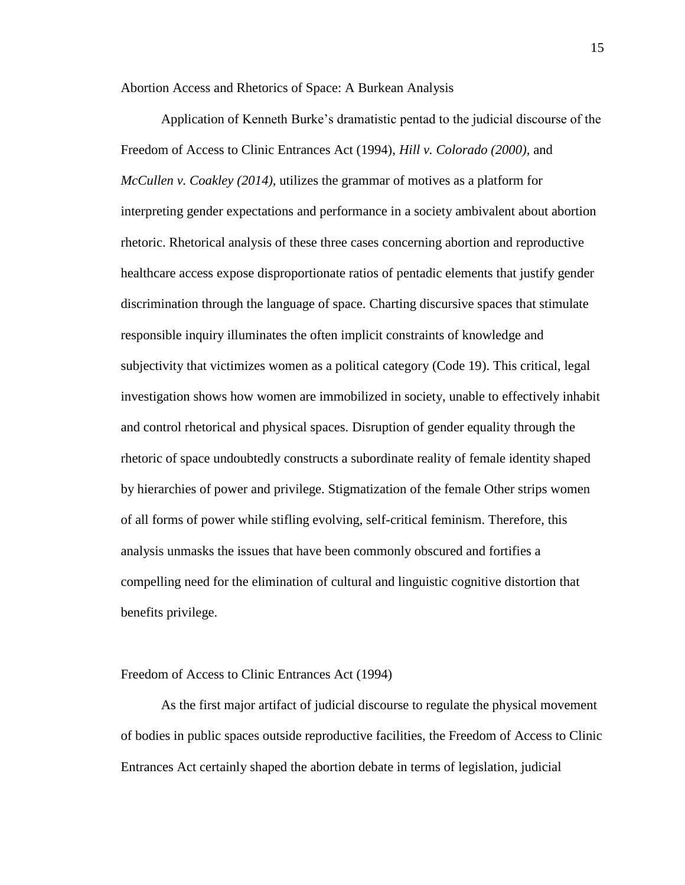## Abortion Access and Rhetorics of Space: A Burkean Analysis

Application of Kenneth Burke's dramatistic pentad to the judicial discourse of the Freedom of Access to Clinic Entrances Act (1994), *Hill v. Colorado (2000)*, and *McCullen v. Coakley (2014)*, utilizes the grammar of motives as a platform for interpreting gender expectations and performance in a society ambivalent about abortion rhetoric. Rhetorical analysis of these three cases concerning abortion and reproductive healthcare access expose disproportionate ratios of pentadic elements that justify gender discrimination through the language of space. Charting discursive spaces that stimulate responsible inquiry illuminates the often implicit constraints of knowledge and subjectivity that victimizes women as a political category (Code 19). This critical, legal investigation shows how women are immobilized in society, unable to effectively inhabit and control rhetorical and physical spaces. Disruption of gender equality through the rhetoric of space undoubtedly constructs a subordinate reality of female identity shaped by hierarchies of power and privilege. Stigmatization of the female Other strips women of all forms of power while stifling evolving, self-critical feminism. Therefore, this analysis unmasks the issues that have been commonly obscured and fortifies a compelling need for the elimination of cultural and linguistic cognitive distortion that benefits privilege.

### Freedom of Access to Clinic Entrances Act (1994)

As the first major artifact of judicial discourse to regulate the physical movement of bodies in public spaces outside reproductive facilities, the Freedom of Access to Clinic Entrances Act certainly shaped the abortion debate in terms of legislation, judicial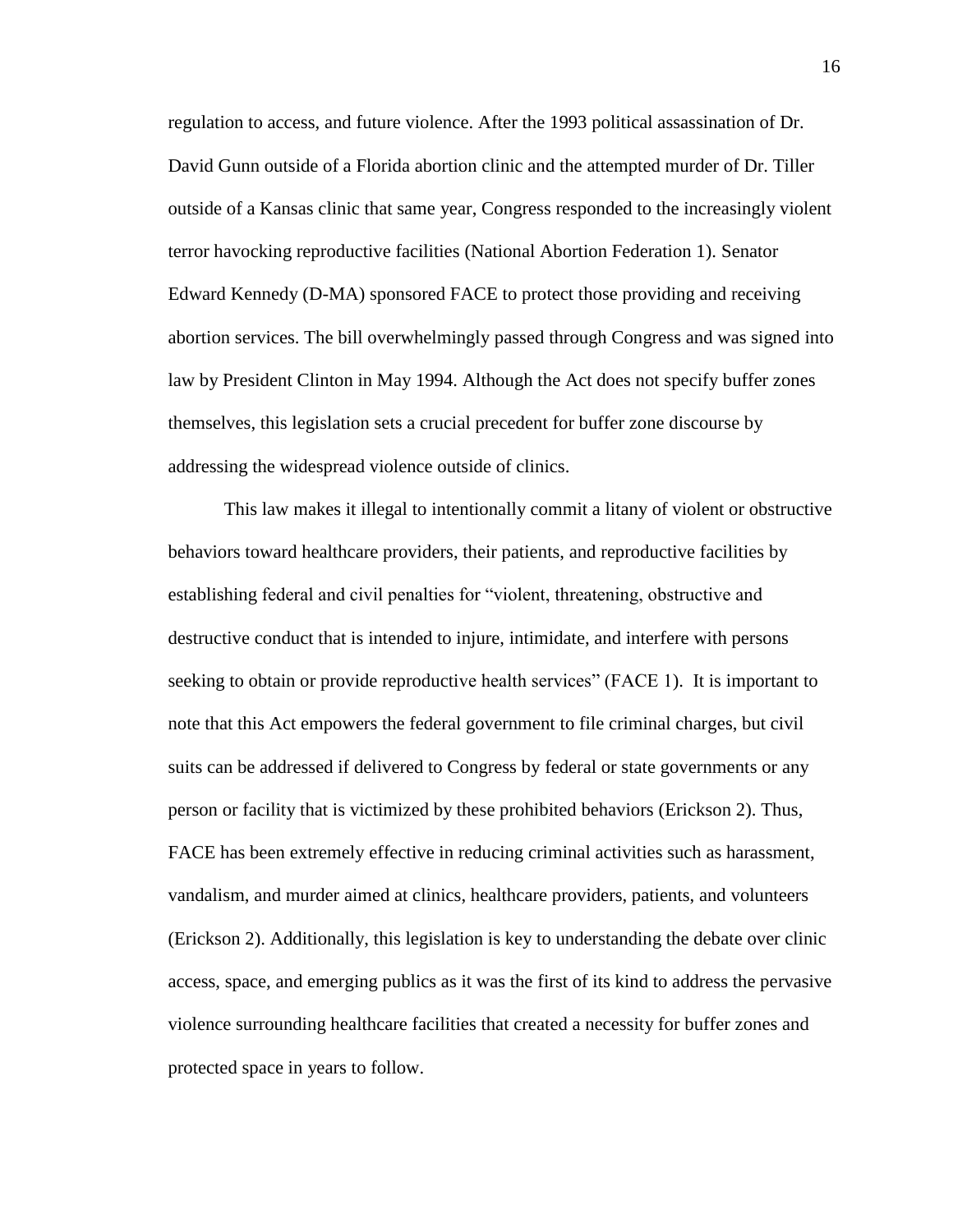regulation to access, and future violence. After the 1993 political assassination of Dr. David Gunn outside of a Florida abortion clinic and the attempted murder of Dr. Tiller outside of a Kansas clinic that same year, Congress responded to the increasingly violent terror havocking reproductive facilities (National Abortion Federation 1). Senator Edward Kennedy (D-MA) sponsored FACE to protect those providing and receiving abortion services. The bill overwhelmingly passed through Congress and was signed into law by President Clinton in May 1994. Although the Act does not specify buffer zones themselves, this legislation sets a crucial precedent for buffer zone discourse by addressing the widespread violence outside of clinics.

This law makes it illegal to intentionally commit a litany of violent or obstructive behaviors toward healthcare providers, their patients, and reproductive facilities by establishing federal and civil penalties for "violent, threatening, obstructive and destructive conduct that is intended to injure, intimidate, and interfere with persons seeking to obtain or provide reproductive health services" (FACE 1). It is important to note that this Act empowers the federal government to file criminal charges, but civil suits can be addressed if delivered to Congress by federal or state governments or any person or facility that is victimized by these prohibited behaviors (Erickson 2). Thus, FACE has been extremely effective in reducing criminal activities such as harassment, vandalism, and murder aimed at clinics, healthcare providers, patients, and volunteers (Erickson 2). Additionally, this legislation is key to understanding the debate over clinic access, space, and emerging publics as it was the first of its kind to address the pervasive violence surrounding healthcare facilities that created a necessity for buffer zones and protected space in years to follow.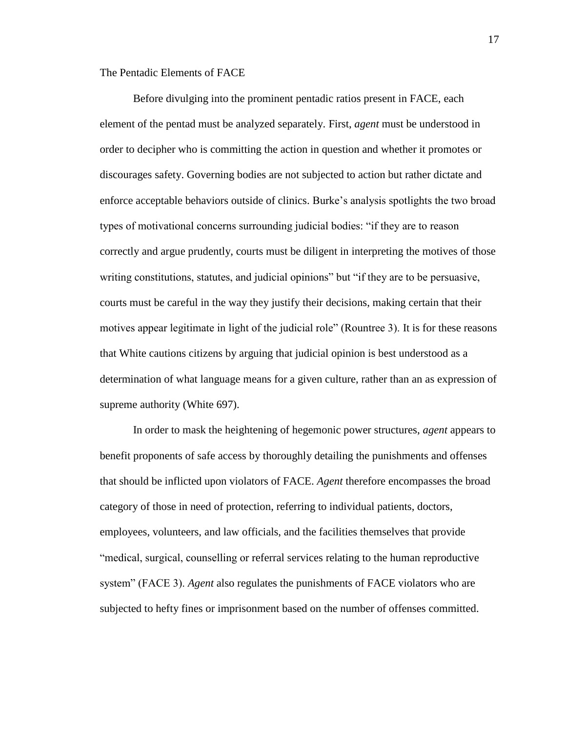The Pentadic Elements of FACE

Before divulging into the prominent pentadic ratios present in FACE, each element of the pentad must be analyzed separately. First, *agent* must be understood in order to decipher who is committing the action in question and whether it promotes or discourages safety. Governing bodies are not subjected to action but rather dictate and enforce acceptable behaviors outside of clinics. Burke's analysis spotlights the two broad types of motivational concerns surrounding judicial bodies: "if they are to reason correctly and argue prudently, courts must be diligent in interpreting the motives of those writing constitutions, statutes, and judicial opinions" but "if they are to be persuasive, courts must be careful in the way they justify their decisions, making certain that their motives appear legitimate in light of the judicial role" (Rountree 3). It is for these reasons that White cautions citizens by arguing that judicial opinion is best understood as a determination of what language means for a given culture, rather than an as expression of supreme authority (White 697).

In order to mask the heightening of hegemonic power structures, *agent* appears to benefit proponents of safe access by thoroughly detailing the punishments and offenses that should be inflicted upon violators of FACE. *Agent* therefore encompasses the broad category of those in need of protection, referring to individual patients, doctors, employees, volunteers, and law officials, and the facilities themselves that provide "medical, surgical, counselling or referral services relating to the human reproductive system" (FACE 3). *Agent* also regulates the punishments of FACE violators who are subjected to hefty fines or imprisonment based on the number of offenses committed.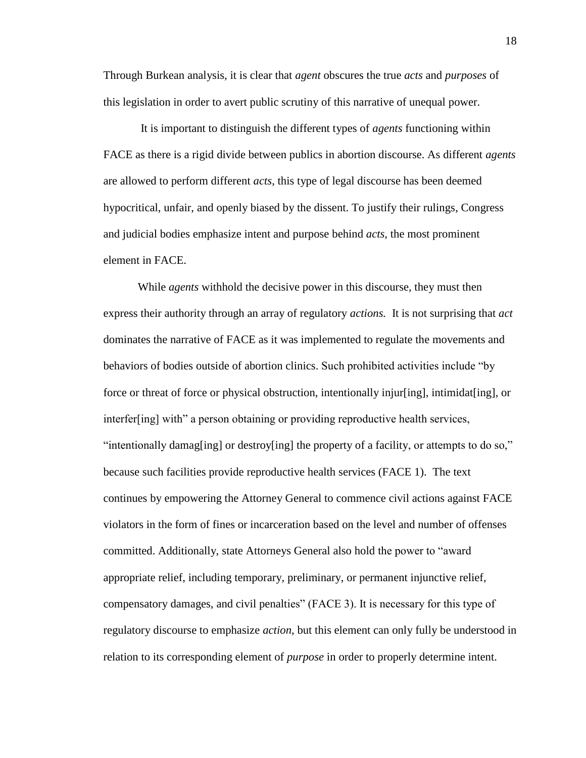Through Burkean analysis, it is clear that *agent* obscures the true *acts* and *purposes* of this legislation in order to avert public scrutiny of this narrative of unequal power.

It is important to distinguish the different types of *agents* functioning within FACE as there is a rigid divide between publics in abortion discourse. As different *agents* are allowed to perform different *acts*, this type of legal discourse has been deemed hypocritical, unfair, and openly biased by the dissent. To justify their rulings, Congress and judicial bodies emphasize intent and purpose behind *acts*, the most prominent element in FACE.

While *agents* withhold the decisive power in this discourse, they must then express their authority through an array of regulatory *actions.* It is not surprising that *act* dominates the narrative of FACE as it was implemented to regulate the movements and behaviors of bodies outside of abortion clinics. Such prohibited activities include "by force or threat of force or physical obstruction, intentionally injur[ing], intimidat[ing], or interfer[ing] with" a person obtaining or providing reproductive health services, "intentionally damag[ing] or destroy[ing] the property of a facility, or attempts to do so," because such facilities provide reproductive health services (FACE 1). The text continues by empowering the Attorney General to commence civil actions against FACE violators in the form of fines or incarceration based on the level and number of offenses committed. Additionally, state Attorneys General also hold the power to "award appropriate relief, including temporary, preliminary, or permanent injunctive relief, compensatory damages, and civil penalties" (FACE 3). It is necessary for this type of regulatory discourse to emphasize *action*, but this element can only fully be understood in relation to its corresponding element of *purpose* in order to properly determine intent.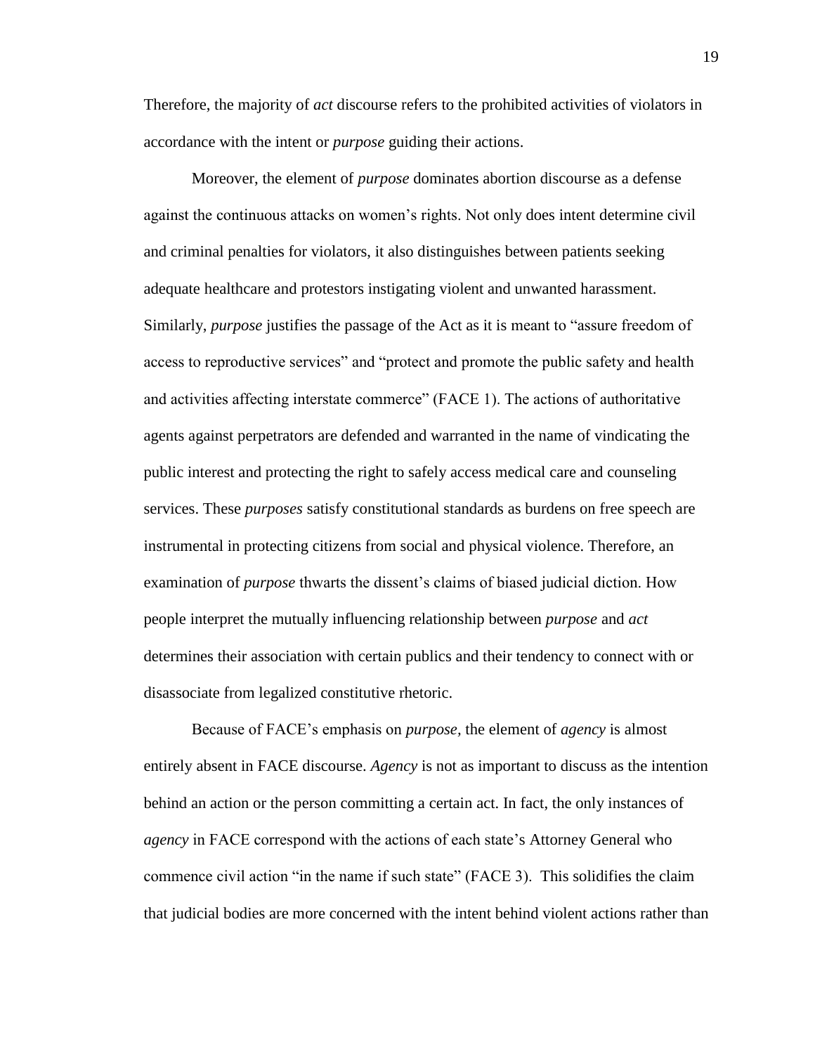Therefore, the majority of *act* discourse refers to the prohibited activities of violators in accordance with the intent or *purpose* guiding their actions.

Moreover, the element of *purpose* dominates abortion discourse as a defense against the continuous attacks on women's rights. Not only does intent determine civil and criminal penalties for violators, it also distinguishes between patients seeking adequate healthcare and protestors instigating violent and unwanted harassment. Similarly, *purpose* justifies the passage of the Act as it is meant to "assure freedom of access to reproductive services" and "protect and promote the public safety and health and activities affecting interstate commerce" (FACE 1). The actions of authoritative agents against perpetrators are defended and warranted in the name of vindicating the public interest and protecting the right to safely access medical care and counseling services. These *purposes* satisfy constitutional standards as burdens on free speech are instrumental in protecting citizens from social and physical violence. Therefore, an examination of *purpose* thwarts the dissent's claims of biased judicial diction. How people interpret the mutually influencing relationship between *purpose* and *act* determines their association with certain publics and their tendency to connect with or disassociate from legalized constitutive rhetoric.

Because of FACE's emphasis on *purpose*, the element of *agency* is almost entirely absent in FACE discourse. *Agency* is not as important to discuss as the intention behind an action or the person committing a certain act. In fact, the only instances of *agency* in FACE correspond with the actions of each state's Attorney General who commence civil action "in the name if such state" (FACE 3). This solidifies the claim that judicial bodies are more concerned with the intent behind violent actions rather than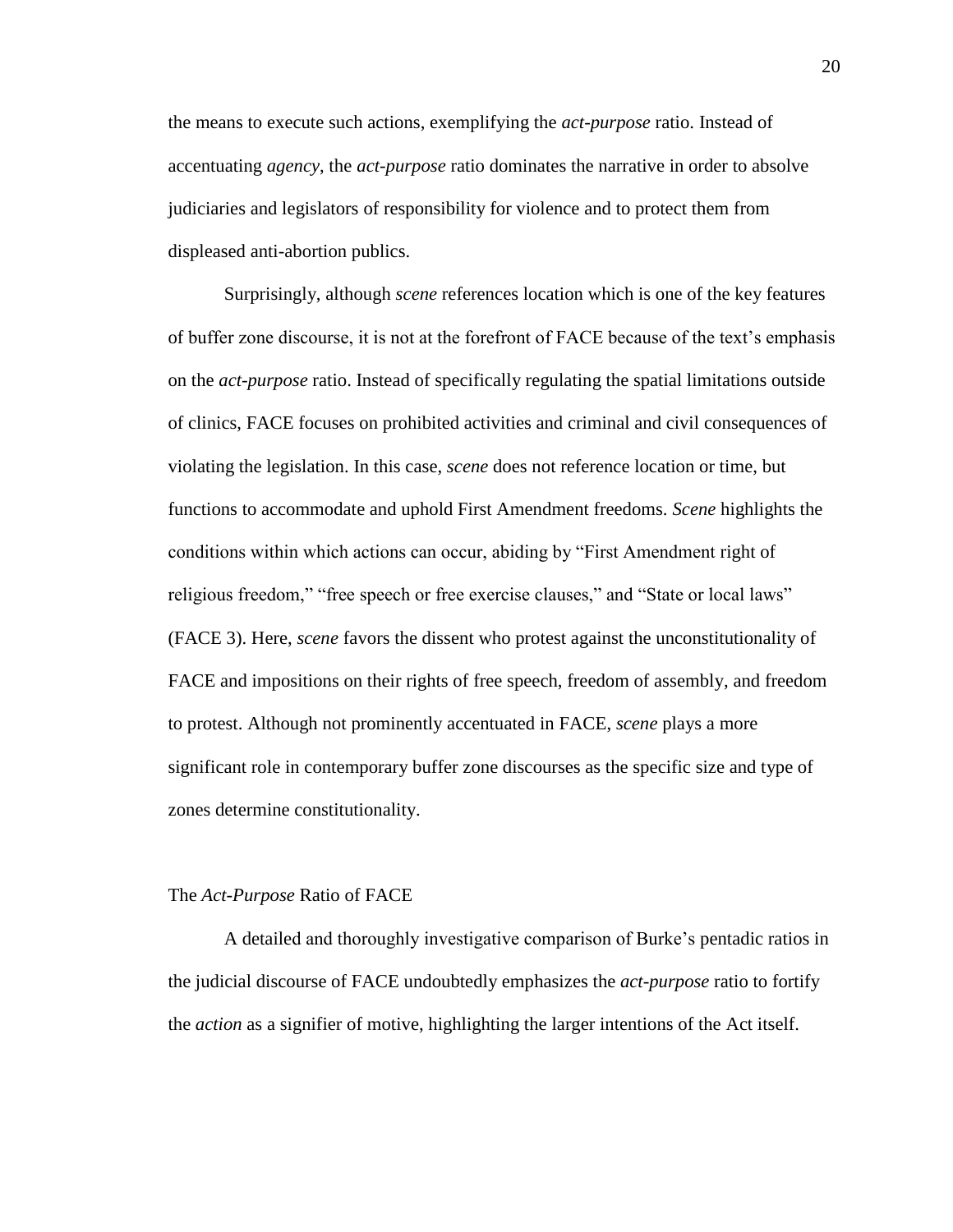the means to execute such actions, exemplifying the *act-purpose* ratio. Instead of accentuating *agency*, the *act-purpose* ratio dominates the narrative in order to absolve judiciaries and legislators of responsibility for violence and to protect them from displeased anti-abortion publics.

Surprisingly, although *scene* references location which is one of the key features of buffer zone discourse, it is not at the forefront of FACE because of the text's emphasis on the *act-purpose* ratio. Instead of specifically regulating the spatial limitations outside of clinics, FACE focuses on prohibited activities and criminal and civil consequences of violating the legislation. In this case, *scene* does not reference location or time, but functions to accommodate and uphold First Amendment freedoms. *Scene* highlights the conditions within which actions can occur, abiding by "First Amendment right of religious freedom," "free speech or free exercise clauses," and "State or local laws" (FACE 3). Here, *scene* favors the dissent who protest against the unconstitutionality of FACE and impositions on their rights of free speech, freedom of assembly, and freedom to protest. Although not prominently accentuated in FACE, *scene* plays a more significant role in contemporary buffer zone discourses as the specific size and type of zones determine constitutionality.

## The *Act-Purpose* Ratio of FACE

A detailed and thoroughly investigative comparison of Burke's pentadic ratios in the judicial discourse of FACE undoubtedly emphasizes the *act-purpose* ratio to fortify the *action* as a signifier of motive, highlighting the larger intentions of the Act itself.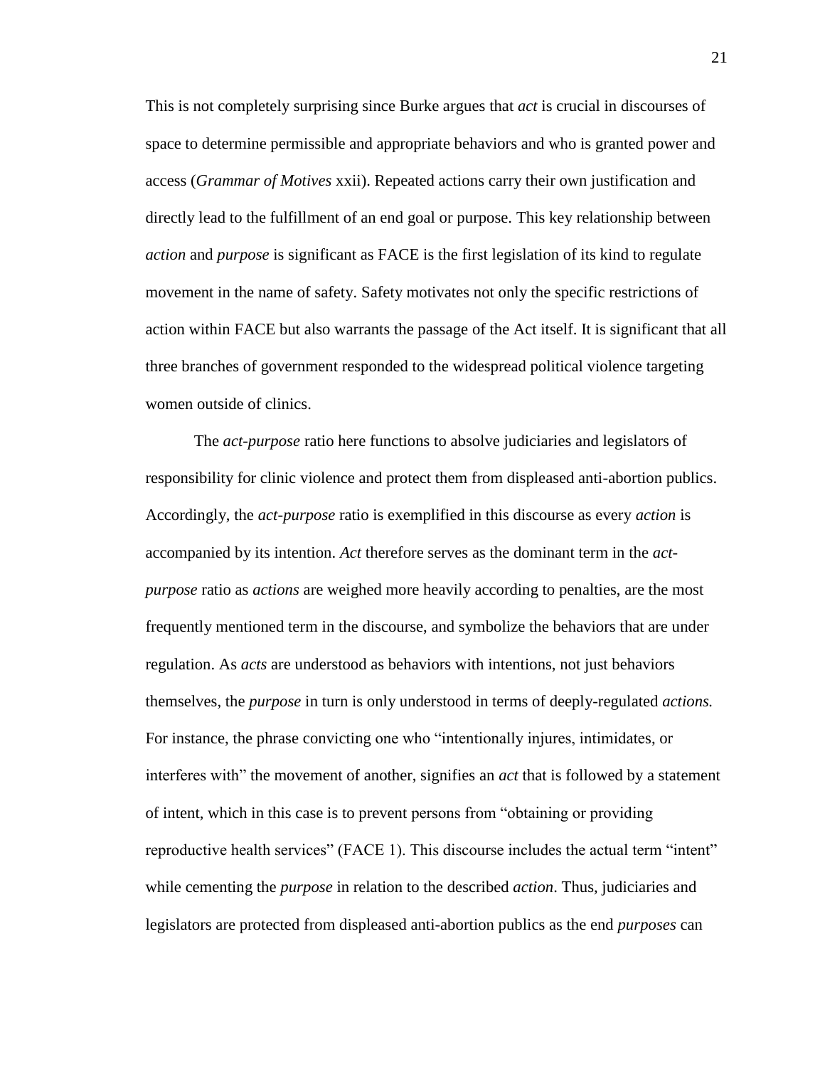This is not completely surprising since Burke argues that *act* is crucial in discourses of space to determine permissible and appropriate behaviors and who is granted power and access (*Grammar of Motives* xxii). Repeated actions carry their own justification and directly lead to the fulfillment of an end goal or purpose. This key relationship between *action* and *purpose* is significant as FACE is the first legislation of its kind to regulate movement in the name of safety. Safety motivates not only the specific restrictions of action within FACE but also warrants the passage of the Act itself. It is significant that all three branches of government responded to the widespread political violence targeting women outside of clinics.

The *act-purpose* ratio here functions to absolve judiciaries and legislators of responsibility for clinic violence and protect them from displeased anti-abortion publics. Accordingly, the *act-purpose* ratio is exemplified in this discourse as every *action* is accompanied by its intention. *Act* therefore serves as the dominant term in the *act-purpose* ratio as *actions* are weighed more heavily according to penalties, are the most frequently mentioned term in the discourse, and symbolize the behaviors that are under regulation. As *acts* are understood as behaviors with intentions, not just behaviors themselves, the *purpose* in turn is only understood in terms of deeply-regulated *actions.* For instance, the phrase convicting one who "intentionally injures, intimidates, or interferes with" the movement of another, signifies an *act* that is followed by a statement of intent, which in this case is to prevent persons from "obtaining or providing reproductive health services" (FACE 1). This discourse includes the actual term "intent" while cementing the *purpose* in relation to the described *action*. Thus, judiciaries and legislators are protected from displeased anti-abortion publics as the end *purposes* can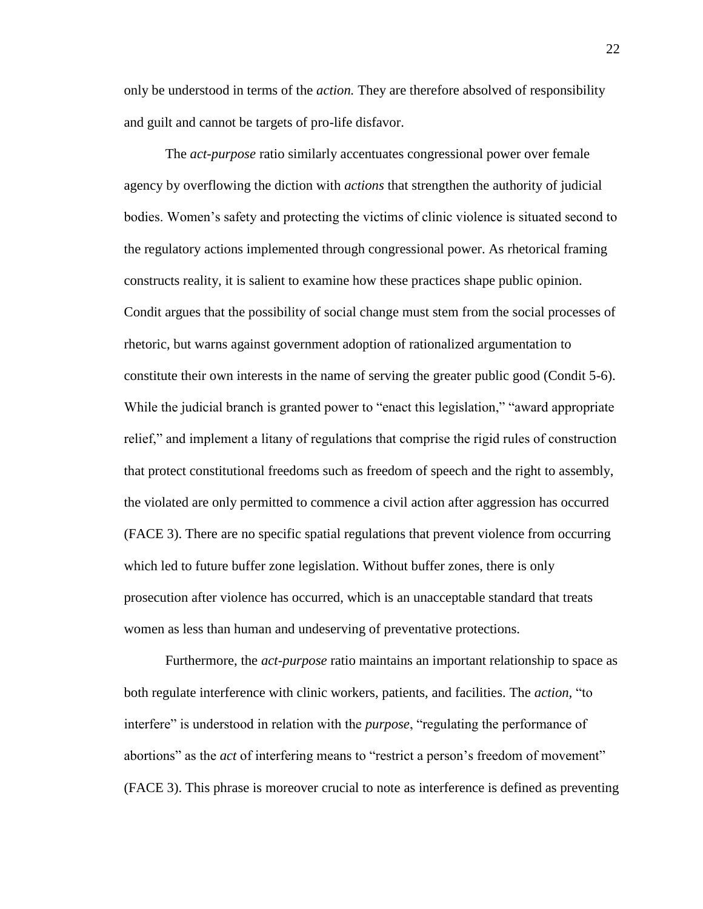only be understood in terms of the *action.* They are therefore absolved of responsibility and guilt and cannot be targets of pro-life disfavor.

The *act-purpose* ratio similarly accentuates congressional power over female agency by overflowing the diction with *actions* that strengthen the authority of judicial bodies. Women's safety and protecting the victims of clinic violence is situated second to the regulatory actions implemented through congressional power. As rhetorical framing constructs reality, it is salient to examine how these practices shape public opinion. Condit argues that the possibility of social change must stem from the social processes of rhetoric, but warns against government adoption of rationalized argumentation to constitute their own interests in the name of serving the greater public good (Condit 5-6). While the judicial branch is granted power to "enact this legislation," "award appropriate relief," and implement a litany of regulations that comprise the rigid rules of construction that protect constitutional freedoms such as freedom of speech and the right to assembly, the violated are only permitted to commence a civil action after aggression has occurred (FACE 3). There are no specific spatial regulations that prevent violence from occurring which led to future buffer zone legislation. Without buffer zones, there is only prosecution after violence has occurred, which is an unacceptable standard that treats women as less than human and undeserving of preventative protections.

Furthermore, the *act-purpose* ratio maintains an important relationship to space as both regulate interference with clinic workers, patients, and facilities. The *action*, "to interfere" is understood in relation with the *purpose*, "regulating the performance of abortions" as the *act* of interfering means to "restrict a person's freedom of movement" (FACE 3). This phrase is moreover crucial to note as interference is defined as preventing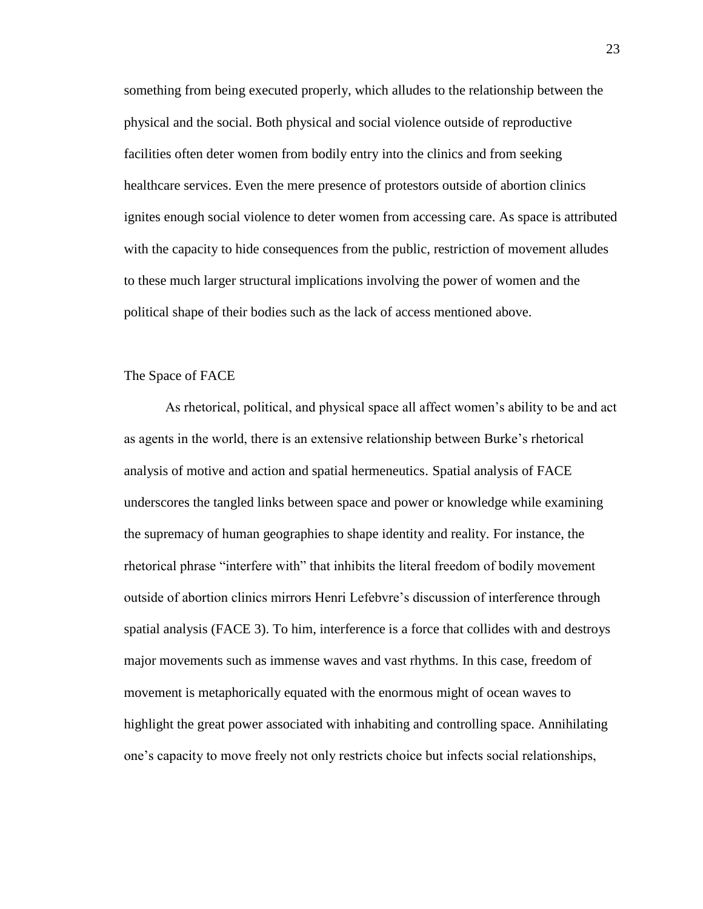something from being executed properly, which alludes to the relationship between the physical and the social. Both physical and social violence outside of reproductive facilities often deter women from bodily entry into the clinics and from seeking healthcare services. Even the mere presence of protestors outside of abortion clinics ignites enough social violence to deter women from accessing care. As space is attributed with the capacity to hide consequences from the public, restriction of movement alludes to these much larger structural implications involving the power of women and the political shape of their bodies such as the lack of access mentioned above.

## The Space of FACE

As rhetorical, political, and physical space all affect women's ability to be and act as agents in the world, there is an extensive relationship between Burke's rhetorical analysis of motive and action and spatial hermeneutics. Spatial analysis of FACE underscores the tangled links between space and power or knowledge while examining the supremacy of human geographies to shape identity and reality. For instance, the rhetorical phrase "interfere with" that inhibits the literal freedom of bodily movement outside of abortion clinics mirrors Henri Lefebvre's discussion of interference through spatial analysis (FACE 3). To him, interference is a force that collides with and destroys major movements such as immense waves and vast rhythms. In this case, freedom of movement is metaphorically equated with the enormous might of ocean waves to highlight the great power associated with inhabiting and controlling space. Annihilating one's capacity to move freely not only restricts choice but infects social relationships,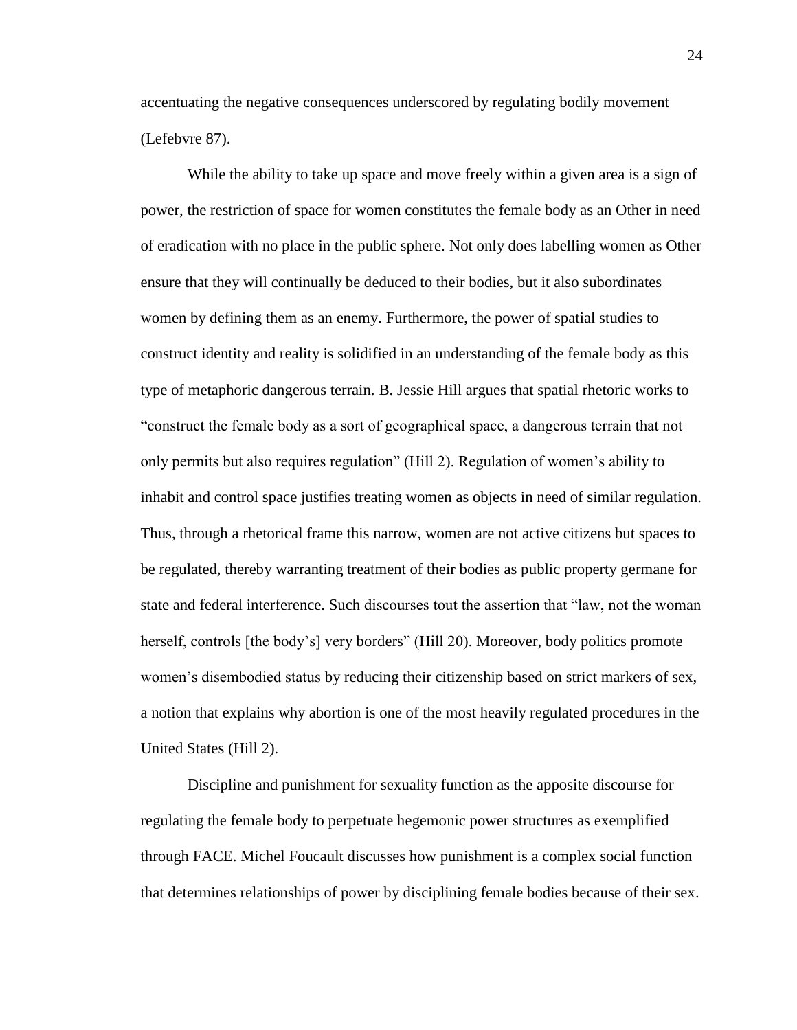accentuating the negative consequences underscored by regulating bodily movement (Lefebvre 87).

While the ability to take up space and move freely within a given area is a sign of power, the restriction of space for women constitutes the female body as an Other in need of eradication with no place in the public sphere. Not only does labelling women as Other ensure that they will continually be deduced to their bodies, but it also subordinates women by defining them as an enemy. Furthermore, the power of spatial studies to construct identity and reality is solidified in an understanding of the female body as this type of metaphoric dangerous terrain. B. Jessie Hill argues that spatial rhetoric works to "construct the female body as a sort of geographical space, a dangerous terrain that not only permits but also requires regulation" (Hill 2). Regulation of women's ability to inhabit and control space justifies treating women as objects in need of similar regulation. Thus, through a rhetorical frame this narrow, women are not active citizens but spaces to be regulated, thereby warranting treatment of their bodies as public property germane for state and federal interference. Such discourses tout the assertion that "law, not the woman herself, controls [the body's] very borders" (Hill 20). Moreover, body politics promote women's disembodied status by reducing their citizenship based on strict markers of sex, a notion that explains why abortion is one of the most heavily regulated procedures in the United States (Hill 2).

Discipline and punishment for sexuality function as the apposite discourse for regulating the female body to perpetuate hegemonic power structures as exemplified through FACE. Michel Foucault discusses how punishment is a complex social function that determines relationships of power by disciplining female bodies because of their sex.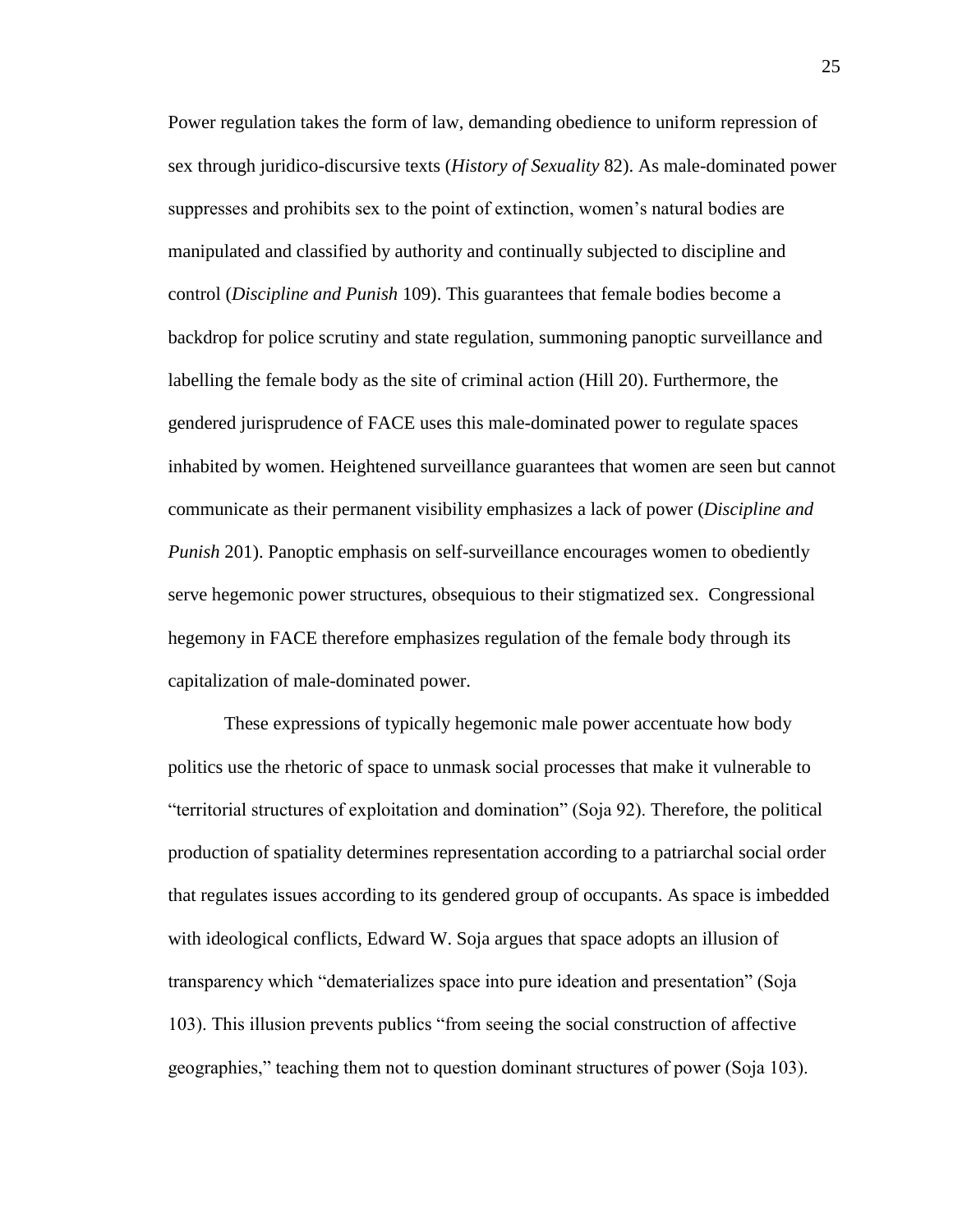Power regulation takes the form of law, demanding obedience to uniform repression of sex through juridico-discursive texts (*History of Sexuality* 82). As male-dominated power suppresses and prohibits sex to the point of extinction, women's natural bodies are manipulated and classified by authority and continually subjected to discipline and control (*Discipline and Punish* 109). This guarantees that female bodies become a backdrop for police scrutiny and state regulation, summoning panoptic surveillance and labelling the female body as the site of criminal action (Hill 20). Furthermore, the gendered jurisprudence of FACE uses this male-dominated power to regulate spaces inhabited by women. Heightened surveillance guarantees that women are seen but cannot communicate as their permanent visibility emphasizes a lack of power (*Discipline and Punish* 201). Panoptic emphasis on self-surveillance encourages women to obediently serve hegemonic power structures, obsequious to their stigmatized sex. Congressional hegemony in FACE therefore emphasizes regulation of the female body through its capitalization of male-dominated power.

These expressions of typically hegemonic male power accentuate how body politics use the rhetoric of space to unmask social processes that make it vulnerable to "territorial structures of exploitation and domination" (Soja 92). Therefore, the political production of spatiality determines representation according to a patriarchal social order that regulates issues according to its gendered group of occupants. As space is imbedded with ideological conflicts, Edward W. Soja argues that space adopts an illusion of transparency which "dematerializes space into pure ideation and presentation" (Soja 103). This illusion prevents publics "from seeing the social construction of affective geographies," teaching them not to question dominant structures of power (Soja 103).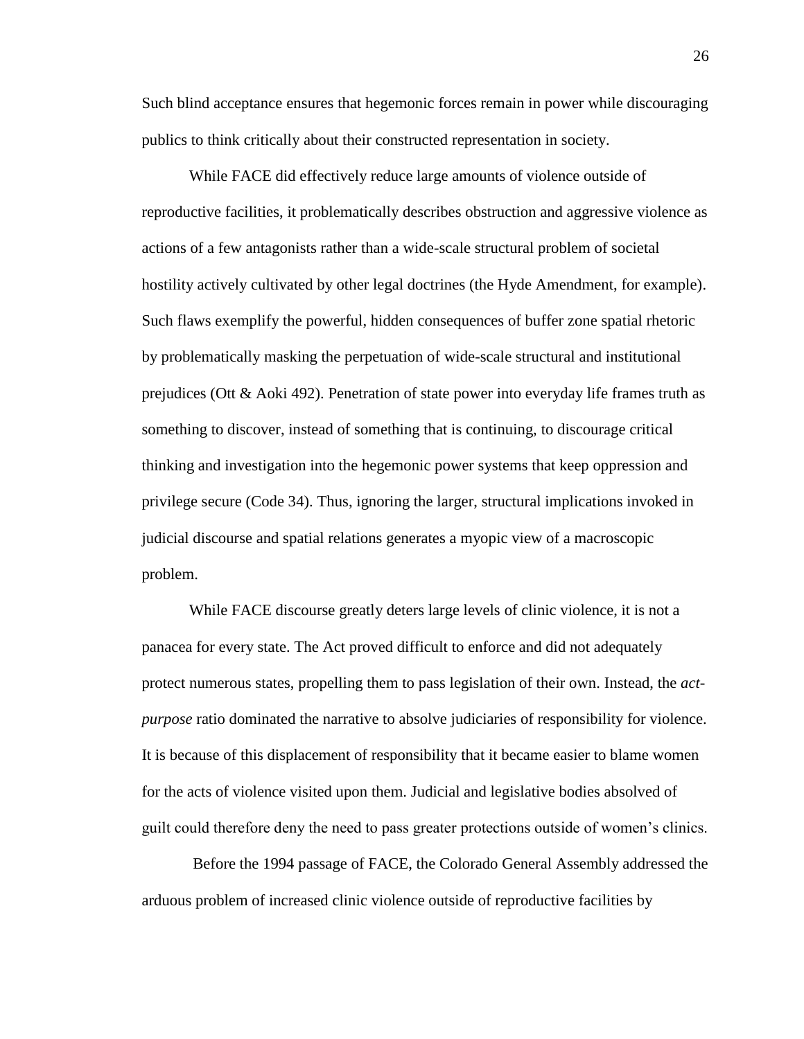Such blind acceptance ensures that hegemonic forces remain in power while discouraging publics to think critically about their constructed representation in society.

While FACE did effectively reduce large amounts of violence outside of reproductive facilities, it problematically describes obstruction and aggressive violence as actions of a few antagonists rather than a wide-scale structural problem of societal hostility actively cultivated by other legal doctrines (the Hyde Amendment, for example). Such flaws exemplify the powerful, hidden consequences of buffer zone spatial rhetoric by problematically masking the perpetuation of wide-scale structural and institutional prejudices (Ott & Aoki 492). Penetration of state power into everyday life frames truth as something to discover, instead of something that is continuing, to discourage critical thinking and investigation into the hegemonic power systems that keep oppression and privilege secure (Code 34). Thus, ignoring the larger, structural implications invoked in judicial discourse and spatial relations generates a myopic view of a macroscopic problem.

While FACE discourse greatly deters large levels of clinic violence, it is not a panacea for every state. The Act proved difficult to enforce and did not adequately protect numerous states, propelling them to pass legislation of their own. Instead, the *act-purpose* ratio dominated the narrative to absolve judiciaries of responsibility for violence. It is because of this displacement of responsibility that it became easier to blame women for the acts of violence visited upon them. Judicial and legislative bodies absolved of guilt could therefore deny the need to pass greater protections outside of women's clinics.

Before the 1994 passage of FACE, the Colorado General Assembly addressed the arduous problem of increased clinic violence outside of reproductive facilities by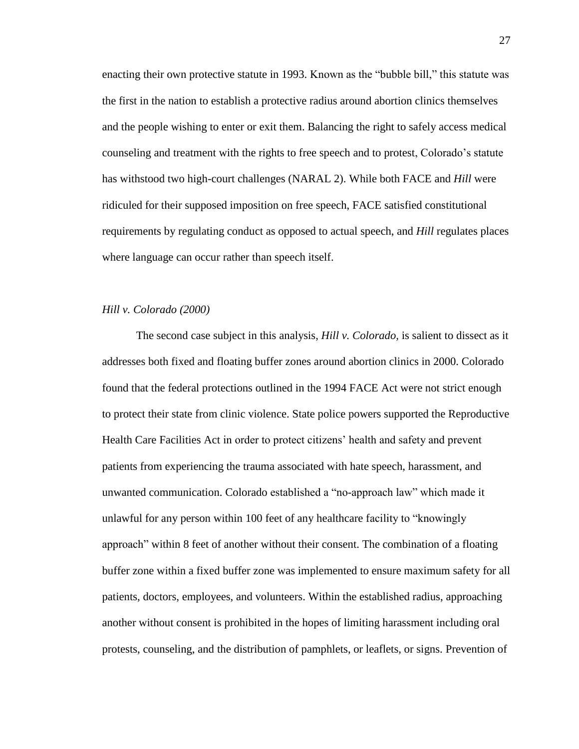enacting their own protective statute in 1993. Known as the "bubble bill," this statute was the first in the nation to establish a protective radius around abortion clinics themselves and the people wishing to enter or exit them. Balancing the right to safely access medical counseling and treatment with the rights to free speech and to protest, Colorado's statute has withstood two high-court challenges (NARAL 2). While both FACE and *Hill* were ridiculed for their supposed imposition on free speech, FACE satisfied constitutional requirements by regulating conduct as opposed to actual speech, and *Hill* regulates places where language can occur rather than speech itself.

### *Hill v. Colorado (2000)*

The second case subject in this analysis, *Hill v. Colorado,* is salient to dissect as it addresses both fixed and floating buffer zones around abortion clinics in 2000. Colorado found that the federal protections outlined in the 1994 FACE Act were not strict enough to protect their state from clinic violence. State police powers supported the Reproductive Health Care Facilities Act in order to protect citizens' health and safety and prevent patients from experiencing the trauma associated with hate speech, harassment, and unwanted communication. Colorado established a "no-approach law" which made it unlawful for any person within 100 feet of any healthcare facility to "knowingly approach" within 8 feet of another without their consent. The combination of a floating buffer zone within a fixed buffer zone was implemented to ensure maximum safety for all patients, doctors, employees, and volunteers. Within the established radius, approaching another without consent is prohibited in the hopes of limiting harassment including oral protests, counseling, and the distribution of pamphlets, or leaflets, or signs. Prevention of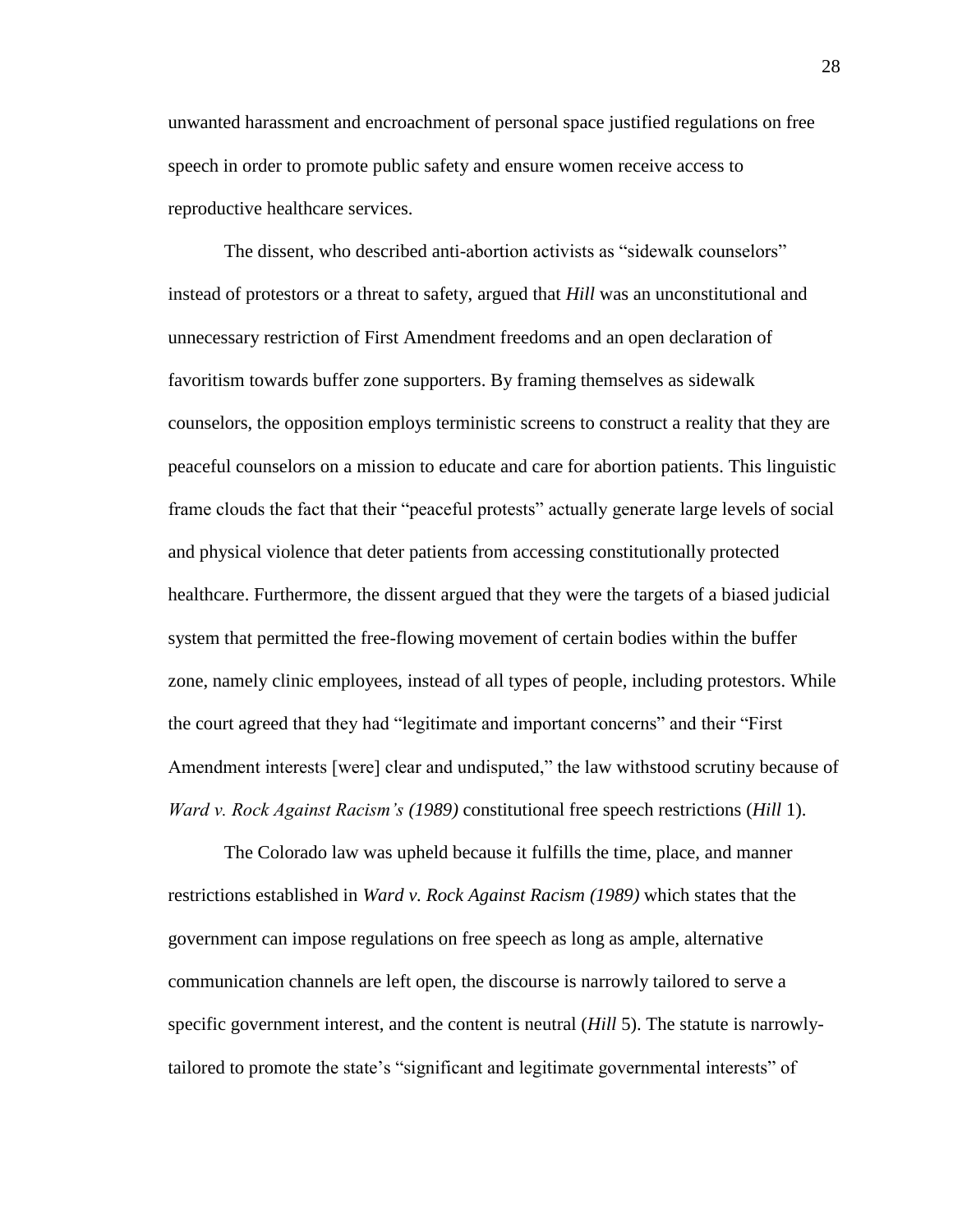unwanted harassment and encroachment of personal space justified regulations on free speech in order to promote public safety and ensure women receive access to reproductive healthcare services.

The dissent, who described anti-abortion activists as "sidewalk counselors" instead of protestors or a threat to safety, argued that *Hill* was an unconstitutional and unnecessary restriction of First Amendment freedoms and an open declaration of favoritism towards buffer zone supporters. By framing themselves as sidewalk counselors, the opposition employs terministic screens to construct a reality that they are peaceful counselors on a mission to educate and care for abortion patients. This linguistic frame clouds the fact that their "peaceful protests" actually generate large levels of social and physical violence that deter patients from accessing constitutionally protected healthcare. Furthermore, the dissent argued that they were the targets of a biased judicial system that permitted the free-flowing movement of certain bodies within the buffer zone, namely clinic employees, instead of all types of people, including protestors. While the court agreed that they had "legitimate and important concerns" and their "First Amendment interests [were] clear and undisputed," the law withstood scrutiny because of *Ward v. Rock Against Racism's (1989)* constitutional free speech restrictions (*Hill* 1).

The Colorado law was upheld because it fulfills the time, place, and manner restrictions established in *Ward v. Rock Against Racism (1989)* which states that the government can impose regulations on free speech as long as ample, alternative communication channels are left open, the discourse is narrowly tailored to serve a specific government interest, and the content is neutral (*Hill* 5). The statute is narrowly-tailored to promote the state's "significant and legitimate governmental interests" of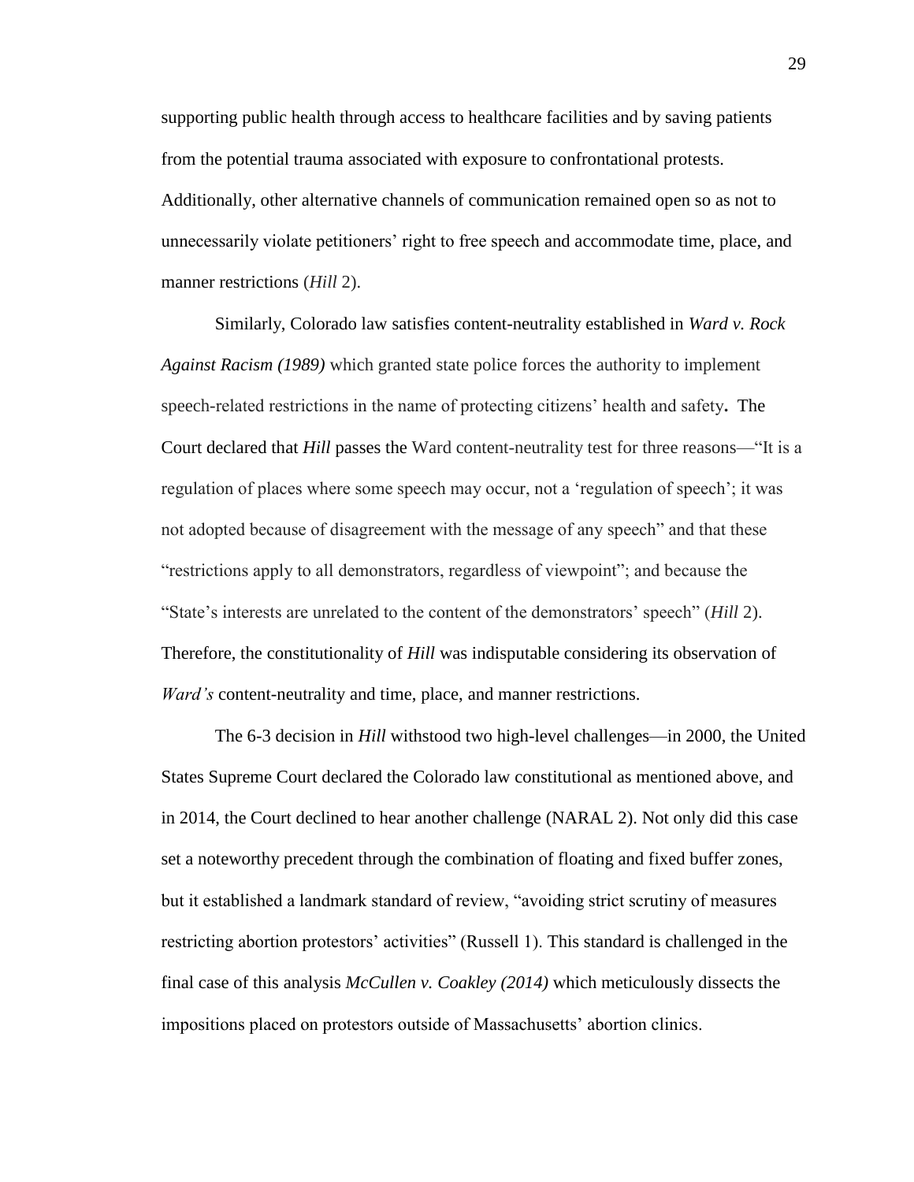supporting public health through access to healthcare facilities and by saving patients from the potential trauma associated with exposure to confrontational protests. Additionally, other alternative channels of communication remained open so as not to unnecessarily violate petitioners' right to free speech and accommodate time, place, and manner restrictions (*Hill* 2).

Similarly, Colorado law satisfies content-neutrality established in *Ward v. Rock Against Racism (1989)* which granted state police forces the authority to implement speech-related restrictions in the name of protecting citizens' health and safety**.** The Court declared that *Hill* passes the Ward content-neutrality test for three reasons—"It is a regulation of places where some speech may occur, not a 'regulation of speech'; it was not adopted because of disagreement with the message of any speech" and that these "restrictions apply to all demonstrators, regardless of viewpoint"; and because the "State's interests are unrelated to the content of the demonstrators' speech" (*Hill* 2). Therefore, the constitutionality of *Hill* was indisputable considering its observation of *Ward's* content-neutrality and time, place, and manner restrictions.

The 6-3 decision in *Hill* withstood two high-level challenges—in 2000, the United States Supreme Court declared the Colorado law constitutional as mentioned above, and in 2014, the Court declined to hear another challenge (NARAL 2). Not only did this case set a noteworthy precedent through the combination of floating and fixed buffer zones, but it established a landmark standard of review, "avoiding strict scrutiny of measures restricting abortion protestors' activities" (Russell 1). This standard is challenged in the final case of this analysis *McCullen v. Coakley (2014)* which meticulously dissects the impositions placed on protestors outside of Massachusetts' abortion clinics.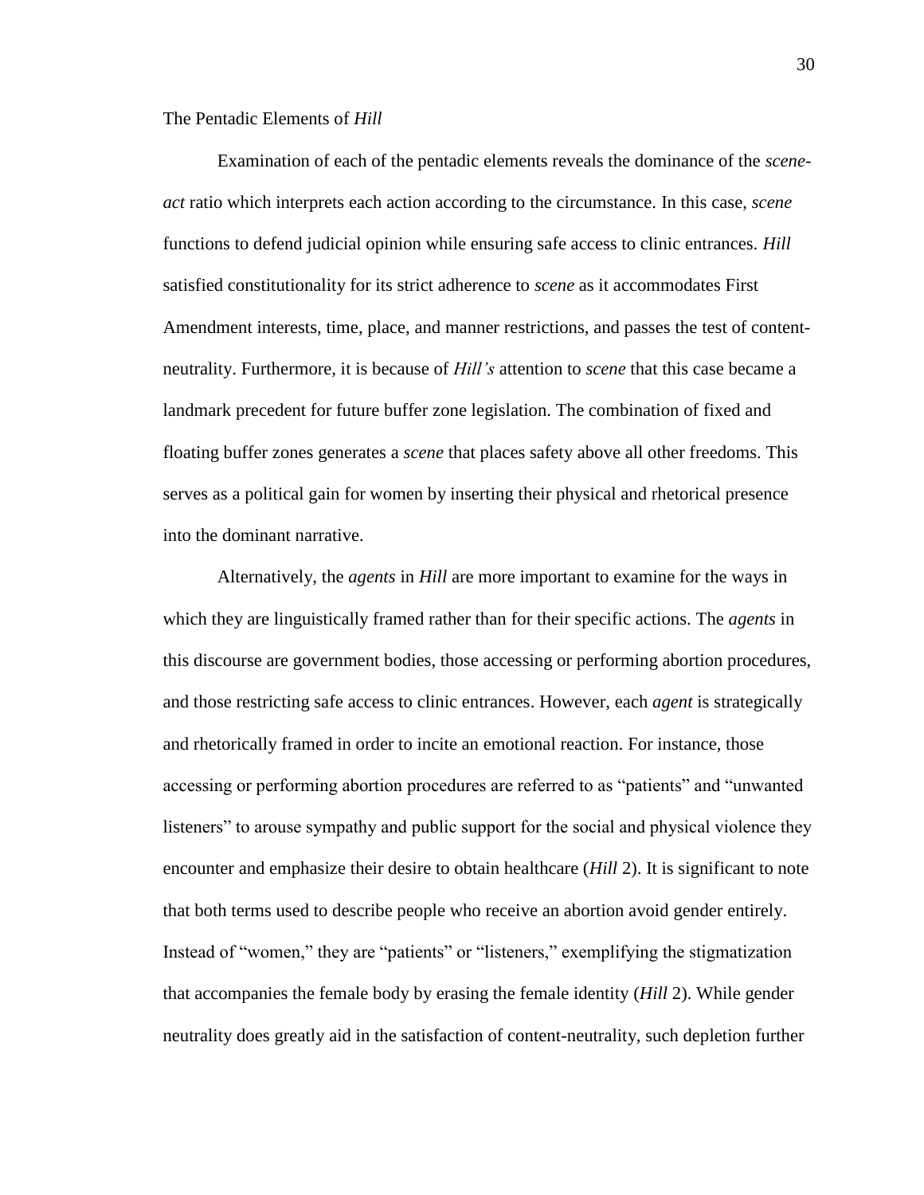### The Pentadic Elements of *Hill*

Examination of each of the pentadic elements reveals the dominance of the *scene-act* ratio which interprets each action according to the circumstance. In this case, *scene* functions to defend judicial opinion while ensuring safe access to clinic entrances. *Hill* satisfied constitutionality for its strict adherence to *scene* as it accommodates First Amendment interests, time, place, and manner restrictions, and passes the test of content-neutrality. Furthermore, it is because of *Hill's* attention to *scene* that this case became a landmark precedent for future buffer zone legislation. The combination of fixed and floating buffer zones generates a *scene* that places safety above all other freedoms. This serves as a political gain for women by inserting their physical and rhetorical presence into the dominant narrative.

Alternatively, the *agents* in *Hill* are more important to examine for the ways in which they are linguistically framed rather than for their specific actions. The *agents* in this discourse are government bodies, those accessing or performing abortion procedures, and those restricting safe access to clinic entrances. However, each *agent* is strategically and rhetorically framed in order to incite an emotional reaction. For instance, those accessing or performing abortion procedures are referred to as "patients" and "unwanted listeners" to arouse sympathy and public support for the social and physical violence they encounter and emphasize their desire to obtain healthcare (*Hill* 2). It is significant to note that both terms used to describe people who receive an abortion avoid gender entirely. Instead of "women," they are "patients" or "listeners," exemplifying the stigmatization that accompanies the female body by erasing the female identity (*Hill* 2). While gender neutrality does greatly aid in the satisfaction of content-neutrality, such depletion further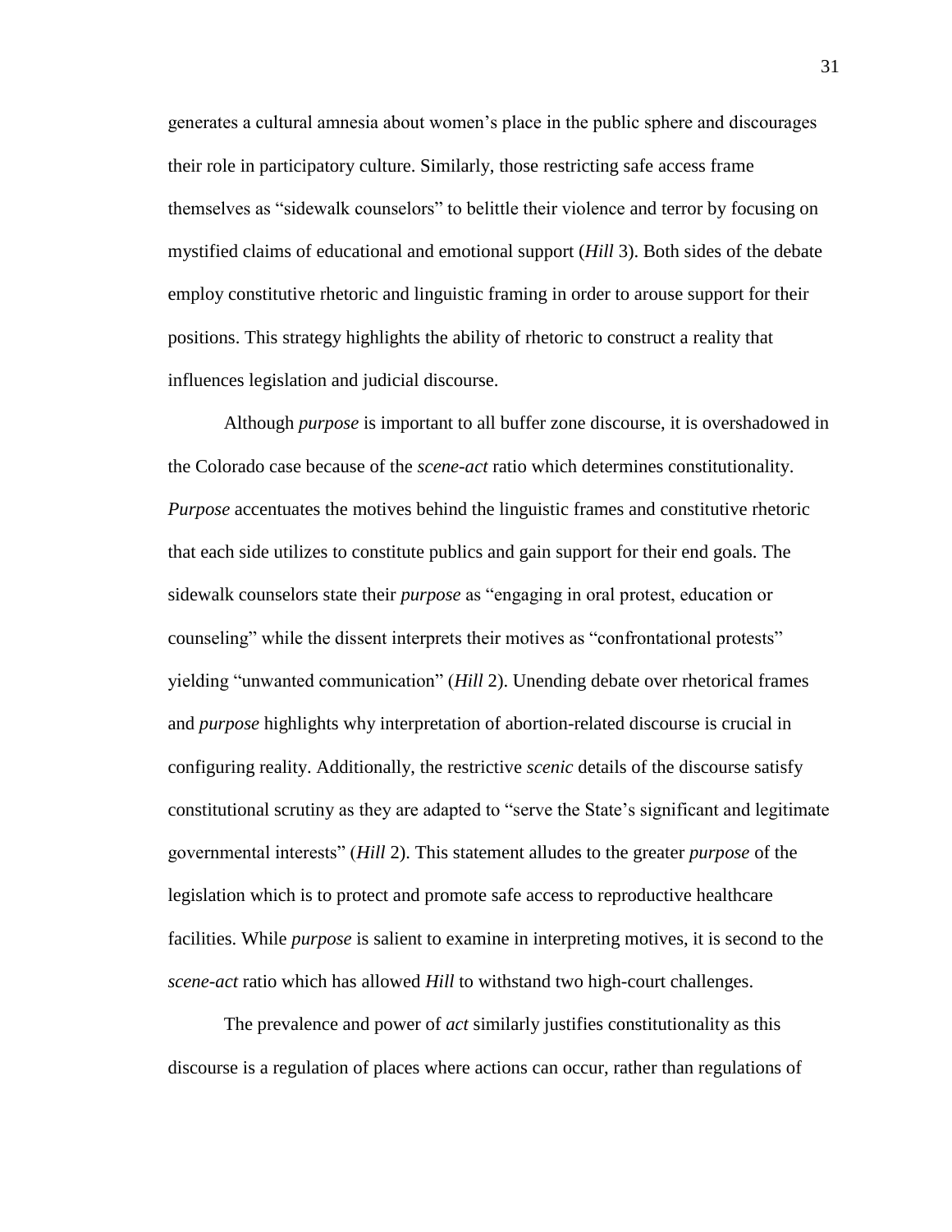generates a cultural amnesia about women's place in the public sphere and discourages their role in participatory culture. Similarly, those restricting safe access frame themselves as "sidewalk counselors" to belittle their violence and terror by focusing on mystified claims of educational and emotional support (*Hill* 3). Both sides of the debate employ constitutive rhetoric and linguistic framing in order to arouse support for their positions. This strategy highlights the ability of rhetoric to construct a reality that influences legislation and judicial discourse.

Although *purpose* is important to all buffer zone discourse, it is overshadowed in the Colorado case because of the *scene-act* ratio which determines constitutionality. *Purpose* accentuates the motives behind the linguistic frames and constitutive rhetoric that each side utilizes to constitute publics and gain support for their end goals. The sidewalk counselors state their *purpose* as "engaging in oral protest, education or counseling" while the dissent interprets their motives as "confrontational protests" yielding "unwanted communication" (*Hill* 2). Unending debate over rhetorical frames and *purpose* highlights why interpretation of abortion-related discourse is crucial in configuring reality. Additionally, the restrictive *scenic* details of the discourse satisfy constitutional scrutiny as they are adapted to "serve the State's significant and legitimate governmental interests" (*Hill* 2). This statement alludes to the greater *purpose* of the legislation which is to protect and promote safe access to reproductive healthcare facilities. While *purpose* is salient to examine in interpreting motives, it is second to the *scene-act* ratio which has allowed *Hill* to withstand two high-court challenges.

The prevalence and power of *act* similarly justifies constitutionality as this discourse is a regulation of places where actions can occur, rather than regulations of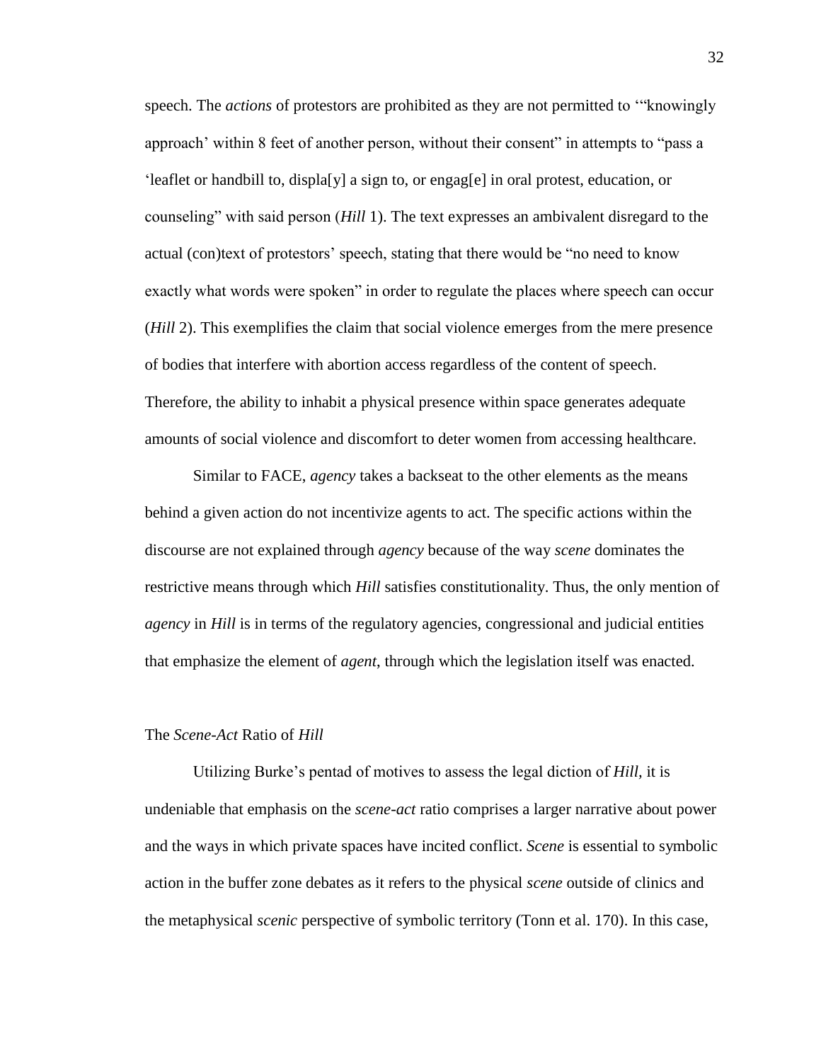speech. The *actions* of protestors are prohibited as they are not permitted to '"knowingly approach' within 8 feet of another person, without their consent" in attempts to "pass a 'leaflet or handbill to, displa[y] a sign to, or engag[e] in oral protest, education, or counseling" with said person (*Hill* 1). The text expresses an ambivalent disregard to the actual (con)text of protestors' speech, stating that there would be "no need to know exactly what words were spoken" in order to regulate the places where speech can occur (*Hill* 2). This exemplifies the claim that social violence emerges from the mere presence of bodies that interfere with abortion access regardless of the content of speech. Therefore, the ability to inhabit a physical presence within space generates adequate amounts of social violence and discomfort to deter women from accessing healthcare.

Similar to FACE, *agency* takes a backseat to the other elements as the means behind a given action do not incentivize agents to act. The specific actions within the discourse are not explained through *agency* because of the way *scene* dominates the restrictive means through which *Hill* satisfies constitutionality. Thus, the only mention of *agency* in *Hill* is in terms of the regulatory agencies, congressional and judicial entities that emphasize the element of *agent*, through which the legislation itself was enacted.

## The *Scene-Act* Ratio of *Hill*

Utilizing Burke's pentad of motives to assess the legal diction of *Hill*, it is undeniable that emphasis on the *scene-act* ratio comprises a larger narrative about power and the ways in which private spaces have incited conflict. *Scene* is essential to symbolic action in the buffer zone debates as it refers to the physical *scene* outside of clinics and the metaphysical *scenic* perspective of symbolic territory (Tonn et al. 170). In this case,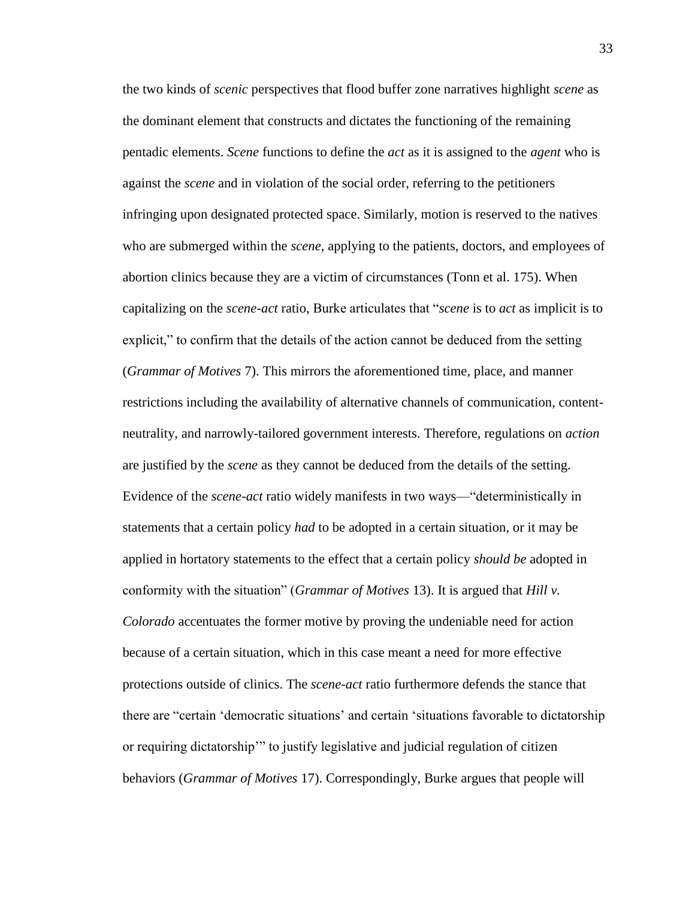the two kinds of *scenic* perspectives that flood buffer zone narratives highlight *scene* as the dominant element that constructs and dictates the functioning of the remaining pentadic elements. *Scene* functions to define the *act* as it is assigned to the *agent* who is against the *scene* and in violation of the social order, referring to the petitioners infringing upon designated protected space. Similarly, motion is reserved to the natives who are submerged within the *scene*, applying to the patients, doctors, and employees of abortion clinics because they are a victim of circumstances (Tonn et al. 175). When capitalizing on the *scene-act* ratio, Burke articulates that "*scene* is to *act* as implicit is to explicit," to confirm that the details of the action cannot be deduced from the setting (*Grammar of Motives* 7). This mirrors the aforementioned time, place, and manner restrictions including the availability of alternative channels of communication, content-neutrality, and narrowly-tailored government interests. Therefore, regulations on *action* are justified by the *scene* as they cannot be deduced from the details of the setting. Evidence of the *scene-act* ratio widely manifests in two ways—"deterministically in statements that a certain policy *had* to be adopted in a certain situation, or it may be applied in hortatory statements to the effect that a certain policy *should be* adopted in conformity with the situation" (*Grammar of Motives* 13). It is argued that *Hill v. Colorado* accentuates the former motive by proving the undeniable need for action because of a certain situation, which in this case meant a need for more effective protections outside of clinics. The *scene-act* ratio furthermore defends the stance that there are "certain 'democratic situations' and certain 'situations favorable to dictatorship or requiring dictatorship'" to justify legislative and judicial regulation of citizen behaviors (*Grammar of Motives* 17). Correspondingly, Burke argues that people will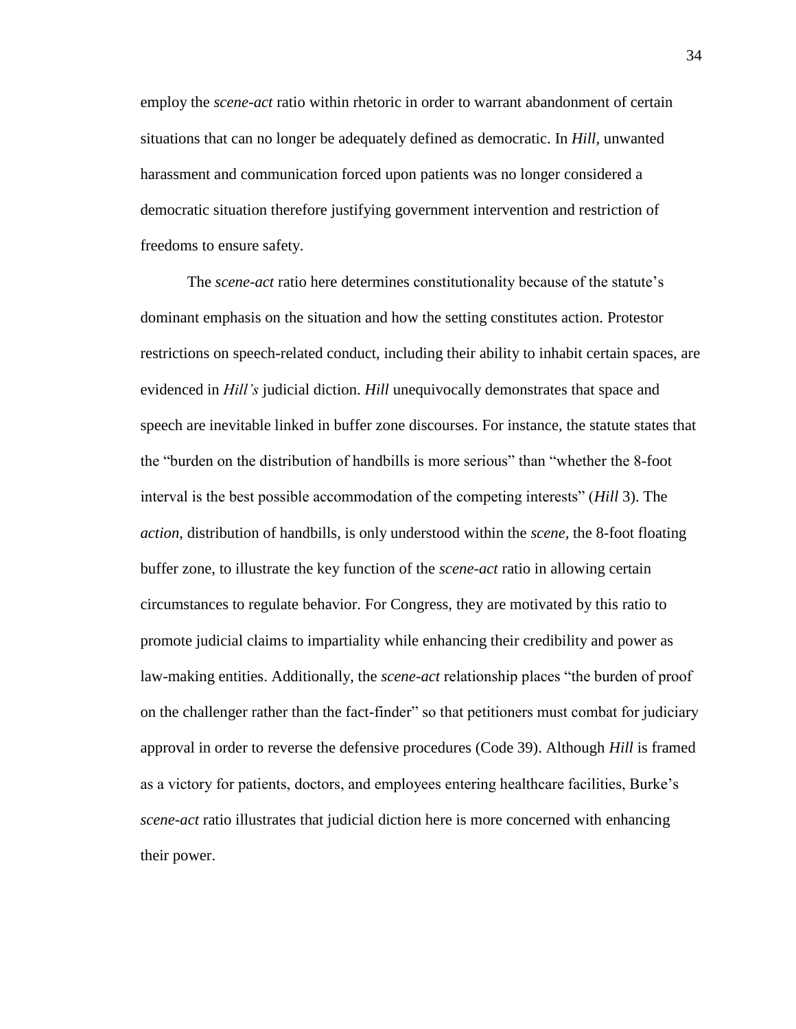employ the *scene-act* ratio within rhetoric in order to warrant abandonment of certain situations that can no longer be adequately defined as democratic. In *Hill,* unwanted harassment and communication forced upon patients was no longer considered a democratic situation therefore justifying government intervention and restriction of freedoms to ensure safety.

The *scene-act* ratio here determines constitutionality because of the statute's dominant emphasis on the situation and how the setting constitutes action. Protestor restrictions on speech-related conduct, including their ability to inhabit certain spaces, are evidenced in *Hill's* judicial diction. *Hill* unequivocally demonstrates that space and speech are inevitable linked in buffer zone discourses. For instance, the statute states that the "burden on the distribution of handbills is more serious" than "whether the 8-foot interval is the best possible accommodation of the competing interests" (*Hill* 3). The *action*, distribution of handbills, is only understood within the *scene*, the 8-foot floating buffer zone, to illustrate the key function of the *scene-act* ratio in allowing certain circumstances to regulate behavior. For Congress, they are motivated by this ratio to promote judicial claims to impartiality while enhancing their credibility and power as law-making entities. Additionally, the *scene-act* relationship places "the burden of proof on the challenger rather than the fact-finder" so that petitioners must combat for judiciary approval in order to reverse the defensive procedures (Code 39). Although *Hill* is framed as a victory for patients, doctors, and employees entering healthcare facilities, Burke's *scene-act* ratio illustrates that judicial diction here is more concerned with enhancing their power.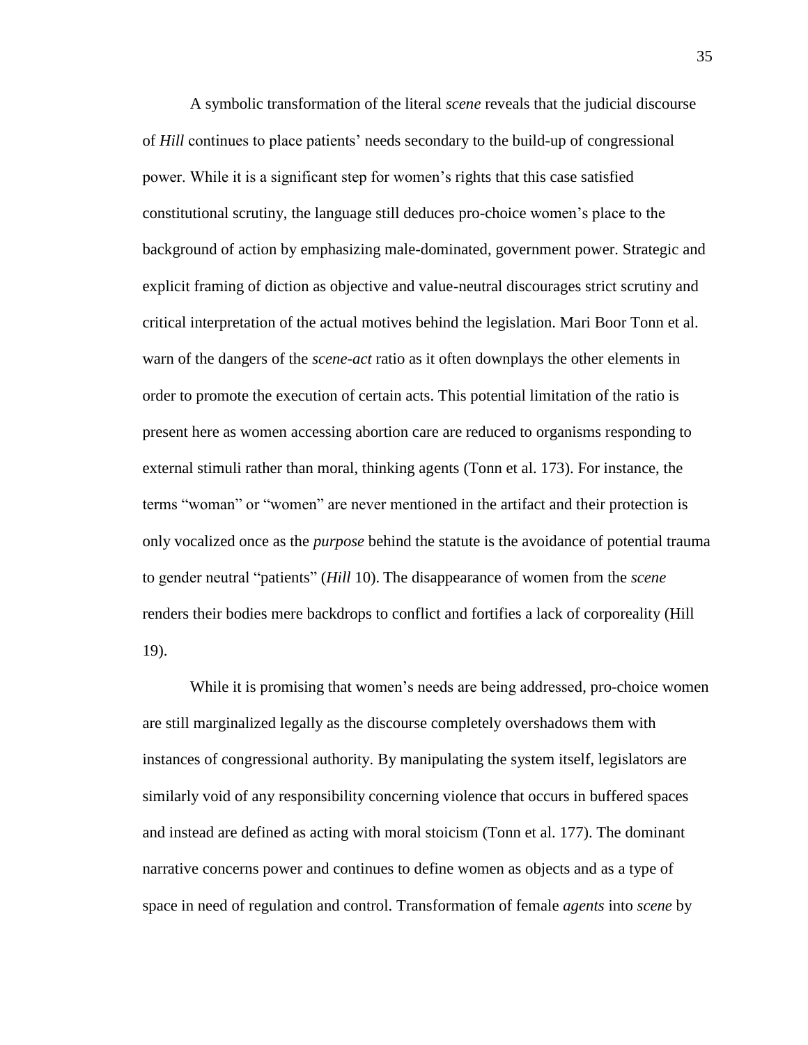A symbolic transformation of the literal *scene* reveals that the judicial discourse of *Hill* continues to place patients' needs secondary to the build-up of congressional power. While it is a significant step for women's rights that this case satisfied constitutional scrutiny, the language still deduces pro-choice women's place to the background of action by emphasizing male-dominated, government power. Strategic and explicit framing of diction as objective and value-neutral discourages strict scrutiny and critical interpretation of the actual motives behind the legislation. Mari Boor Tonn et al. warn of the dangers of the *scene-act* ratio as it often downplays the other elements in order to promote the execution of certain acts. This potential limitation of the ratio is present here as women accessing abortion care are reduced to organisms responding to external stimuli rather than moral, thinking agents (Tonn et al. 173). For instance, the terms "woman" or "women" are never mentioned in the artifact and their protection is only vocalized once as the *purpose* behind the statute is the avoidance of potential trauma to gender neutral "patients" (*Hill* 10). The disappearance of women from the *scene* renders their bodies mere backdrops to conflict and fortifies a lack of corporeality (Hill 19).

While it is promising that women's needs are being addressed, pro-choice women are still marginalized legally as the discourse completely overshadows them with instances of congressional authority. By manipulating the system itself, legislators are similarly void of any responsibility concerning violence that occurs in buffered spaces and instead are defined as acting with moral stoicism (Tonn et al. 177). The dominant narrative concerns power and continues to define women as objects and as a type of space in need of regulation and control. Transformation of female *agents* into *scene* by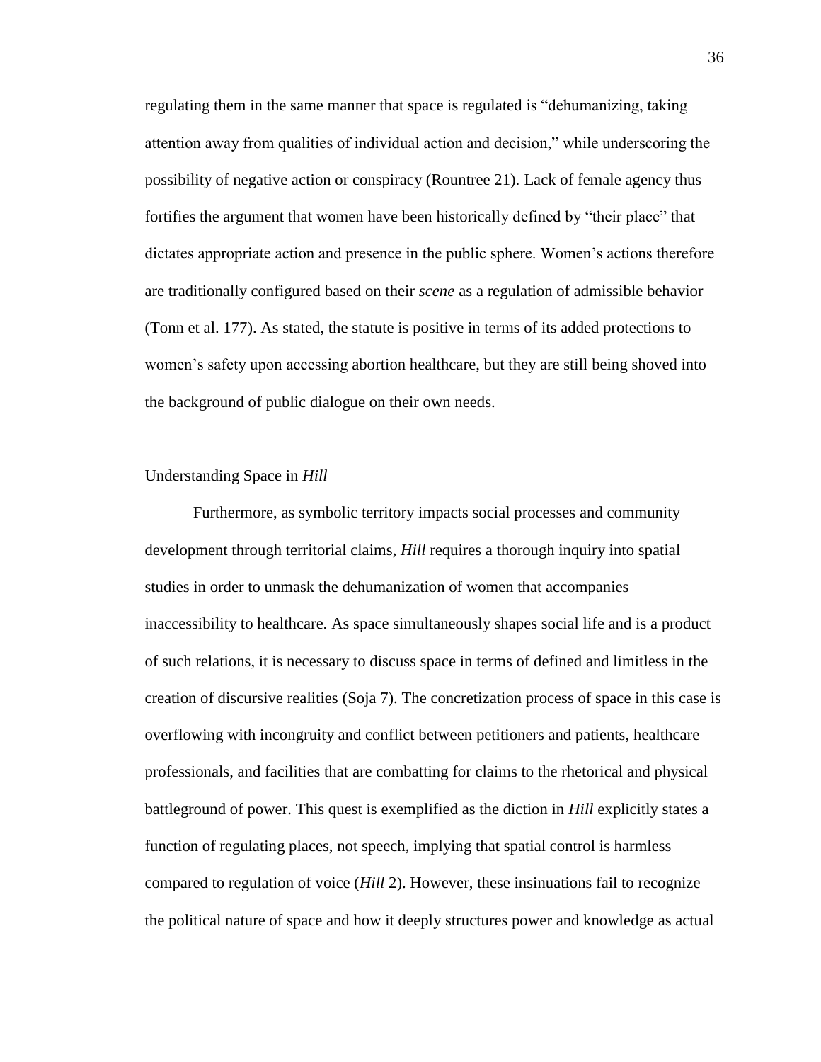regulating them in the same manner that space is regulated is "dehumanizing, taking attention away from qualities of individual action and decision," while underscoring the possibility of negative action or conspiracy (Rountree 21). Lack of female agency thus fortifies the argument that women have been historically defined by "their place" that dictates appropriate action and presence in the public sphere. Women's actions therefore are traditionally configured based on their *scene* as a regulation of admissible behavior (Tonn et al. 177). As stated, the statute is positive in terms of its added protections to women's safety upon accessing abortion healthcare, but they are still being shoved into the background of public dialogue on their own needs.

## Understanding Space in *Hill*

Furthermore, as symbolic territory impacts social processes and community development through territorial claims, *Hill* requires a thorough inquiry into spatial studies in order to unmask the dehumanization of women that accompanies inaccessibility to healthcare. As space simultaneously shapes social life and is a product of such relations, it is necessary to discuss space in terms of defined and limitless in the creation of discursive realities (Soja 7). The concretization process of space in this case is overflowing with incongruity and conflict between petitioners and patients, healthcare professionals, and facilities that are combatting for claims to the rhetorical and physical battleground of power. This quest is exemplified as the diction in *Hill* explicitly states a function of regulating places, not speech, implying that spatial control is harmless compared to regulation of voice (*Hill* 2). However, these insinuations fail to recognize the political nature of space and how it deeply structures power and knowledge as actual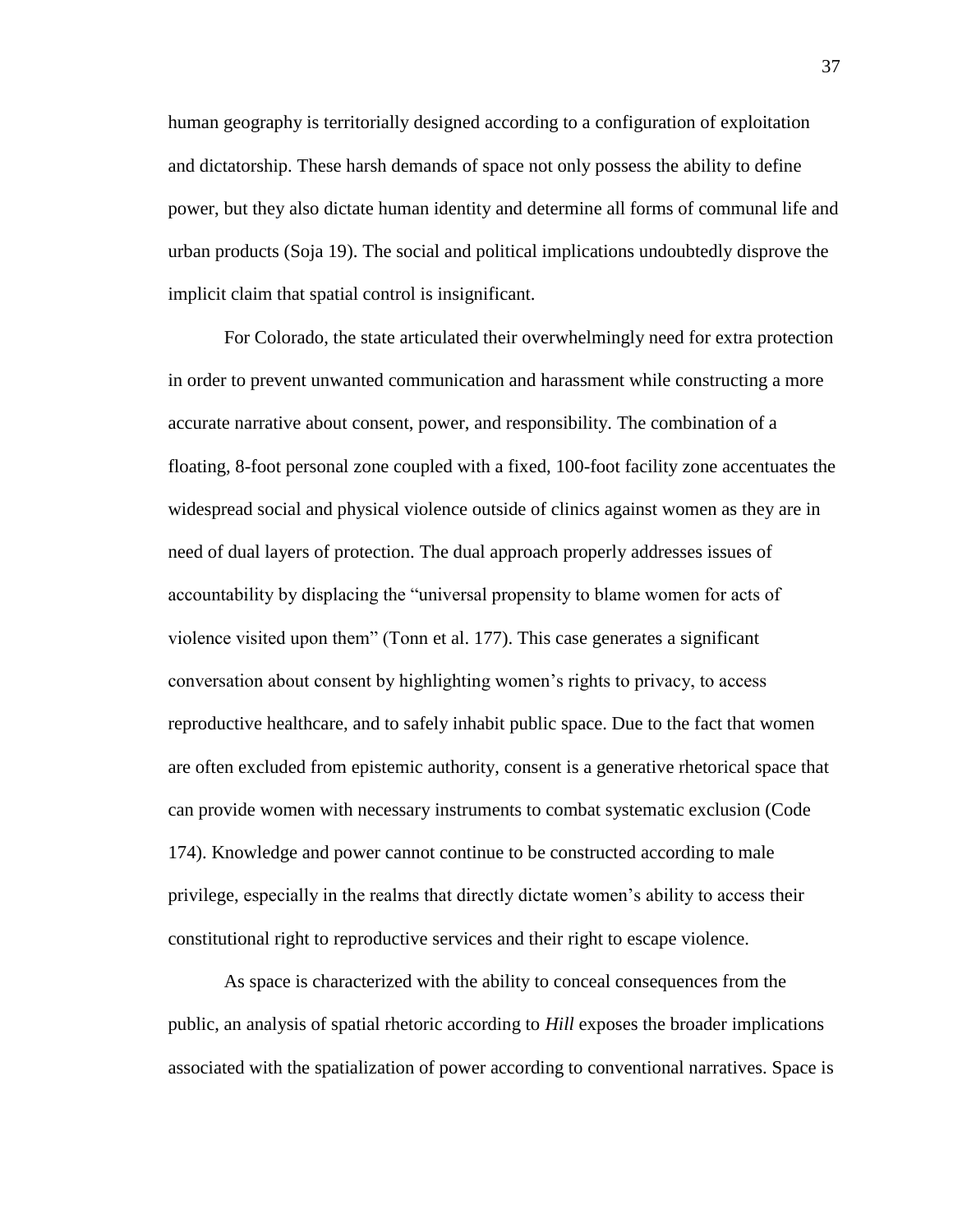human geography is territorially designed according to a configuration of exploitation and dictatorship. These harsh demands of space not only possess the ability to define power, but they also dictate human identity and determine all forms of communal life and urban products (Soja 19). The social and political implications undoubtedly disprove the implicit claim that spatial control is insignificant.

For Colorado, the state articulated their overwhelmingly need for extra protection in order to prevent unwanted communication and harassment while constructing a more accurate narrative about consent, power, and responsibility. The combination of a floating, 8-foot personal zone coupled with a fixed, 100-foot facility zone accentuates the widespread social and physical violence outside of clinics against women as they are in need of dual layers of protection. The dual approach properly addresses issues of accountability by displacing the "universal propensity to blame women for acts of violence visited upon them" (Tonn et al. 177). This case generates a significant conversation about consent by highlighting women's rights to privacy, to access reproductive healthcare, and to safely inhabit public space. Due to the fact that women are often excluded from epistemic authority, consent is a generative rhetorical space that can provide women with necessary instruments to combat systematic exclusion (Code 174). Knowledge and power cannot continue to be constructed according to male privilege, especially in the realms that directly dictate women's ability to access their constitutional right to reproductive services and their right to escape violence.

As space is characterized with the ability to conceal consequences from the public, an analysis of spatial rhetoric according to *Hill* exposes the broader implications associated with the spatialization of power according to conventional narratives. Space is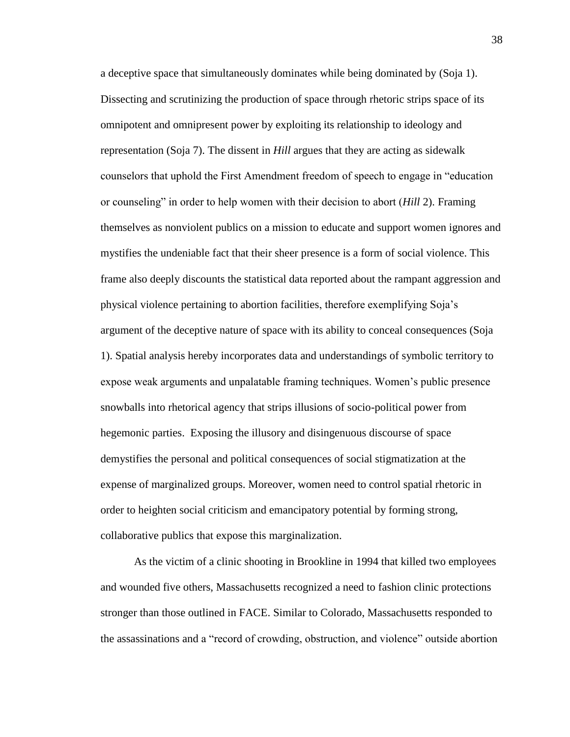a deceptive space that simultaneously dominates while being dominated by (Soja 1). Dissecting and scrutinizing the production of space through rhetoric strips space of its omnipotent and omnipresent power by exploiting its relationship to ideology and representation (Soja 7). The dissent in *Hill* argues that they are acting as sidewalk counselors that uphold the First Amendment freedom of speech to engage in "education or counseling" in order to help women with their decision to abort (*Hill* 2). Framing themselves as nonviolent publics on a mission to educate and support women ignores and mystifies the undeniable fact that their sheer presence is a form of social violence. This frame also deeply discounts the statistical data reported about the rampant aggression and physical violence pertaining to abortion facilities, therefore exemplifying Soja's argument of the deceptive nature of space with its ability to conceal consequences (Soja 1). Spatial analysis hereby incorporates data and understandings of symbolic territory to expose weak arguments and unpalatable framing techniques. Women's public presence snowballs into rhetorical agency that strips illusions of socio-political power from hegemonic parties. Exposing the illusory and disingenuous discourse of space demystifies the personal and political consequences of social stigmatization at the expense of marginalized groups. Moreover, women need to control spatial rhetoric in order to heighten social criticism and emancipatory potential by forming strong, collaborative publics that expose this marginalization.

As the victim of a clinic shooting in Brookline in 1994 that killed two employees and wounded five others, Massachusetts recognized a need to fashion clinic protections stronger than those outlined in FACE. Similar to Colorado, Massachusetts responded to the assassinations and a "record of crowding, obstruction, and violence" outside abortion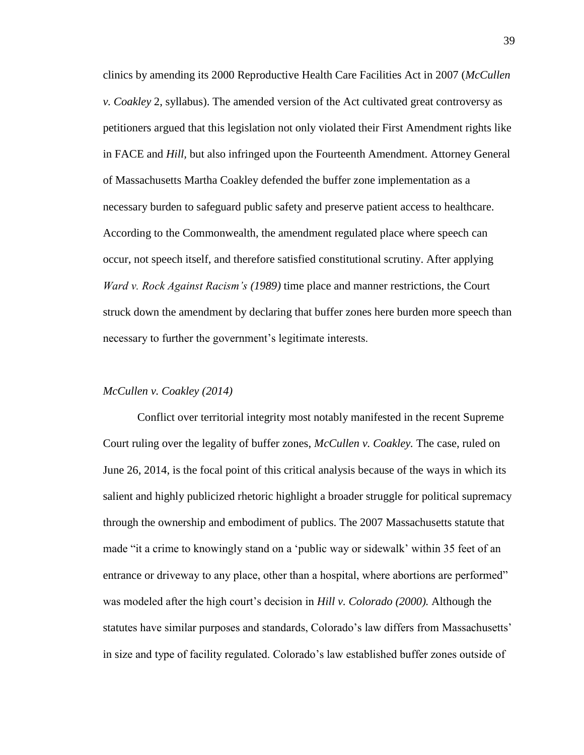clinics by amending its 2000 Reproductive Health Care Facilities Act in 2007 (*McCullen v. Coakley* 2, syllabus). The amended version of the Act cultivated great controversy as petitioners argued that this legislation not only violated their First Amendment rights like in FACE and *Hill*, but also infringed upon the Fourteenth Amendment. Attorney General of Massachusetts Martha Coakley defended the buffer zone implementation as a necessary burden to safeguard public safety and preserve patient access to healthcare. According to the Commonwealth, the amendment regulated place where speech can occur, not speech itself, and therefore satisfied constitutional scrutiny. After applying *Ward v. Rock Against Racism's (1989)* time place and manner restrictions, the Court struck down the amendment by declaring that buffer zones here burden more speech than necessary to further the government's legitimate interests.

### *McCullen v. Coakley (2014)*

Conflict over territorial integrity most notably manifested in the recent Supreme Court ruling over the legality of buffer zones, *McCullen v. Coakley.* The case, ruled on June 26, 2014, is the focal point of this critical analysis because of the ways in which its salient and highly publicized rhetoric highlight a broader struggle for political supremacy through the ownership and embodiment of publics. The 2007 Massachusetts statute that made "it a crime to knowingly stand on a 'public way or sidewalk' within 35 feet of an entrance or driveway to any place, other than a hospital, where abortions are performed" was modeled after the high court's decision in *Hill v. Colorado (2000).* Although the statutes have similar purposes and standards, Colorado's law differs from Massachusetts' in size and type of facility regulated. Colorado's law established buffer zones outside of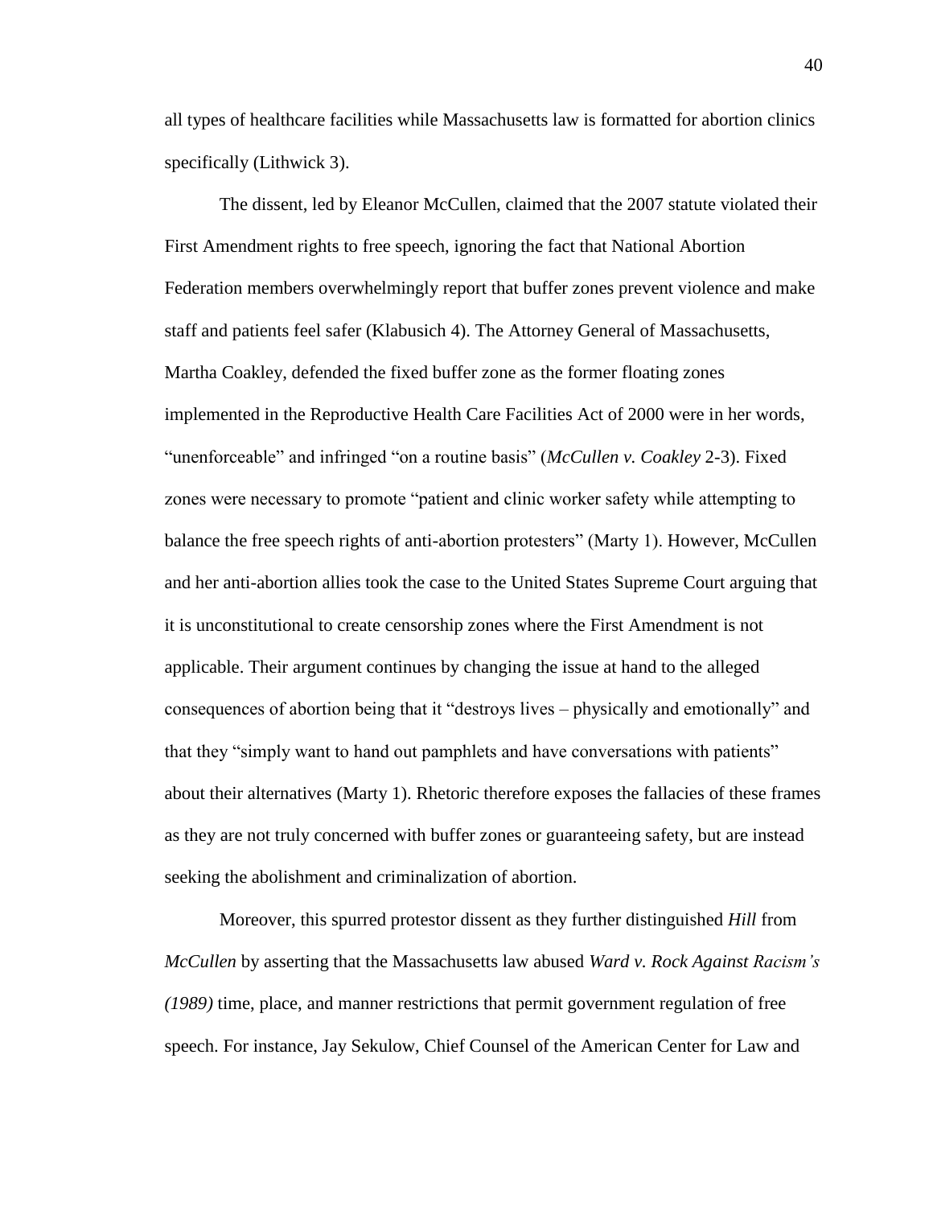all types of healthcare facilities while Massachusetts law is formatted for abortion clinics specifically (Lithwick 3).

The dissent, led by Eleanor McCullen, claimed that the 2007 statute violated their First Amendment rights to free speech, ignoring the fact that National Abortion Federation members overwhelmingly report that buffer zones prevent violence and make staff and patients feel safer (Klabusich 4). The Attorney General of Massachusetts, Martha Coakley, defended the fixed buffer zone as the former floating zones implemented in the Reproductive Health Care Facilities Act of 2000 were in her words, "unenforceable" and infringed "on a routine basis" (*McCullen v. Coakley* 2-3). Fixed zones were necessary to promote "patient and clinic worker safety while attempting to balance the free speech rights of anti-abortion protesters" (Marty 1). However, McCullen and her anti-abortion allies took the case to the United States Supreme Court arguing that it is unconstitutional to create censorship zones where the First Amendment is not applicable. Their argument continues by changing the issue at hand to the alleged consequences of abortion being that it "destroys lives – physically and emotionally" and that they "simply want to hand out pamphlets and have conversations with patients" about their alternatives (Marty 1). Rhetoric therefore exposes the fallacies of these frames as they are not truly concerned with buffer zones or guaranteeing safety, but are instead seeking the abolishment and criminalization of abortion.

Moreover, this spurred protestor dissent as they further distinguished *Hill* from *McCullen* by asserting that the Massachusetts law abused *Ward v. Rock Against Racism's (1989)* time, place, and manner restrictions that permit government regulation of free speech. For instance, Jay Sekulow, Chief Counsel of the American Center for Law and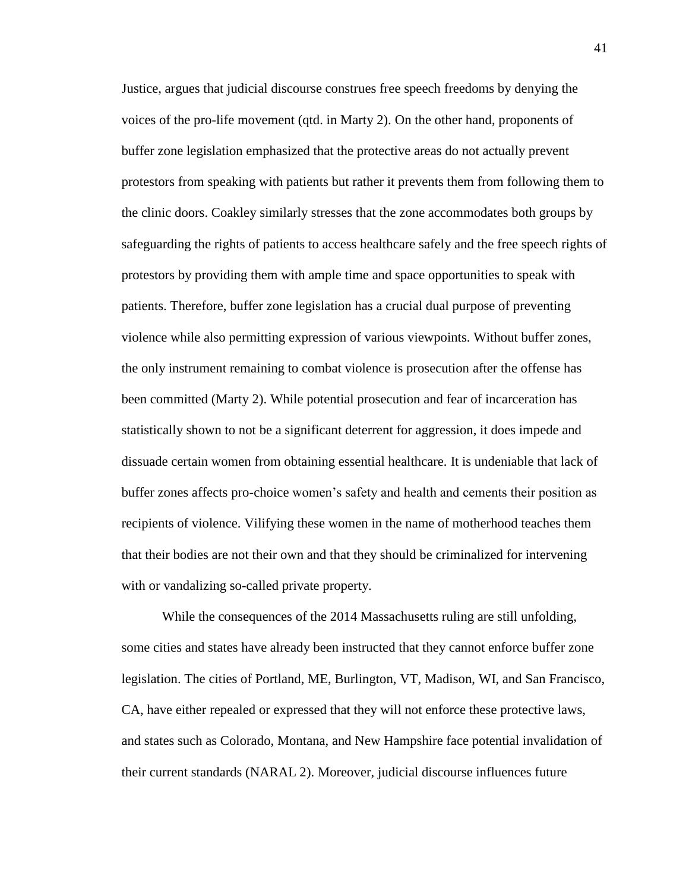Justice, argues that judicial discourse construes free speech freedoms by denying the voices of the pro-life movement (qtd. in Marty 2). On the other hand, proponents of buffer zone legislation emphasized that the protective areas do not actually prevent protestors from speaking with patients but rather it prevents them from following them to the clinic doors. Coakley similarly stresses that the zone accommodates both groups by safeguarding the rights of patients to access healthcare safely and the free speech rights of protestors by providing them with ample time and space opportunities to speak with patients. Therefore, buffer zone legislation has a crucial dual purpose of preventing violence while also permitting expression of various viewpoints. Without buffer zones, the only instrument remaining to combat violence is prosecution after the offense has been committed (Marty 2). While potential prosecution and fear of incarceration has statistically shown to not be a significant deterrent for aggression, it does impede and dissuade certain women from obtaining essential healthcare. It is undeniable that lack of buffer zones affects pro-choice women's safety and health and cements their position as recipients of violence. Vilifying these women in the name of motherhood teaches them that their bodies are not their own and that they should be criminalized for intervening with or vandalizing so-called private property.

While the consequences of the 2014 Massachusetts ruling are still unfolding, some cities and states have already been instructed that they cannot enforce buffer zone legislation. The cities of Portland, ME, Burlington, VT, Madison, WI, and San Francisco, CA, have either repealed or expressed that they will not enforce these protective laws, and states such as Colorado, Montana, and New Hampshire face potential invalidation of their current standards (NARAL 2). Moreover, judicial discourse influences future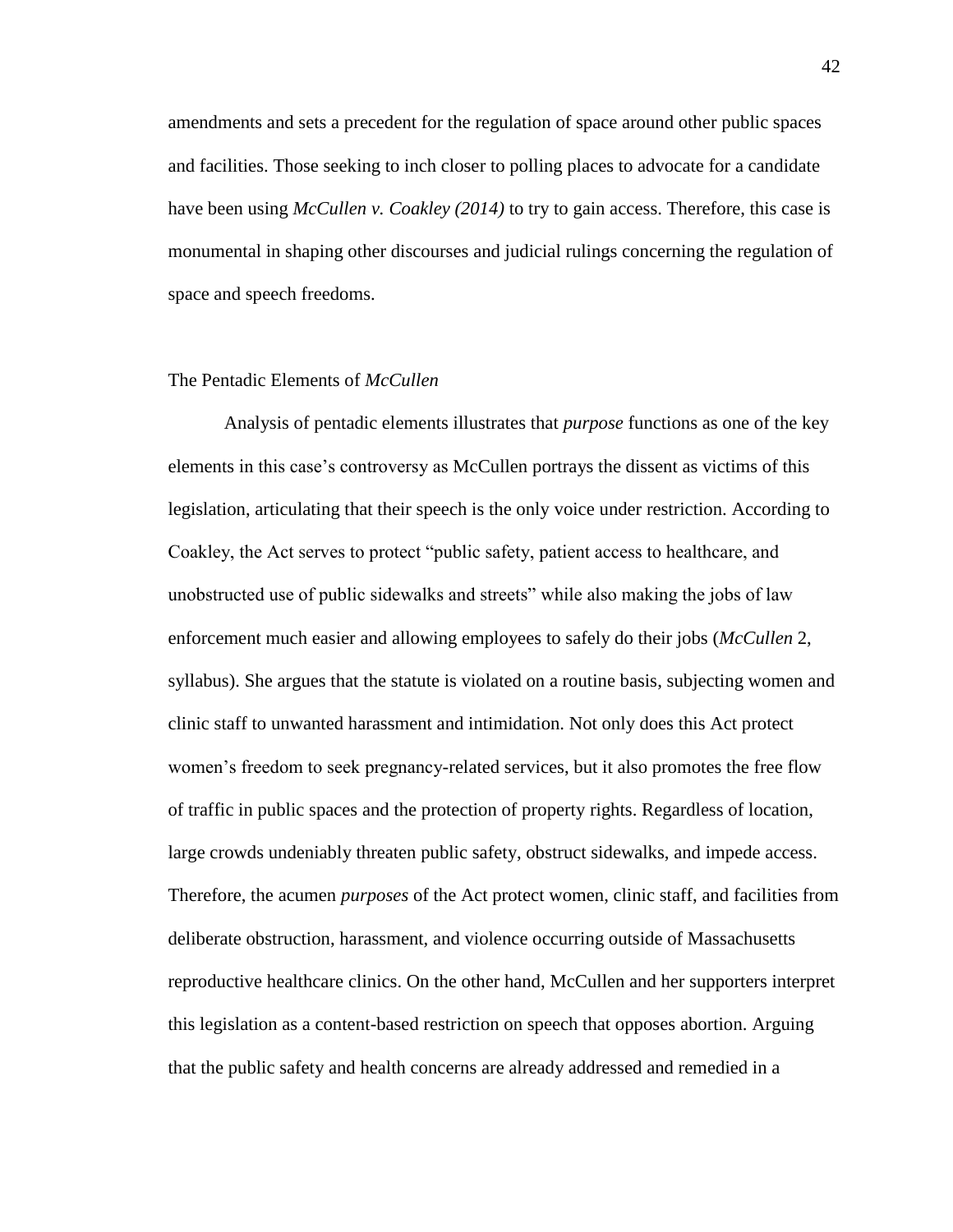amendments and sets a precedent for the regulation of space around other public spaces and facilities. Those seeking to inch closer to polling places to advocate for a candidate have been using *McCullen v. Coakley (2014)* to try to gain access. Therefore, this case is monumental in shaping other discourses and judicial rulings concerning the regulation of space and speech freedoms.

## The Pentadic Elements of *McCullen*

Analysis of pentadic elements illustrates that *purpose* functions as one of the key elements in this case's controversy as McCullen portrays the dissent as victims of this legislation, articulating that their speech is the only voice under restriction. According to Coakley, the Act serves to protect "public safety, patient access to healthcare, and unobstructed use of public sidewalks and streets" while also making the jobs of law enforcement much easier and allowing employees to safely do their jobs (*McCullen* 2, syllabus). She argues that the statute is violated on a routine basis, subjecting women and clinic staff to unwanted harassment and intimidation. Not only does this Act protect women's freedom to seek pregnancy-related services, but it also promotes the free flow of traffic in public spaces and the protection of property rights. Regardless of location, large crowds undeniably threaten public safety, obstruct sidewalks, and impede access. Therefore, the acumen *purposes* of the Act protect women, clinic staff, and facilities from deliberate obstruction, harassment, and violence occurring outside of Massachusetts reproductive healthcare clinics. On the other hand, McCullen and her supporters interpret this legislation as a content-based restriction on speech that opposes abortion. Arguing that the public safety and health concerns are already addressed and remedied in a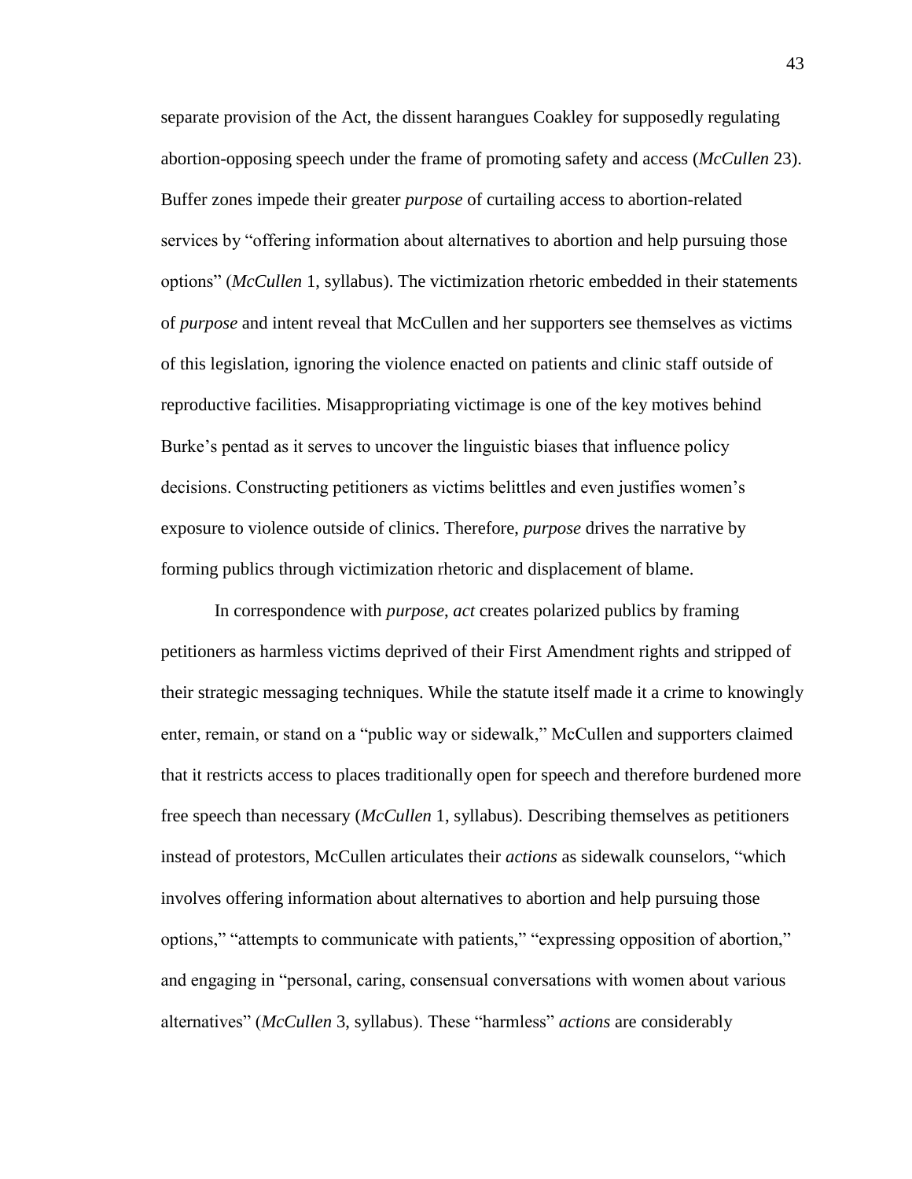separate provision of the Act, the dissent harangues Coakley for supposedly regulating abortion-opposing speech under the frame of promoting safety and access (*McCullen* 23). Buffer zones impede their greater *purpose* of curtailing access to abortion-related services by "offering information about alternatives to abortion and help pursuing those options" (*McCullen* 1, syllabus). The victimization rhetoric embedded in their statements of *purpose* and intent reveal that McCullen and her supporters see themselves as victims of this legislation, ignoring the violence enacted on patients and clinic staff outside of reproductive facilities. Misappropriating victimage is one of the key motives behind Burke's pentad as it serves to uncover the linguistic biases that influence policy decisions. Constructing petitioners as victims belittles and even justifies women's exposure to violence outside of clinics. Therefore, *purpose* drives the narrative by forming publics through victimization rhetoric and displacement of blame.

In correspondence with *purpose*, *act* creates polarized publics by framing petitioners as harmless victims deprived of their First Amendment rights and stripped of their strategic messaging techniques. While the statute itself made it a crime to knowingly enter, remain, or stand on a "public way or sidewalk," McCullen and supporters claimed that it restricts access to places traditionally open for speech and therefore burdened more free speech than necessary (*McCullen* 1, syllabus). Describing themselves as petitioners instead of protestors, McCullen articulates their *actions* as sidewalk counselors, "which involves offering information about alternatives to abortion and help pursuing those options," "attempts to communicate with patients," "expressing opposition of abortion," and engaging in "personal, caring, consensual conversations with women about various alternatives" (*McCullen* 3, syllabus). These "harmless" *actions* are considerably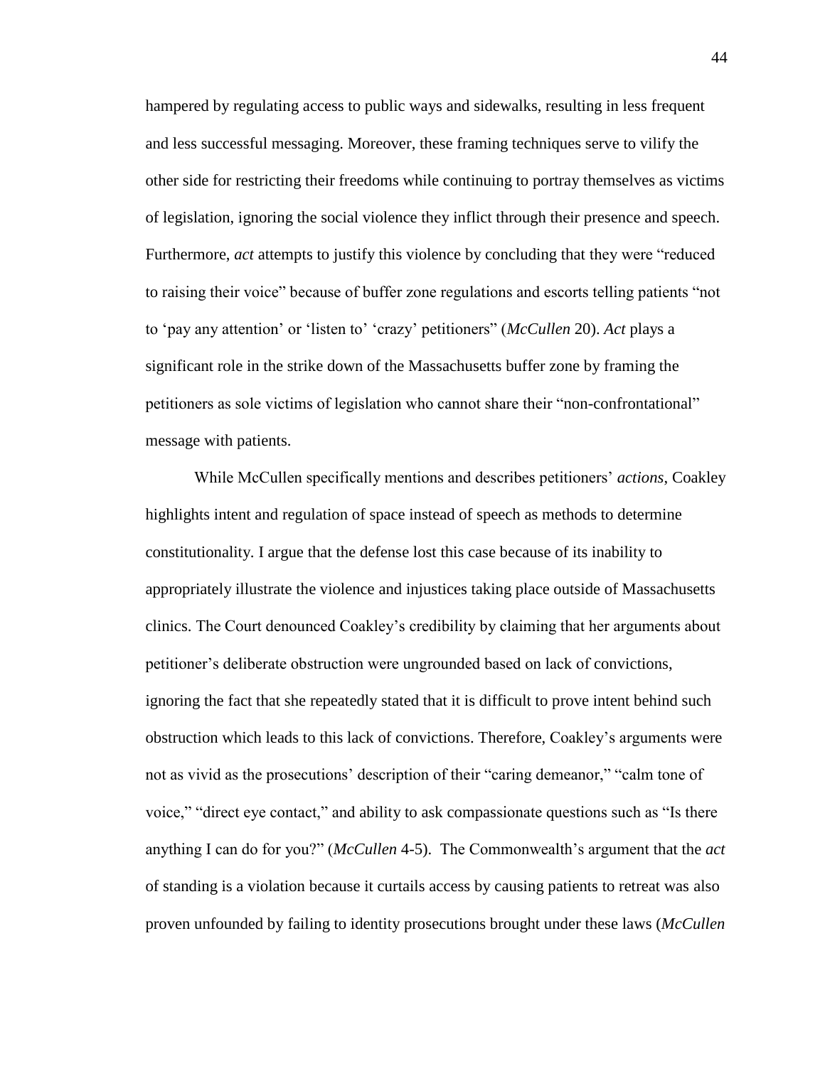hampered by regulating access to public ways and sidewalks, resulting in less frequent and less successful messaging. Moreover, these framing techniques serve to vilify the other side for restricting their freedoms while continuing to portray themselves as victims of legislation, ignoring the social violence they inflict through their presence and speech. Furthermore, *act* attempts to justify this violence by concluding that they were "reduced to raising their voice" because of buffer zone regulations and escorts telling patients "not to 'pay any attention' or 'listen to' 'crazy' petitioners" (*McCullen* 20). *Act* plays a significant role in the strike down of the Massachusetts buffer zone by framing the petitioners as sole victims of legislation who cannot share their "non-confrontational" message with patients.

While McCullen specifically mentions and describes petitioners' *actions*, Coakley highlights intent and regulation of space instead of speech as methods to determine constitutionality. I argue that the defense lost this case because of its inability to appropriately illustrate the violence and injustices taking place outside of Massachusetts clinics. The Court denounced Coakley's credibility by claiming that her arguments about petitioner's deliberate obstruction were ungrounded based on lack of convictions, ignoring the fact that she repeatedly stated that it is difficult to prove intent behind such obstruction which leads to this lack of convictions. Therefore, Coakley's arguments were not as vivid as the prosecutions' description of their "caring demeanor," "calm tone of voice," "direct eye contact," and ability to ask compassionate questions such as "Is there anything I can do for you?" (*McCullen* 4-5). The Commonwealth's argument that the *act* of standing is a violation because it curtails access by causing patients to retreat was also proven unfounded by failing to identity prosecutions brought under these laws (*McCullen*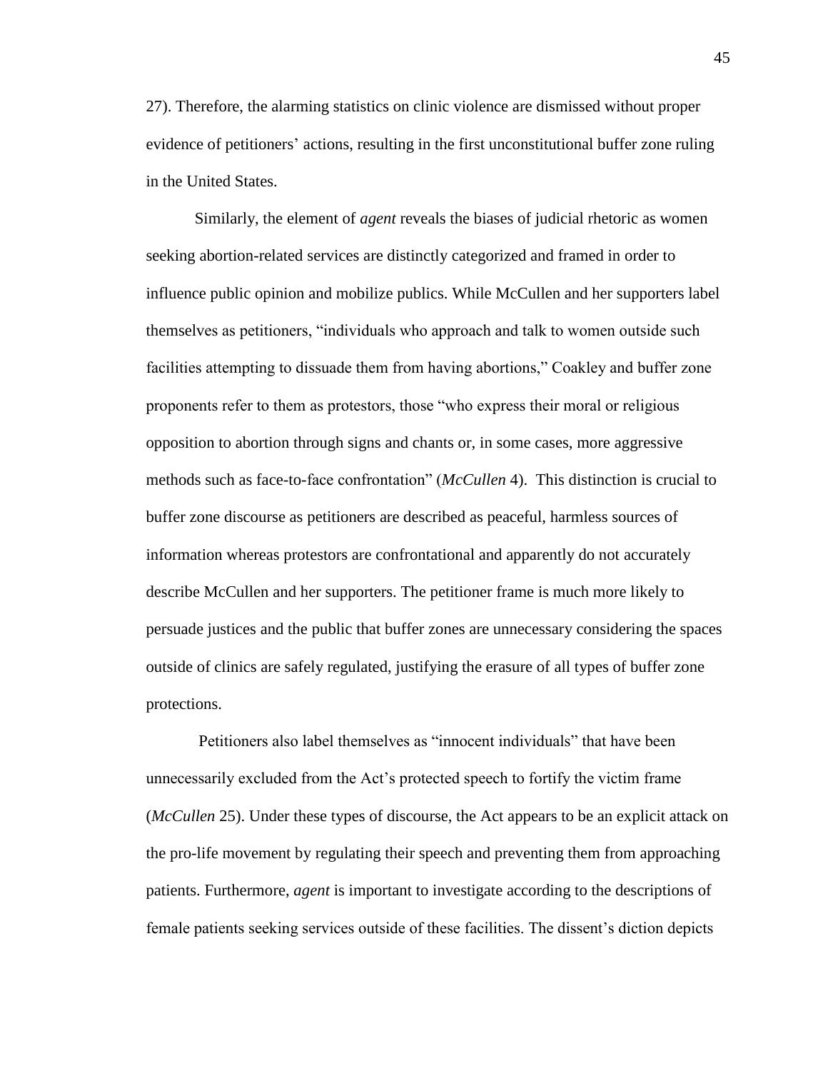27). Therefore, the alarming statistics on clinic violence are dismissed without proper evidence of petitioners' actions, resulting in the first unconstitutional buffer zone ruling in the United States.

Similarly, the element of *agent* reveals the biases of judicial rhetoric as women seeking abortion-related services are distinctly categorized and framed in order to influence public opinion and mobilize publics. While McCullen and her supporters label themselves as petitioners, "individuals who approach and talk to women outside such facilities attempting to dissuade them from having abortions," Coakley and buffer zone proponents refer to them as protestors, those "who express their moral or religious opposition to abortion through signs and chants or, in some cases, more aggressive methods such as face-to-face confrontation" (*McCullen* 4). This distinction is crucial to buffer zone discourse as petitioners are described as peaceful, harmless sources of information whereas protestors are confrontational and apparently do not accurately describe McCullen and her supporters. The petitioner frame is much more likely to persuade justices and the public that buffer zones are unnecessary considering the spaces outside of clinics are safely regulated, justifying the erasure of all types of buffer zone protections.

Petitioners also label themselves as "innocent individuals" that have been unnecessarily excluded from the Act's protected speech to fortify the victim frame (*McCullen* 25). Under these types of discourse, the Act appears to be an explicit attack on the pro-life movement by regulating their speech and preventing them from approaching patients. Furthermore, *agent* is important to investigate according to the descriptions of female patients seeking services outside of these facilities. The dissent's diction depicts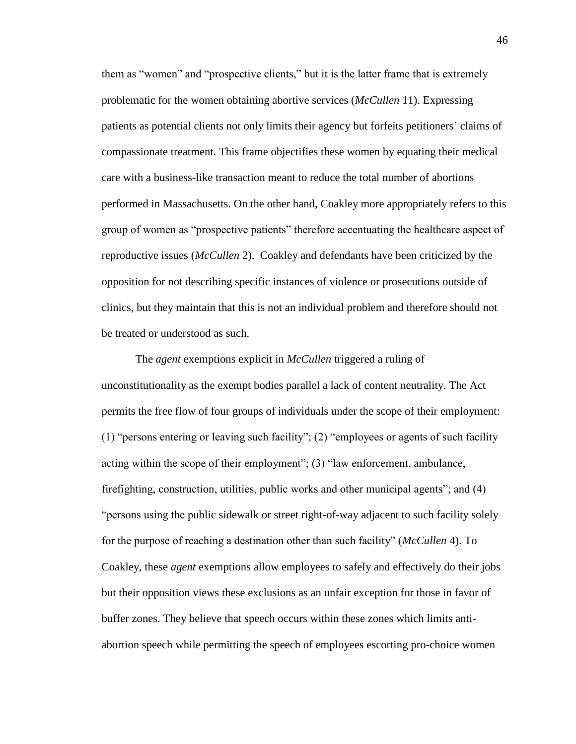them as "women" and "prospective clients," but it is the latter frame that is extremely problematic for the women obtaining abortive services (*McCullen* 11). Expressing patients as potential clients not only limits their agency but forfeits petitioners' claims of compassionate treatment. This frame objectifies these women by equating their medical care with a business-like transaction meant to reduce the total number of abortions performed in Massachusetts. On the other hand, Coakley more appropriately refers to this group of women as "prospective patients" therefore accentuating the healthcare aspect of reproductive issues (*McCullen* 2). Coakley and defendants have been criticized by the opposition for not describing specific instances of violence or prosecutions outside of clinics, but they maintain that this is not an individual problem and therefore should not be treated or understood as such.

The *agent* exemptions explicit in *McCullen* triggered a ruling of unconstitutionality as the exempt bodies parallel a lack of content neutrality. The Act permits the free flow of four groups of individuals under the scope of their employment: (1) "persons entering or leaving such facility"; (2) "employees or agents of such facility acting within the scope of their employment"; (3) "law enforcement, ambulance, firefighting, construction, utilities, public works and other municipal agents"; and (4) "persons using the public sidewalk or street right-of-way adjacent to such facility solely for the purpose of reaching a destination other than such facility" (*McCullen* 4). To Coakley, these *agent* exemptions allow employees to safely and effectively do their jobs but their opposition views these exclusions as an unfair exception for those in favor of buffer zones. They believe that speech occurs within these zones which limits anti-abortion speech while permitting the speech of employees escorting pro-choice women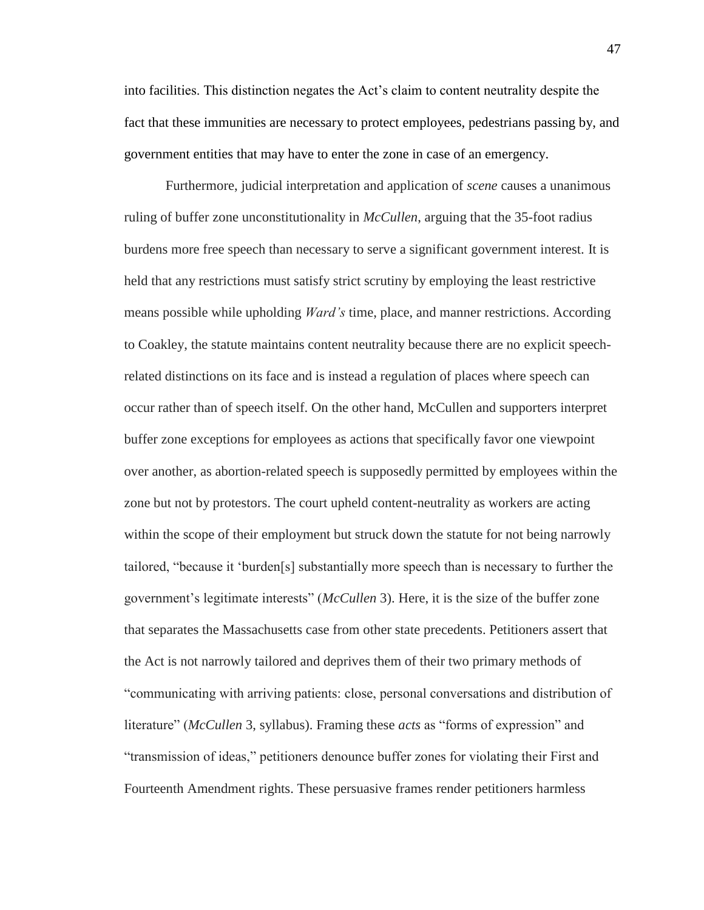into facilities. This distinction negates the Act's claim to content neutrality despite the fact that these immunities are necessary to protect employees, pedestrians passing by, and government entities that may have to enter the zone in case of an emergency.

Furthermore, judicial interpretation and application of *scene* causes a unanimous ruling of buffer zone unconstitutionality in *McCullen*, arguing that the 35-foot radius burdens more free speech than necessary to serve a significant government interest. It is held that any restrictions must satisfy strict scrutiny by employing the least restrictive means possible while upholding *Ward's* time, place, and manner restrictions. According to Coakley, the statute maintains content neutrality because there are no explicit speech-related distinctions on its face and is instead a regulation of places where speech can occur rather than of speech itself. On the other hand, McCullen and supporters interpret buffer zone exceptions for employees as actions that specifically favor one viewpoint over another, as abortion-related speech is supposedly permitted by employees within the zone but not by protestors. The court upheld content-neutrality as workers are acting within the scope of their employment but struck down the statute for not being narrowly tailored, "because it 'burden[s] substantially more speech than is necessary to further the government's legitimate interests" (*McCullen* 3). Here, it is the size of the buffer zone that separates the Massachusetts case from other state precedents. Petitioners assert that the Act is not narrowly tailored and deprives them of their two primary methods of "communicating with arriving patients: close, personal conversations and distribution of literature" (*McCullen* 3, syllabus). Framing these *acts* as "forms of expression" and "transmission of ideas," petitioners denounce buffer zones for violating their First and Fourteenth Amendment rights. These persuasive frames render petitioners harmless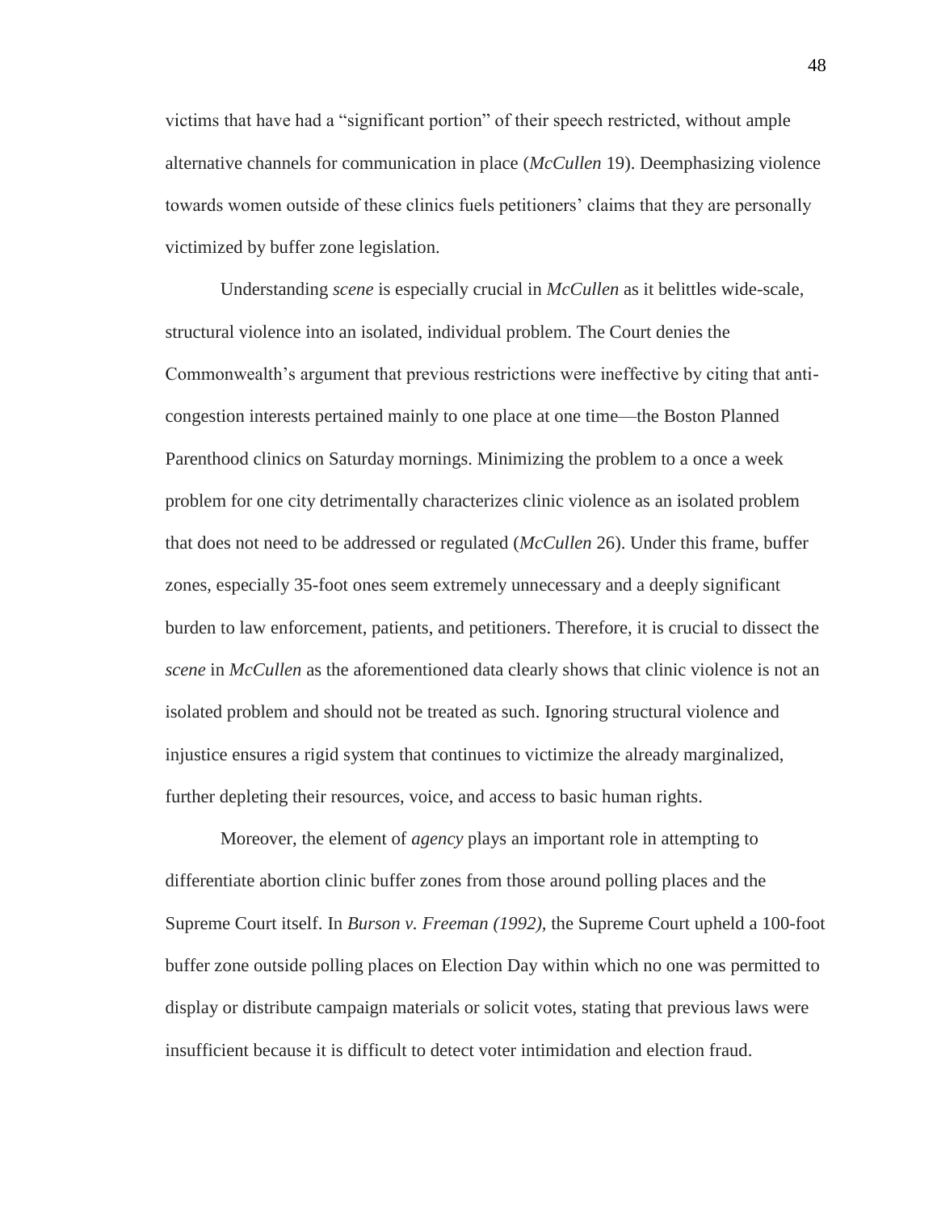victims that have had a "significant portion" of their speech restricted, without ample alternative channels for communication in place (*McCullen* 19). Deemphasizing violence towards women outside of these clinics fuels petitioners' claims that they are personally victimized by buffer zone legislation.

Understanding *scene* is especially crucial in *McCullen* as it belittles wide-scale, structural violence into an isolated, individual problem. The Court denies the Commonwealth's argument that previous restrictions were ineffective by citing that anti-congestion interests pertained mainly to one place at one time—the Boston Planned Parenthood clinics on Saturday mornings. Minimizing the problem to a once a week problem for one city detrimentally characterizes clinic violence as an isolated problem that does not need to be addressed or regulated (*McCullen* 26). Under this frame, buffer zones, especially 35-foot ones seem extremely unnecessary and a deeply significant burden to law enforcement, patients, and petitioners. Therefore, it is crucial to dissect the *scene* in *McCullen* as the aforementioned data clearly shows that clinic violence is not an isolated problem and should not be treated as such. Ignoring structural violence and injustice ensures a rigid system that continues to victimize the already marginalized, further depleting their resources, voice, and access to basic human rights.

Moreover, the element of *agency* plays an important role in attempting to differentiate abortion clinic buffer zones from those around polling places and the Supreme Court itself. In *Burson v. Freeman (1992),* the Supreme Court upheld a 100-foot buffer zone outside polling places on Election Day within which no one was permitted to display or distribute campaign materials or solicit votes, stating that previous laws were insufficient because it is difficult to detect voter intimidation and election fraud.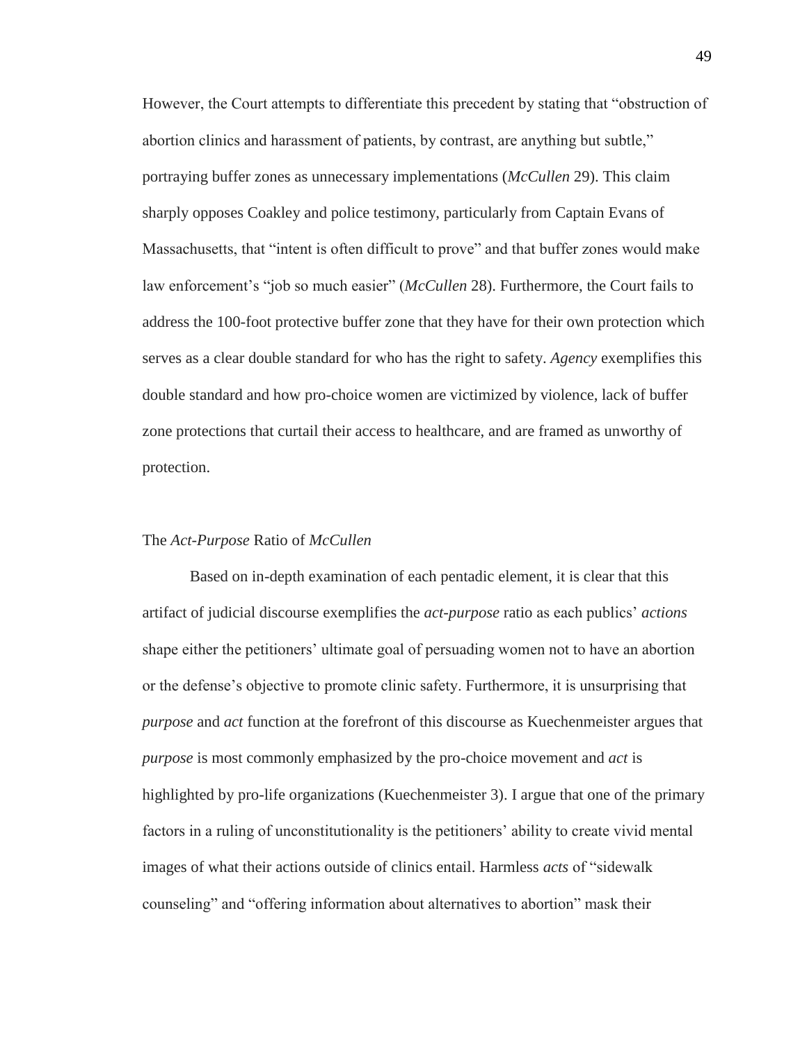However, the Court attempts to differentiate this precedent by stating that "obstruction of abortion clinics and harassment of patients, by contrast, are anything but subtle," portraying buffer zones as unnecessary implementations (*McCullen* 29). This claim sharply opposes Coakley and police testimony, particularly from Captain Evans of Massachusetts, that "intent is often difficult to prove" and that buffer zones would make law enforcement's "job so much easier" (*McCullen* 28). Furthermore, the Court fails to address the 100-foot protective buffer zone that they have for their own protection which serves as a clear double standard for who has the right to safety. *Agency* exemplifies this double standard and how pro-choice women are victimized by violence, lack of buffer zone protections that curtail their access to healthcare, and are framed as unworthy of protection.

### The *Act-Purpose* Ratio of *McCullen*

Based on in-depth examination of each pentadic element, it is clear that this artifact of judicial discourse exemplifies the *act-purpose* ratio as each publics' *actions* shape either the petitioners' ultimate goal of persuading women not to have an abortion or the defense's objective to promote clinic safety. Furthermore, it is unsurprising that *purpose* and *act* function at the forefront of this discourse as Kuechenmeister argues that *purpose* is most commonly emphasized by the pro-choice movement and *act* is highlighted by pro-life organizations (Kuechenmeister 3). I argue that one of the primary factors in a ruling of unconstitutionality is the petitioners' ability to create vivid mental images of what their actions outside of clinics entail. Harmless *acts* of "sidewalk counseling" and "offering information about alternatives to abortion" mask their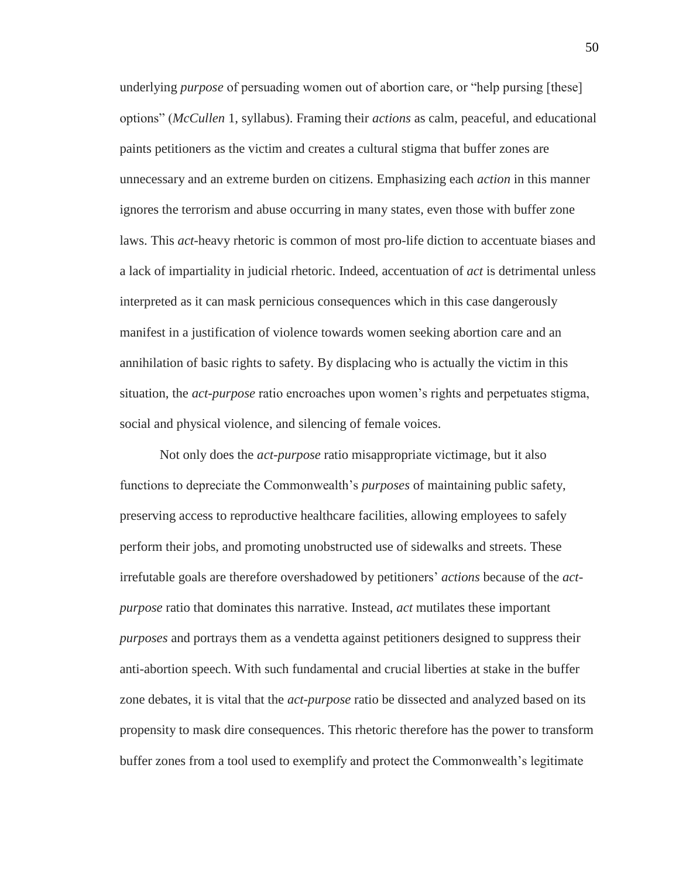underlying *purpose* of persuading women out of abortion care, or "help pursing [these] options" (*McCullen* 1, syllabus). Framing their *actions* as calm, peaceful, and educational paints petitioners as the victim and creates a cultural stigma that buffer zones are unnecessary and an extreme burden on citizens. Emphasizing each *action* in this manner ignores the terrorism and abuse occurring in many states, even those with buffer zone laws. This *act*-heavy rhetoric is common of most pro-life diction to accentuate biases and a lack of impartiality in judicial rhetoric. Indeed, accentuation of *act* is detrimental unless interpreted as it can mask pernicious consequences which in this case dangerously manifest in a justification of violence towards women seeking abortion care and an annihilation of basic rights to safety. By displacing who is actually the victim in this situation, the *act-purpose* ratio encroaches upon women's rights and perpetuates stigma, social and physical violence, and silencing of female voices.

Not only does the *act-purpose* ratio misappropriate victimage, but it also functions to depreciate the Commonwealth's *purposes* of maintaining public safety, preserving access to reproductive healthcare facilities, allowing employees to safely perform their jobs, and promoting unobstructed use of sidewalks and streets. These irrefutable goals are therefore overshadowed by petitioners' *actions* because of the *act-purpose* ratio that dominates this narrative. Instead, *act* mutilates these important *purposes* and portrays them as a vendetta against petitioners designed to suppress their anti-abortion speech. With such fundamental and crucial liberties at stake in the buffer zone debates, it is vital that the *act-purpose* ratio be dissected and analyzed based on its propensity to mask dire consequences. This rhetoric therefore has the power to transform buffer zones from a tool used to exemplify and protect the Commonwealth's legitimate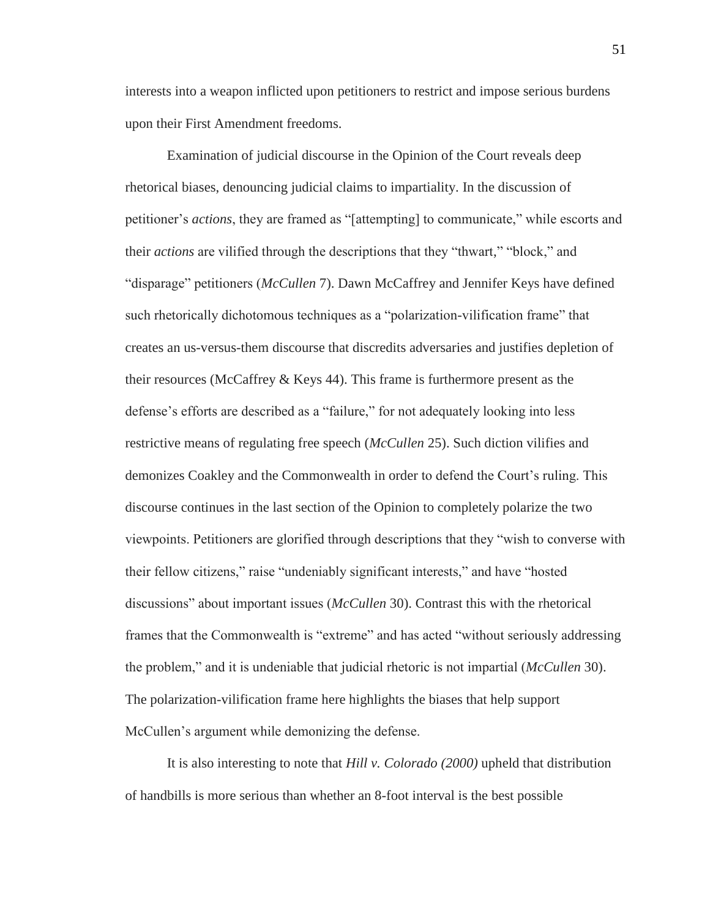interests into a weapon inflicted upon petitioners to restrict and impose serious burdens upon their First Amendment freedoms.

Examination of judicial discourse in the Opinion of the Court reveals deep rhetorical biases, denouncing judicial claims to impartiality. In the discussion of petitioner's *actions*, they are framed as "[attempting] to communicate," while escorts and their *actions* are vilified through the descriptions that they "thwart," "block," and "disparage" petitioners (*McCullen* 7). Dawn McCaffrey and Jennifer Keys have defined such rhetorically dichotomous techniques as a "polarization-vilification frame" that creates an us-versus-them discourse that discredits adversaries and justifies depletion of their resources (McCaffrey & Keys 44). This frame is furthermore present as the defense's efforts are described as a "failure," for not adequately looking into less restrictive means of regulating free speech (*McCullen* 25). Such diction vilifies and demonizes Coakley and the Commonwealth in order to defend the Court's ruling. This discourse continues in the last section of the Opinion to completely polarize the two viewpoints. Petitioners are glorified through descriptions that they "wish to converse with their fellow citizens," raise "undeniably significant interests," and have "hosted discussions" about important issues (*McCullen* 30). Contrast this with the rhetorical frames that the Commonwealth is "extreme" and has acted "without seriously addressing the problem," and it is undeniable that judicial rhetoric is not impartial (*McCullen* 30). The polarization-vilification frame here highlights the biases that help support McCullen's argument while demonizing the defense.

It is also interesting to note that *Hill v. Colorado (2000)* upheld that distribution of handbills is more serious than whether an 8-foot interval is the best possible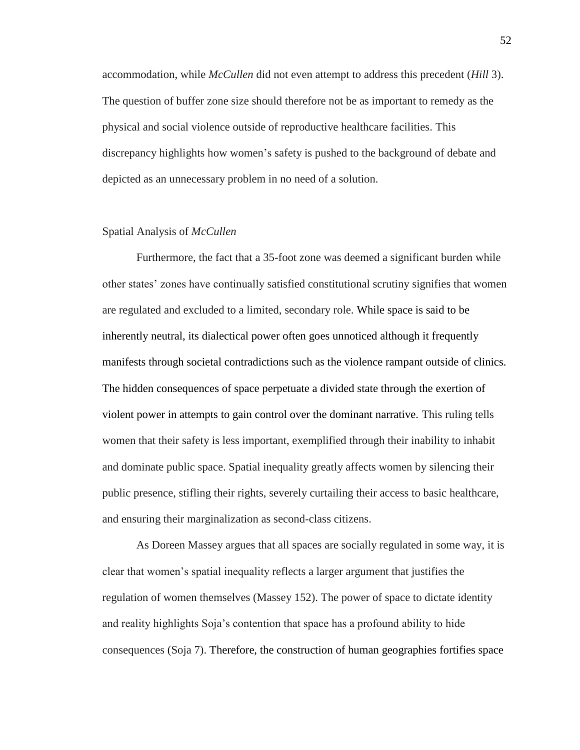accommodation, while *McCullen* did not even attempt to address this precedent (*Hill* 3). The question of buffer zone size should therefore not be as important to remedy as the physical and social violence outside of reproductive healthcare facilities. This discrepancy highlights how women's safety is pushed to the background of debate and depicted as an unnecessary problem in no need of a solution.

### Spatial Analysis of *McCullen*

Furthermore, the fact that a 35-foot zone was deemed a significant burden while other states' zones have continually satisfied constitutional scrutiny signifies that women are regulated and excluded to a limited, secondary role. While space is said to be inherently neutral, its dialectical power often goes unnoticed although it frequently manifests through societal contradictions such as the violence rampant outside of clinics. The hidden consequences of space perpetuate a divided state through the exertion of violent power in attempts to gain control over the dominant narrative. This ruling tells women that their safety is less important, exemplified through their inability to inhabit and dominate public space. Spatial inequality greatly affects women by silencing their public presence, stifling their rights, severely curtailing their access to basic healthcare, and ensuring their marginalization as second-class citizens.

As Doreen Massey argues that all spaces are socially regulated in some way, it is clear that women's spatial inequality reflects a larger argument that justifies the regulation of women themselves (Massey 152). The power of space to dictate identity and reality highlights Soja's contention that space has a profound ability to hide consequences (Soja 7). Therefore, the construction of human geographies fortifies space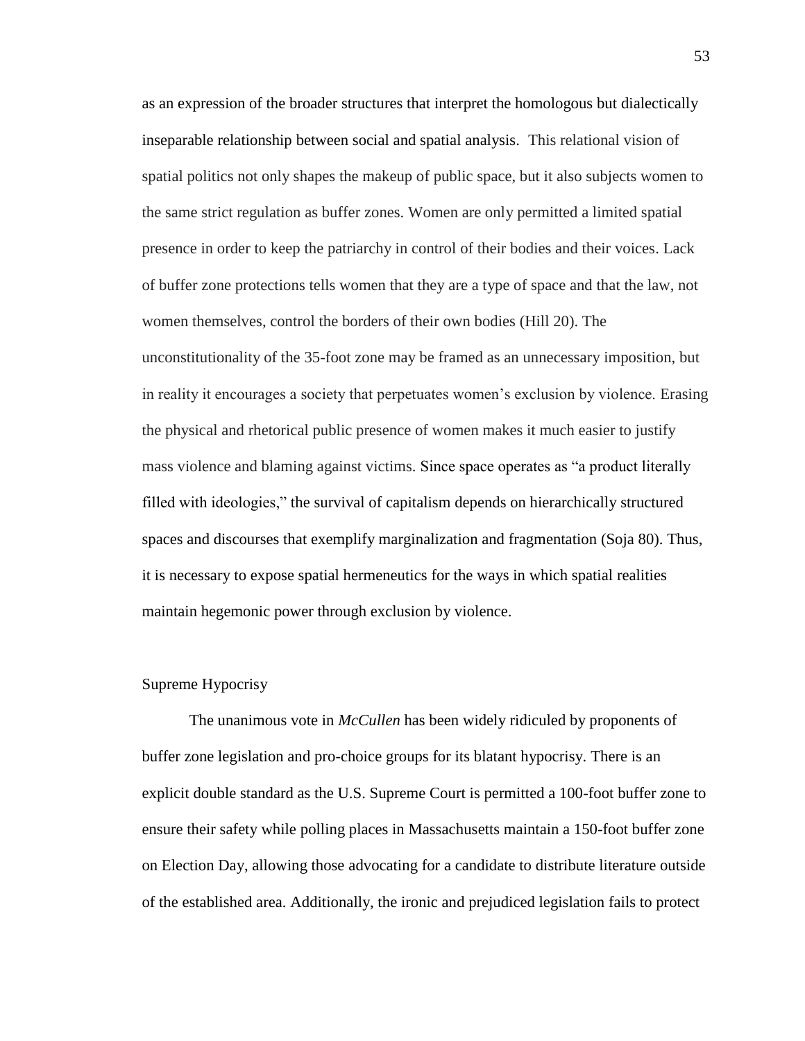as an expression of the broader structures that interpret the homologous but dialectically inseparable relationship between social and spatial analysis. This relational vision of spatial politics not only shapes the makeup of public space, but it also subjects women to the same strict regulation as buffer zones. Women are only permitted a limited spatial presence in order to keep the patriarchy in control of their bodies and their voices. Lack of buffer zone protections tells women that they are a type of space and that the law, not women themselves, control the borders of their own bodies (Hill 20). The unconstitutionality of the 35-foot zone may be framed as an unnecessary imposition, but in reality it encourages a society that perpetuates women's exclusion by violence. Erasing the physical and rhetorical public presence of women makes it much easier to justify mass violence and blaming against victims. Since space operates as "a product literally filled with ideologies," the survival of capitalism depends on hierarchically structured spaces and discourses that exemplify marginalization and fragmentation (Soja 80). Thus, it is necessary to expose spatial hermeneutics for the ways in which spatial realities maintain hegemonic power through exclusion by violence.

## Supreme Hypocrisy

The unanimous vote in *McCullen* has been widely ridiculed by proponents of buffer zone legislation and pro-choice groups for its blatant hypocrisy. There is an explicit double standard as the U.S. Supreme Court is permitted a 100-foot buffer zone to ensure their safety while polling places in Massachusetts maintain a 150-foot buffer zone on Election Day, allowing those advocating for a candidate to distribute literature outside of the established area. Additionally, the ironic and prejudiced legislation fails to protect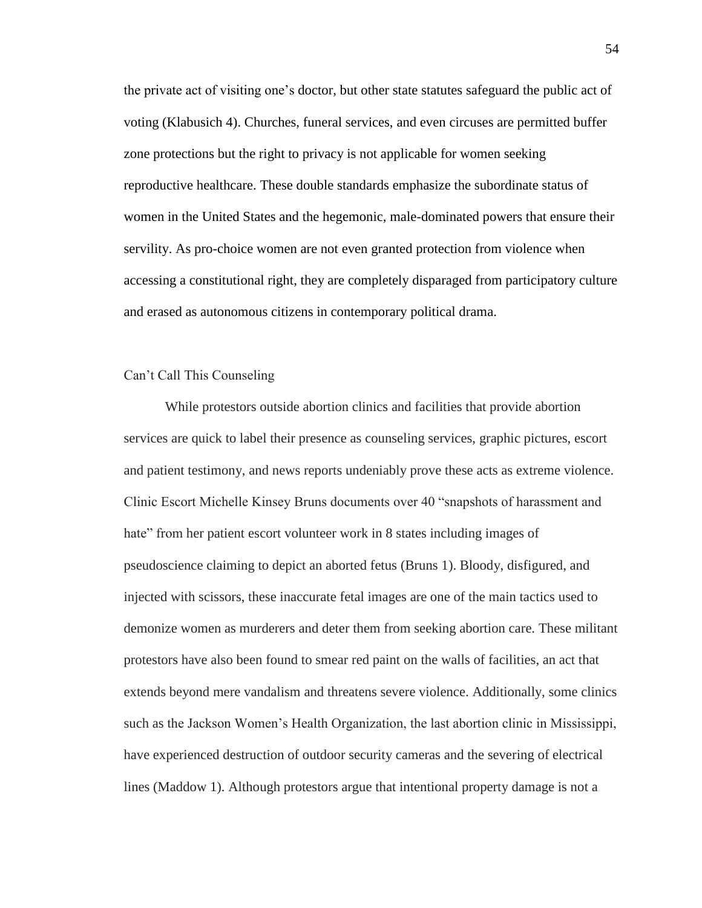the private act of visiting one's doctor, but other state statutes safeguard the public act of voting (Klabusich 4). Churches, funeral services, and even circuses are permitted buffer zone protections but the right to privacy is not applicable for women seeking reproductive healthcare. These double standards emphasize the subordinate status of women in the United States and the hegemonic, male-dominated powers that ensure their servility. As pro-choice women are not even granted protection from violence when accessing a constitutional right, they are completely disparaged from participatory culture and erased as autonomous citizens in contemporary political drama.

## Can't Call This Counseling

While protestors outside abortion clinics and facilities that provide abortion services are quick to label their presence as counseling services, graphic pictures, escort and patient testimony, and news reports undeniably prove these acts as extreme violence. Clinic Escort Michelle Kinsey Bruns documents over 40 "snapshots of harassment and hate" from her patient escort volunteer work in 8 states including images of pseudoscience claiming to depict an aborted fetus (Bruns 1). Bloody, disfigured, and injected with scissors, these inaccurate fetal images are one of the main tactics used to demonize women as murderers and deter them from seeking abortion care. These militant protestors have also been found to smear red paint on the walls of facilities, an act that extends beyond mere vandalism and threatens severe violence. Additionally, some clinics such as the Jackson Women's Health Organization, the last abortion clinic in Mississippi, have experienced destruction of outdoor security cameras and the severing of electrical lines (Maddow 1). Although protestors argue that intentional property damage is not a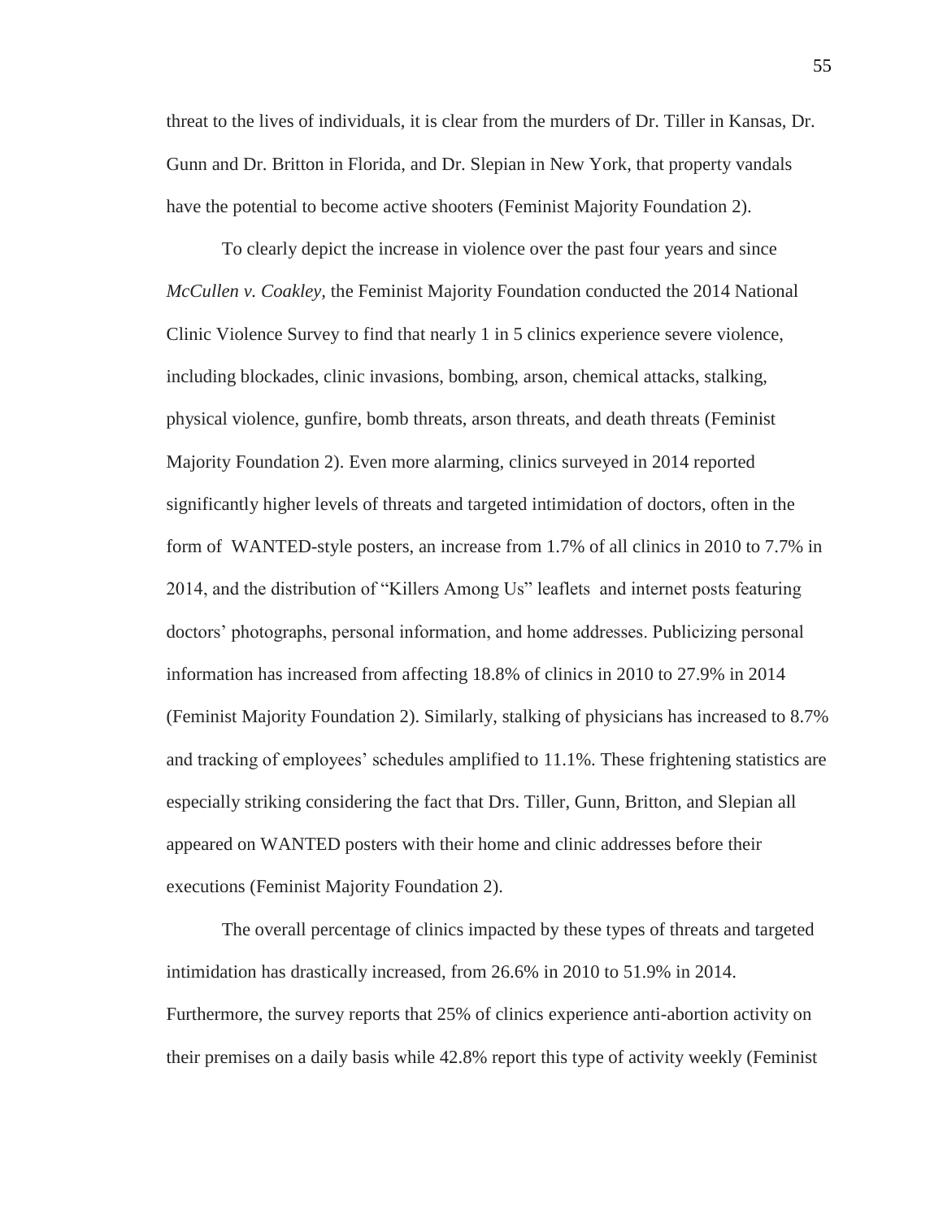threat to the lives of individuals, it is clear from the murders of Dr. Tiller in Kansas, Dr. Gunn and Dr. Britton in Florida, and Dr. Slepian in New York, that property vandals have the potential to become active shooters (Feminist Majority Foundation 2).

To clearly depict the increase in violence over the past four years and since *McCullen v. Coakley,* the Feminist Majority Foundation conducted the 2014 National Clinic Violence Survey to find that nearly 1 in 5 clinics experience severe violence, including blockades, clinic invasions, bombing, arson, chemical attacks, stalking, physical violence, gunfire, bomb threats, arson threats, and death threats (Feminist Majority Foundation 2). Even more alarming, clinics surveyed in 2014 reported significantly higher levels of threats and targeted intimidation of doctors, often in the form of WANTED-style posters, an increase from 1.7% of all clinics in 2010 to 7.7% in 2014, and the distribution of "Killers Among Us" leaflets and internet posts featuring doctors' photographs, personal information, and home addresses. Publicizing personal information has increased from affecting 18.8% of clinics in 2010 to 27.9% in 2014 (Feminist Majority Foundation 2). Similarly, stalking of physicians has increased to 8.7% and tracking of employees' schedules amplified to 11.1%. These frightening statistics are especially striking considering the fact that Drs. Tiller, Gunn, Britton, and Slepian all appeared on WANTED posters with their home and clinic addresses before their executions (Feminist Majority Foundation 2).

The overall percentage of clinics impacted by these types of threats and targeted intimidation has drastically increased, from 26.6% in 2010 to 51.9% in 2014. Furthermore, the survey reports that 25% of clinics experience anti-abortion activity on their premises on a daily basis while 42.8% report this type of activity weekly (Feminist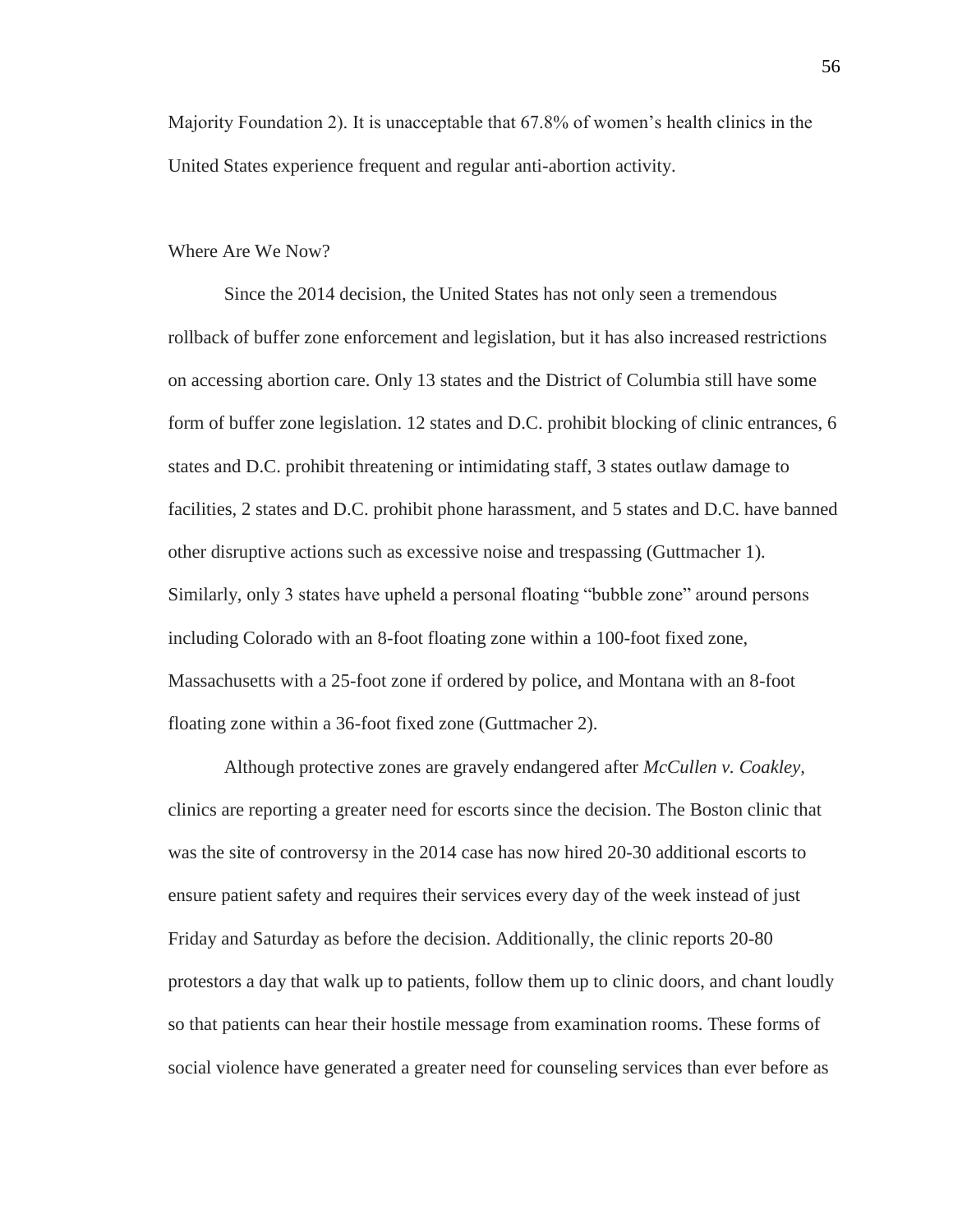Majority Foundation 2). It is unacceptable that 67.8% of women's health clinics in the United States experience frequent and regular anti-abortion activity.

## Where Are We Now?

Since the 2014 decision, the United States has not only seen a tremendous rollback of buffer zone enforcement and legislation, but it has also increased restrictions on accessing abortion care. Only 13 states and the District of Columbia still have some form of buffer zone legislation. 12 states and D.C. prohibit blocking of clinic entrances, 6 states and D.C. prohibit threatening or intimidating staff, 3 states outlaw damage to facilities, 2 states and D.C. prohibit phone harassment, and 5 states and D.C. have banned other disruptive actions such as excessive noise and trespassing (Guttmacher 1). Similarly, only 3 states have upheld a personal floating "bubble zone" around persons including Colorado with an 8-foot floating zone within a 100-foot fixed zone, Massachusetts with a 25-foot zone if ordered by police, and Montana with an 8-foot floating zone within a 36-foot fixed zone (Guttmacher 2).

Although protective zones are gravely endangered after *McCullen v. Coakley*, clinics are reporting a greater need for escorts since the decision. The Boston clinic that was the site of controversy in the 2014 case has now hired 20-30 additional escorts to ensure patient safety and requires their services every day of the week instead of just Friday and Saturday as before the decision. Additionally, the clinic reports 20-80 protestors a day that walk up to patients, follow them up to clinic doors, and chant loudly so that patients can hear their hostile message from examination rooms. These forms of social violence have generated a greater need for counseling services than ever before as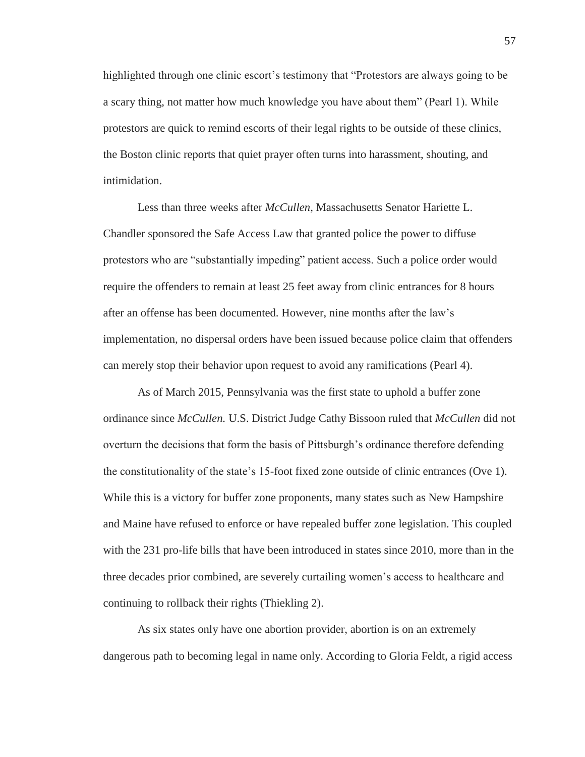highlighted through one clinic escort's testimony that "Protestors are always going to be a scary thing, not matter how much knowledge you have about them" (Pearl 1). While protestors are quick to remind escorts of their legal rights to be outside of these clinics, the Boston clinic reports that quiet prayer often turns into harassment, shouting, and intimidation.

Less than three weeks after *McCullen*, Massachusetts Senator Hariette L. Chandler sponsored the Safe Access Law that granted police the power to diffuse protestors who are "substantially impeding" patient access. Such a police order would require the offenders to remain at least 25 feet away from clinic entrances for 8 hours after an offense has been documented. However, nine months after the law's implementation, no dispersal orders have been issued because police claim that offenders can merely stop their behavior upon request to avoid any ramifications (Pearl 4).

As of March 2015, Pennsylvania was the first state to uphold a buffer zone ordinance since *McCullen.* U.S. District Judge Cathy Bissoon ruled that *McCullen* did not overturn the decisions that form the basis of Pittsburgh's ordinance therefore defending the constitutionality of the state's 15-foot fixed zone outside of clinic entrances (Ove 1). While this is a victory for buffer zone proponents, many states such as New Hampshire and Maine have refused to enforce or have repealed buffer zone legislation. This coupled with the 231 pro-life bills that have been introduced in states since 2010, more than in the three decades prior combined, are severely curtailing women's access to healthcare and continuing to rollback their rights (Thiekling 2).

As six states only have one abortion provider, abortion is on an extremely dangerous path to becoming legal in name only. According to Gloria Feldt, a rigid access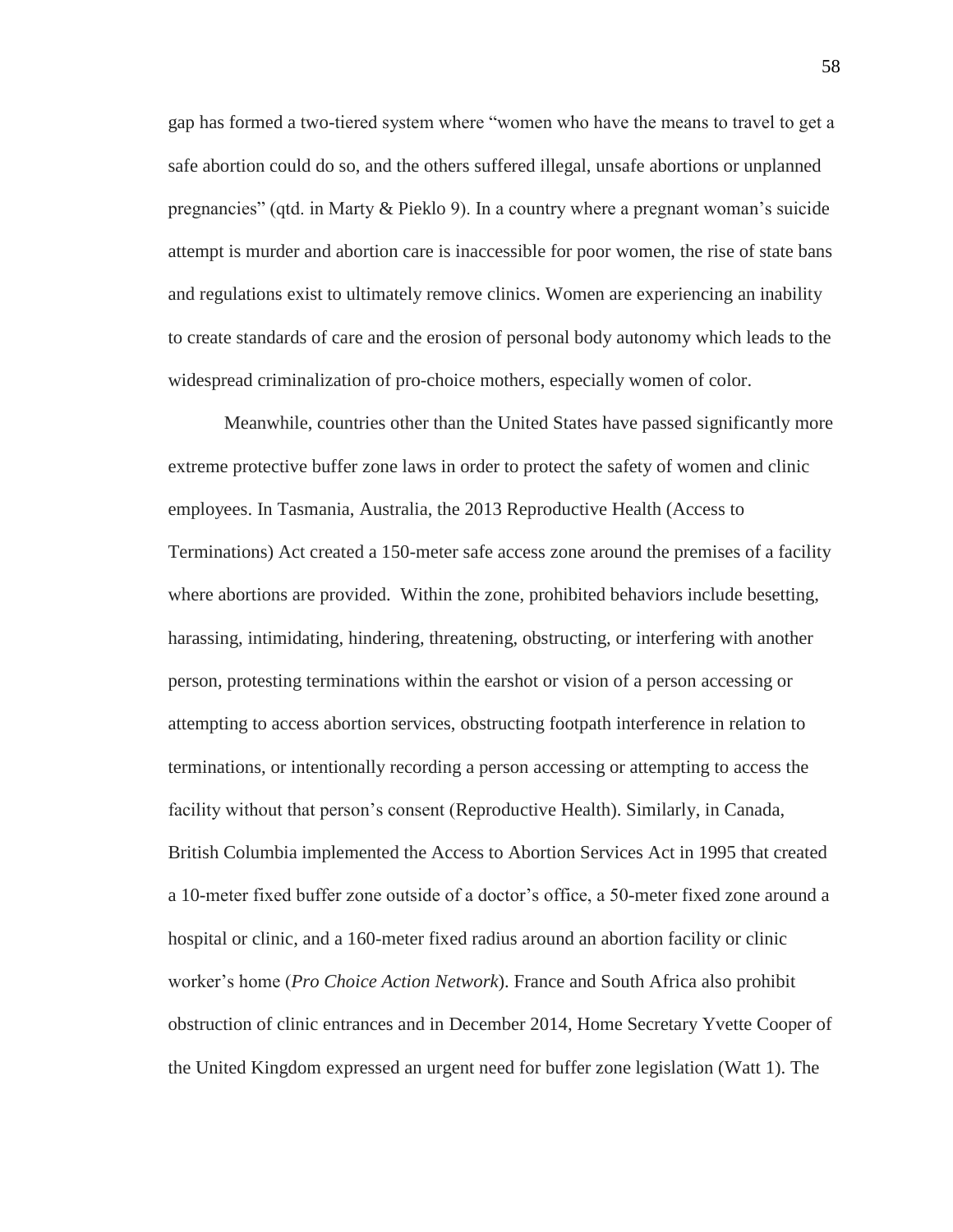gap has formed a two-tiered system where "women who have the means to travel to get a safe abortion could do so, and the others suffered illegal, unsafe abortions or unplanned pregnancies" (qtd. in Marty & Pieklo 9). In a country where a pregnant woman's suicide attempt is murder and abortion care is inaccessible for poor women, the rise of state bans and regulations exist to ultimately remove clinics. Women are experiencing an inability to create standards of care and the erosion of personal body autonomy which leads to the widespread criminalization of pro-choice mothers, especially women of color.

Meanwhile, countries other than the United States have passed significantly more extreme protective buffer zone laws in order to protect the safety of women and clinic employees. In Tasmania, Australia, the 2013 Reproductive Health (Access to Terminations) Act created a 150-meter safe access zone around the premises of a facility where abortions are provided. Within the zone, prohibited behaviors include besetting, harassing, intimidating, hindering, threatening, obstructing, or interfering with another person, protesting terminations within the earshot or vision of a person accessing or attempting to access abortion services, obstructing footpath interference in relation to terminations, or intentionally recording a person accessing or attempting to access the facility without that person's consent (Reproductive Health). Similarly, in Canada, British Columbia implemented the Access to Abortion Services Act in 1995 that created a 10-meter fixed buffer zone outside of a doctor's office, a 50-meter fixed zone around a hospital or clinic, and a 160-meter fixed radius around an abortion facility or clinic worker's home (*Pro Choice Action Network*). France and South Africa also prohibit obstruction of clinic entrances and in December 2014, Home Secretary Yvette Cooper of the United Kingdom expressed an urgent need for buffer zone legislation (Watt 1). The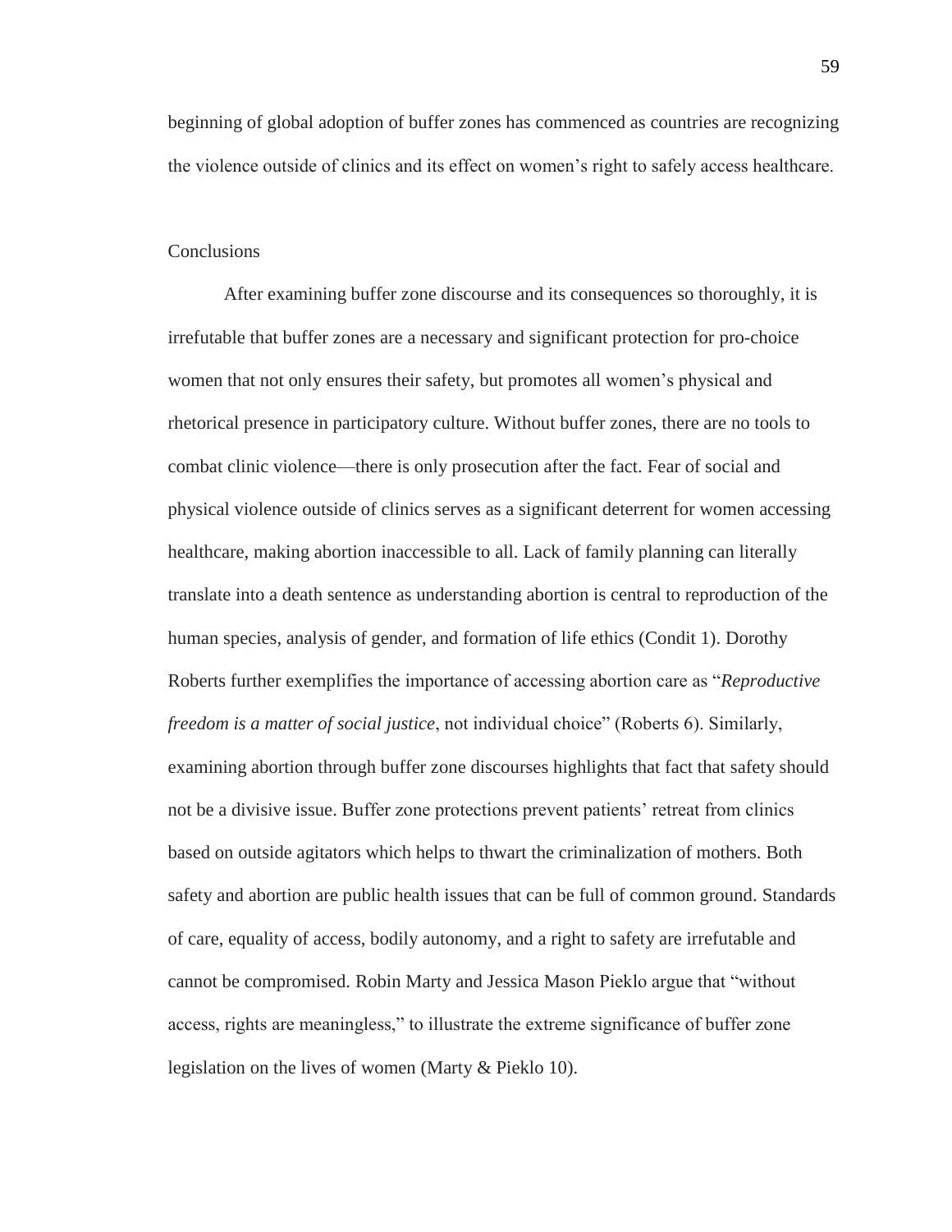beginning of global adoption of buffer zones has commenced as countries are recognizing the violence outside of clinics and its effect on women's right to safely access healthcare.

## Conclusions

After examining buffer zone discourse and its consequences so thoroughly, it is irrefutable that buffer zones are a necessary and significant protection for pro-choice women that not only ensures their safety, but promotes all women's physical and rhetorical presence in participatory culture. Without buffer zones, there are no tools to combat clinic violence—there is only prosecution after the fact. Fear of social and physical violence outside of clinics serves as a significant deterrent for women accessing healthcare, making abortion inaccessible to all. Lack of family planning can literally translate into a death sentence as understanding abortion is central to reproduction of the human species, analysis of gender, and formation of life ethics (Condit 1). Dorothy Roberts further exemplifies the importance of accessing abortion care as "*Reproductive freedom is a matter of social justice*, not individual choice" (Roberts 6). Similarly, examining abortion through buffer zone discourses highlights that fact that safety should not be a divisive issue. Buffer zone protections prevent patients' retreat from clinics based on outside agitators which helps to thwart the criminalization of mothers. Both safety and abortion are public health issues that can be full of common ground. Standards of care, equality of access, bodily autonomy, and a right to safety are irrefutable and cannot be compromised. Robin Marty and Jessica Mason Pieklo argue that "without access, rights are meaningless," to illustrate the extreme significance of buffer zone legislation on the lives of women (Marty & Pieklo 10).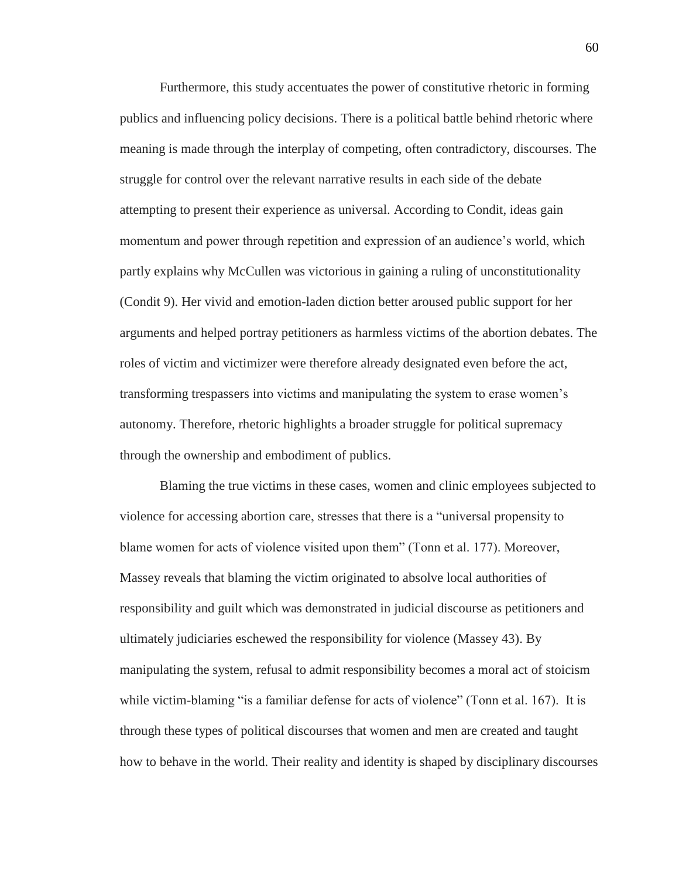Furthermore, this study accentuates the power of constitutive rhetoric in forming publics and influencing policy decisions. There is a political battle behind rhetoric where meaning is made through the interplay of competing, often contradictory, discourses. The struggle for control over the relevant narrative results in each side of the debate attempting to present their experience as universal. According to Condit, ideas gain momentum and power through repetition and expression of an audience's world, which partly explains why McCullen was victorious in gaining a ruling of unconstitutionality (Condit 9). Her vivid and emotion-laden diction better aroused public support for her arguments and helped portray petitioners as harmless victims of the abortion debates. The roles of victim and victimizer were therefore already designated even before the act, transforming trespassers into victims and manipulating the system to erase women's autonomy. Therefore, rhetoric highlights a broader struggle for political supremacy through the ownership and embodiment of publics.

Blaming the true victims in these cases, women and clinic employees subjected to violence for accessing abortion care, stresses that there is a "universal propensity to blame women for acts of violence visited upon them" (Tonn et al. 177). Moreover, Massey reveals that blaming the victim originated to absolve local authorities of responsibility and guilt which was demonstrated in judicial discourse as petitioners and ultimately judiciaries eschewed the responsibility for violence (Massey 43). By manipulating the system, refusal to admit responsibility becomes a moral act of stoicism while victim-blaming "is a familiar defense for acts of violence" (Tonn et al. 167). It is through these types of political discourses that women and men are created and taught how to behave in the world. Their reality and identity is shaped by disciplinary discourses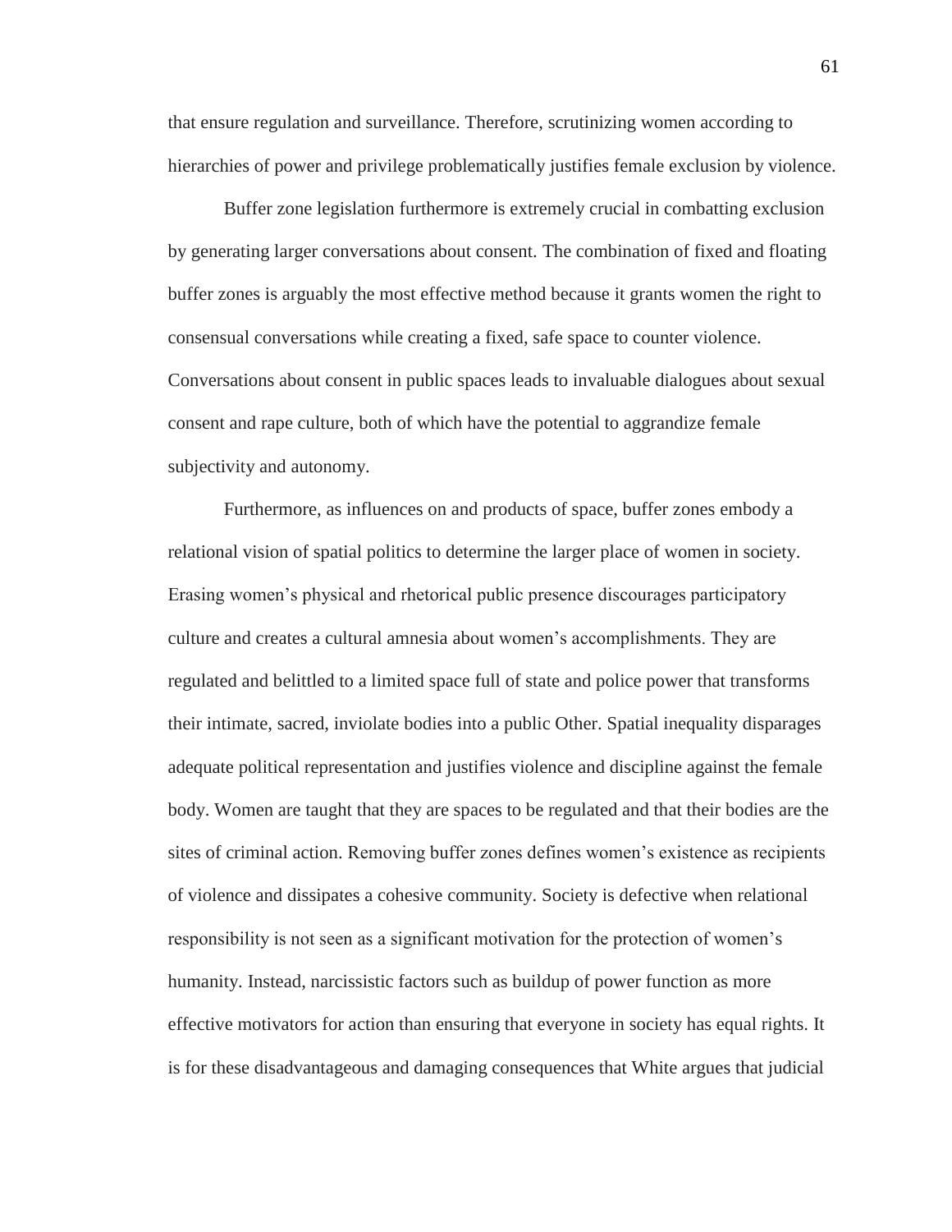that ensure regulation and surveillance. Therefore, scrutinizing women according to hierarchies of power and privilege problematically justifies female exclusion by violence.

Buffer zone legislation furthermore is extremely crucial in combatting exclusion by generating larger conversations about consent. The combination of fixed and floating buffer zones is arguably the most effective method because it grants women the right to consensual conversations while creating a fixed, safe space to counter violence. Conversations about consent in public spaces leads to invaluable dialogues about sexual consent and rape culture, both of which have the potential to aggrandize female subjectivity and autonomy.

Furthermore, as influences on and products of space, buffer zones embody a relational vision of spatial politics to determine the larger place of women in society. Erasing women's physical and rhetorical public presence discourages participatory culture and creates a cultural amnesia about women's accomplishments. They are regulated and belittled to a limited space full of state and police power that transforms their intimate, sacred, inviolate bodies into a public Other. Spatial inequality disparages adequate political representation and justifies violence and discipline against the female body. Women are taught that they are spaces to be regulated and that their bodies are the sites of criminal action. Removing buffer zones defines women's existence as recipients of violence and dissipates a cohesive community. Society is defective when relational responsibility is not seen as a significant motivation for the protection of women's humanity. Instead, narcissistic factors such as buildup of power function as more effective motivators for action than ensuring that everyone in society has equal rights. It is for these disadvantageous and damaging consequences that White argues that judicial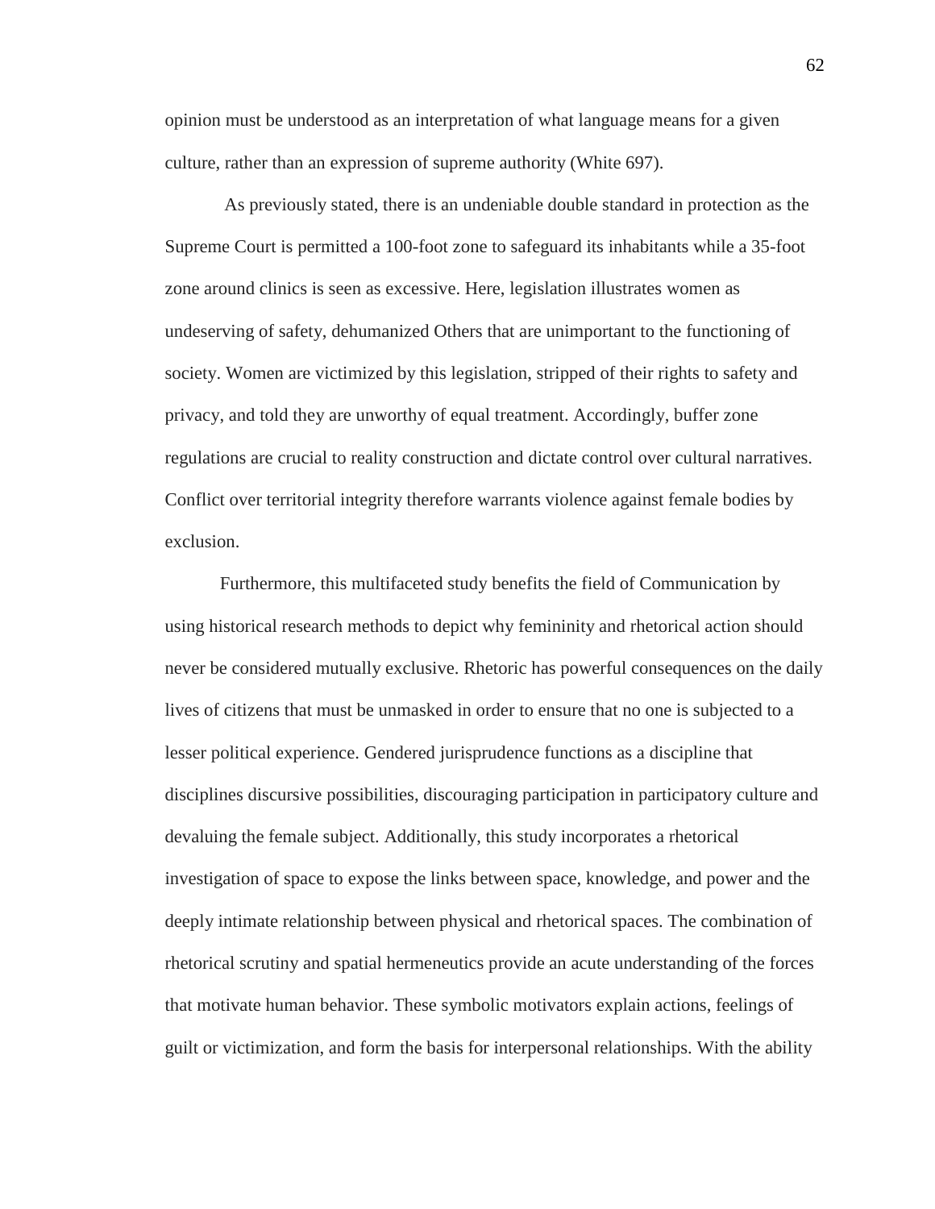opinion must be understood as an interpretation of what language means for a given culture, rather than an expression of supreme authority (White 697).

As previously stated, there is an undeniable double standard in protection as the Supreme Court is permitted a 100-foot zone to safeguard its inhabitants while a 35-foot zone around clinics is seen as excessive. Here, legislation illustrates women as undeserving of safety, dehumanized Others that are unimportant to the functioning of society. Women are victimized by this legislation, stripped of their rights to safety and privacy, and told they are unworthy of equal treatment. Accordingly, buffer zone regulations are crucial to reality construction and dictate control over cultural narratives. Conflict over territorial integrity therefore warrants violence against female bodies by exclusion.

Furthermore, this multifaceted study benefits the field of Communication by using historical research methods to depict why femininity and rhetorical action should never be considered mutually exclusive. Rhetoric has powerful consequences on the daily lives of citizens that must be unmasked in order to ensure that no one is subjected to a lesser political experience. Gendered jurisprudence functions as a discipline that disciplines discursive possibilities, discouraging participation in participatory culture and devaluing the female subject. Additionally, this study incorporates a rhetorical investigation of space to expose the links between space, knowledge, and power and the deeply intimate relationship between physical and rhetorical spaces. The combination of rhetorical scrutiny and spatial hermeneutics provide an acute understanding of the forces that motivate human behavior. These symbolic motivators explain actions, feelings of guilt or victimization, and form the basis for interpersonal relationships. With the ability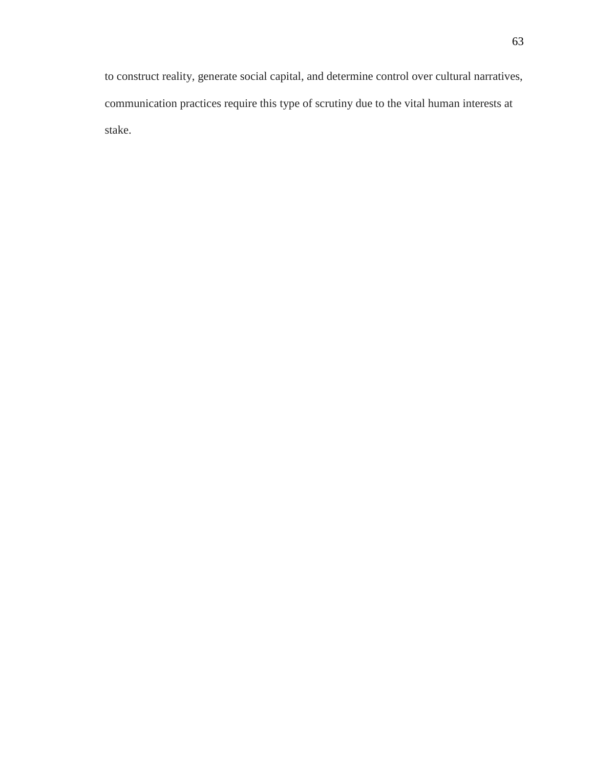to construct reality, generate social capital, and determine control over cultural narratives, communication practices require this type of scrutiny due to the vital human interests at stake.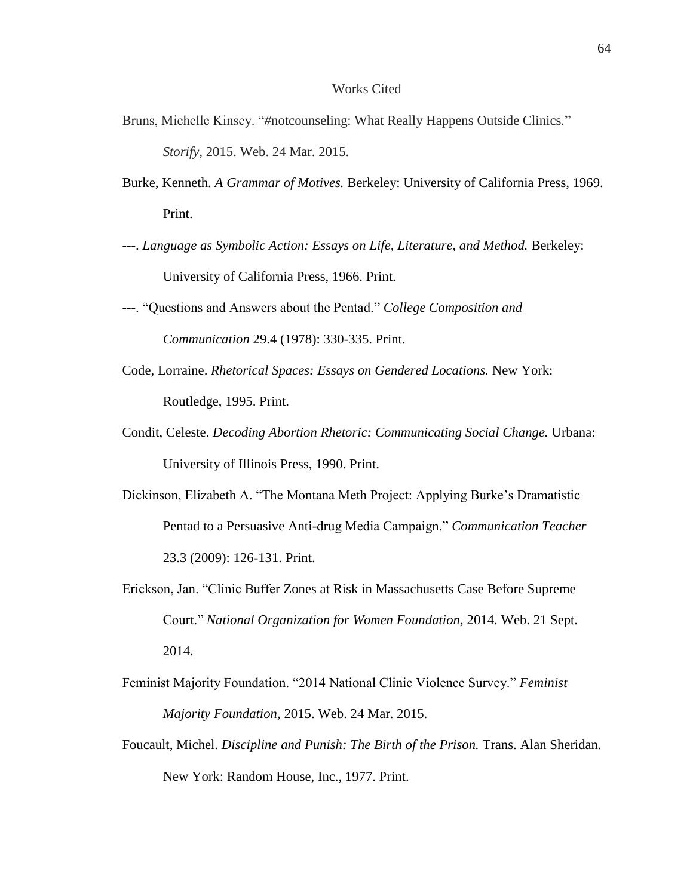# Works Cited

Bruns, Michelle Kinsey. "#notcounseling: What Really Happens Outside Clinics." *Storify,* 2015. Web. 24 Mar. 2015.

Burke, Kenneth. *A Grammar of Motives.* Berkeley: University of California Press, 1969. Print.

---. *Language as Symbolic Action: Essays on Life, Literature, and Method.* Berkeley: University of California Press, 1966. Print.

---. "Questions and Answers about the Pentad." *College Composition and Communication* 29.4 (1978): 330-335. Print.

Code, Lorraine. *Rhetorical Spaces: Essays on Gendered Locations.* New York: Routledge, 1995. Print.

Condit, Celeste. *Decoding Abortion Rhetoric: Communicating Social Change.* Urbana: University of Illinois Press, 1990. Print.

Dickinson, Elizabeth A. "The Montana Meth Project: Applying Burke's Dramatistic Pentad to a Persuasive Anti-drug Media Campaign." *Communication Teacher* 23.3 (2009): 126-131. Print.

Erickson, Jan. "Clinic Buffer Zones at Risk in Massachusetts Case Before Supreme Court." *National Organization for Women Foundation,* 2014. Web. 21 Sept. 2014.

Feminist Majority Foundation. "2014 National Clinic Violence Survey." *Feminist Majority Foundation,* 2015. Web. 24 Mar. 2015.

Foucault, Michel. *Discipline and Punish: The Birth of the Prison.* Trans. Alan Sheridan. New York: Random House, Inc., 1977. Print.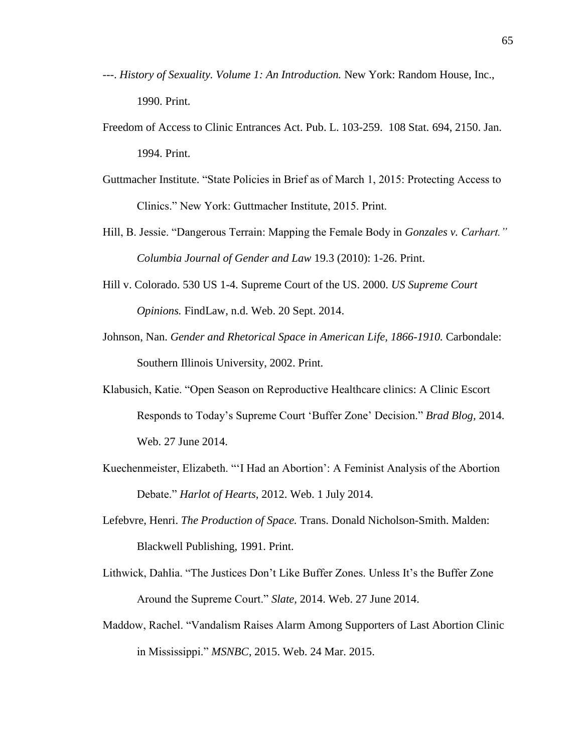---. *History of Sexuality. Volume 1: An Introduction.* New York: Random House, Inc., 1990. Print.

Freedom of Access to Clinic Entrances Act. Pub. L. 103-259. 108 Stat. 694, 2150. Jan. 1994. Print.

Guttmacher Institute. "State Policies in Brief as of March 1, 2015: Protecting Access to Clinics." New York: Guttmacher Institute, 2015. Print.

Hill, B. Jessie. "Dangerous Terrain: Mapping the Female Body in *Gonzales v. Carhart." Columbia Journal of Gender and Law* 19.3 (2010): 1-26. Print.

Hill v. Colorado. 530 US 1-4. Supreme Court of the US. 2000. *US Supreme Court Opinions.* FindLaw, n.d. Web. 20 Sept. 2014.

Johnson, Nan. *Gender and Rhetorical Space in American Life, 1866-1910.* Carbondale: Southern Illinois University, 2002. Print.

Klabusich, Katie. "Open Season on Reproductive Healthcare clinics: A Clinic Escort Responds to Today's Supreme Court 'Buffer Zone' Decision." *Brad Blog,* 2014. Web. 27 June 2014.

Kuechenmeister, Elizabeth. "'I Had an Abortion': A Feminist Analysis of the Abortion Debate." *Harlot of Hearts,* 2012. Web. 1 July 2014.

Lefebvre, Henri. *The Production of Space.* Trans. Donald Nicholson-Smith. Malden: Blackwell Publishing, 1991. Print.

Lithwick, Dahlia. "The Justices Don't Like Buffer Zones. Unless It's the Buffer Zone Around the Supreme Court." *Slate,* 2014. Web. 27 June 2014.

Maddow, Rachel. "Vandalism Raises Alarm Among Supporters of Last Abortion Clinic in Mississippi." *MSNBC*, 2015. Web. 24 Mar. 2015.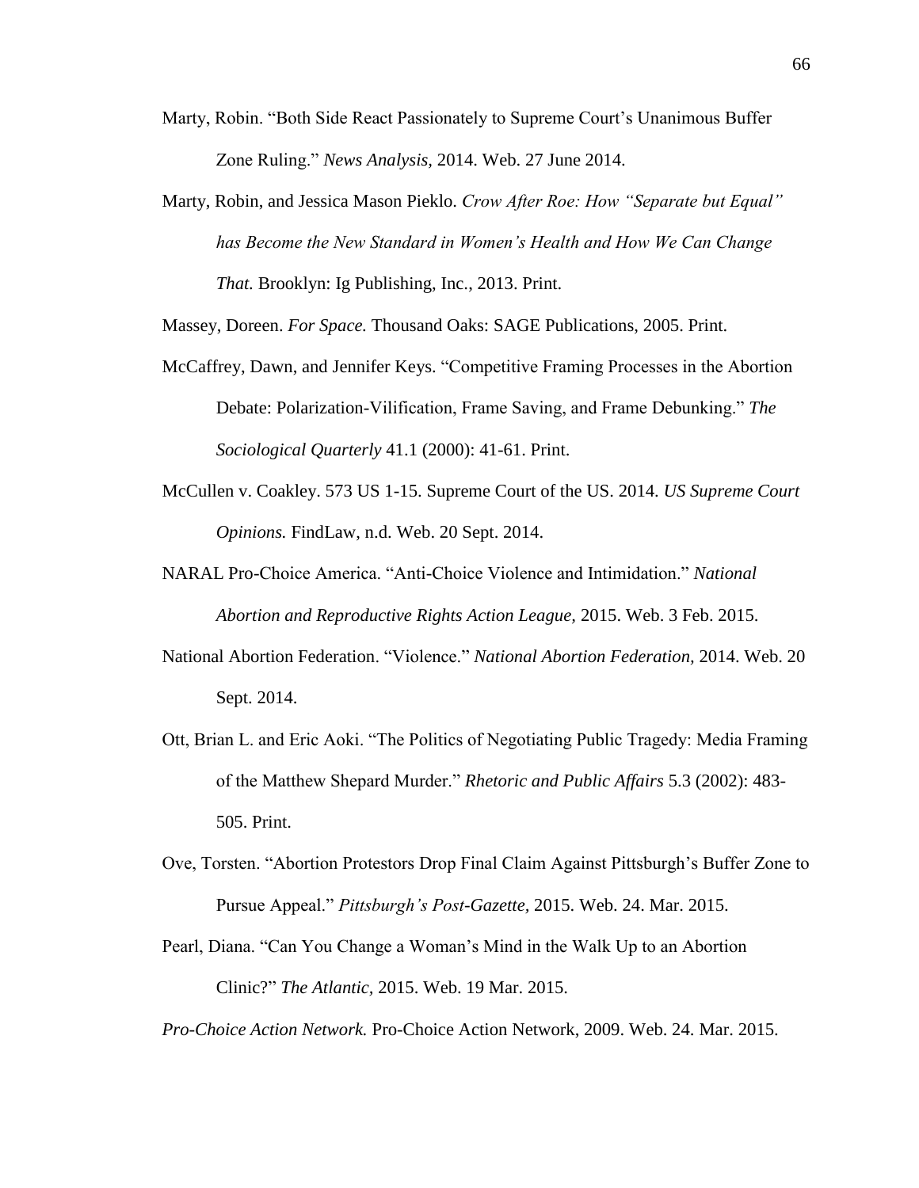Marty, Robin. "Both Side React Passionately to Supreme Court's Unanimous Buffer Zone Ruling." *News Analysis,* 2014. Web. 27 June 2014.

Marty, Robin, and Jessica Mason Pieklo. *Crow After Roe: How "Separate but Equal" has Become the New Standard in Women's Health and How We Can Change That.* Brooklyn: Ig Publishing, Inc., 2013. Print.

Massey, Doreen. *For Space.* Thousand Oaks: SAGE Publications, 2005. Print.

McCaffrey, Dawn, and Jennifer Keys. "Competitive Framing Processes in the Abortion Debate: Polarization-Vilification, Frame Saving, and Frame Debunking." *The Sociological Quarterly* 41.1 (2000): 41-61. Print.

McCullen v. Coakley. 573 US 1-15. Supreme Court of the US. 2014. *US Supreme Court Opinions.* FindLaw, n.d. Web. 20 Sept. 2014.

NARAL Pro-Choice America. "Anti-Choice Violence and Intimidation." *National Abortion and Reproductive Rights Action League,* 2015. Web. 3 Feb. 2015.

National Abortion Federation. "Violence." *National Abortion Federation,* 2014. Web. 20 Sept. 2014.

Ott, Brian L. and Eric Aoki. "The Politics of Negotiating Public Tragedy: Media Framing of the Matthew Shepard Murder." *Rhetoric and Public Affairs* 5.3 (2002): 483-505. Print.

Ove, Torsten. "Abortion Protestors Drop Final Claim Against Pittsburgh's Buffer Zone to Pursue Appeal." *Pittsburgh's Post-Gazette,* 2015. Web. 24. Mar. 2015.

Pearl, Diana. "Can You Change a Woman's Mind in the Walk Up to an Abortion Clinic?" *The Atlantic,* 2015. Web. 19 Mar. 2015.

*Pro-Choice Action Network.* Pro-Choice Action Network, 2009. Web. 24. Mar. 2015.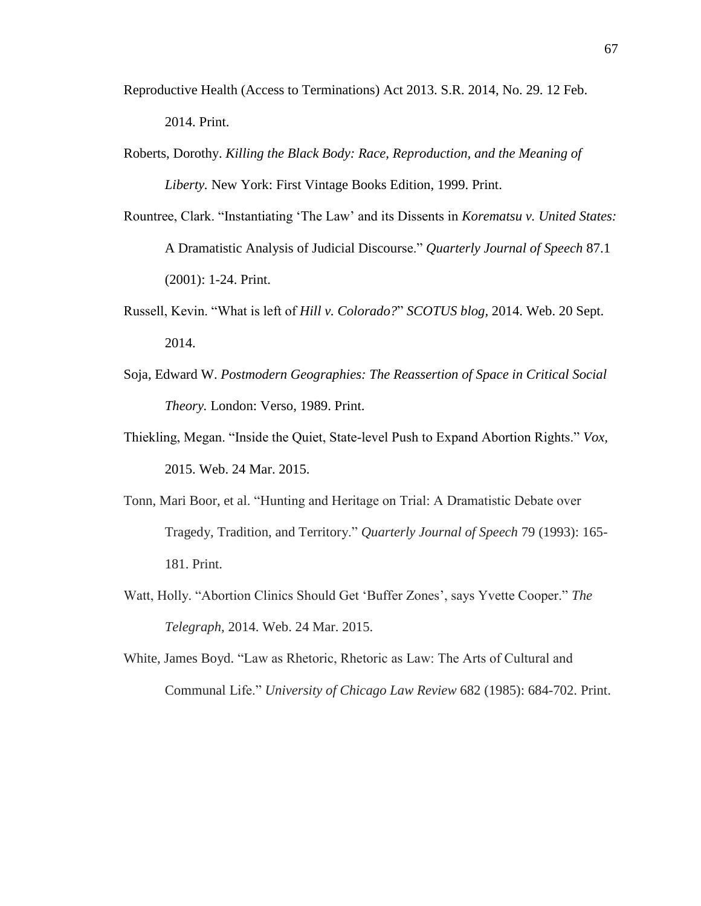Reproductive Health (Access to Terminations) Act 2013. S.R. 2014, No. 29. 12 Feb. 2014. Print.

Roberts, Dorothy. *Killing the Black Body: Race, Reproduction, and the Meaning of Liberty.* New York: First Vintage Books Edition, 1999. Print.

Rountree, Clark. "Instantiating 'The Law' and its Dissents in *Korematsu v. United States:* A Dramatistic Analysis of Judicial Discourse." *Quarterly Journal of Speech* 87.1 (2001): 1-24. Print.

Russell, Kevin. "What is left of *Hill v. Colorado?*" *SCOTUS blog,* 2014. Web. 20 Sept. 2014.

Soja, Edward W. *Postmodern Geographies: The Reassertion of Space in Critical Social Theory.* London: Verso, 1989. Print.

Thiekling, Megan. "Inside the Quiet, State-level Push to Expand Abortion Rights." *Vox,* 2015. Web. 24 Mar. 2015.

Tonn, Mari Boor, et al. "Hunting and Heritage on Trial: A Dramatistic Debate over Tragedy, Tradition, and Territory." *Quarterly Journal of Speech* 79 (1993): 165-181. Print.

Watt, Holly. "Abortion Clinics Should Get 'Buffer Zones', says Yvette Cooper." *The Telegraph,* 2014. Web. 24 Mar. 2015.

White, James Boyd. "Law as Rhetoric, Rhetoric as Law: The Arts of Cultural and Communal Life." *University of Chicago Law Review* 682 (1985): 684-702. Print.